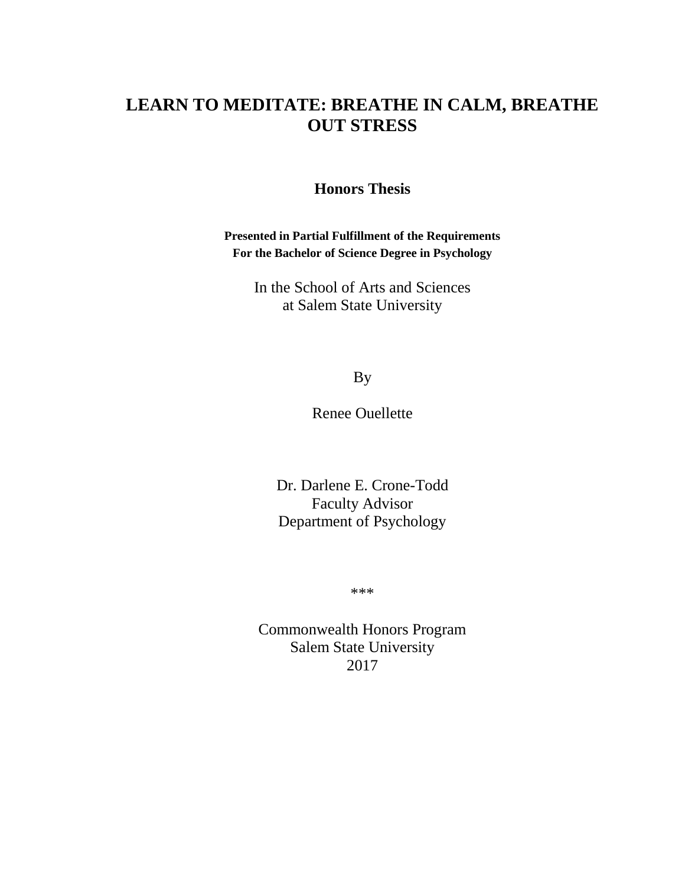# LEARN TO MEDITATE: BREATHE IN CALM, BREATHE OUT STRESS

**Honors Thesis**

**Presented in Partial Fulfillment of the Requirements**
**For the Bachelor of Science Degree in Psychology**

In the School of Arts and Sciences
at Salem State University

By

Renee Ouellette

Dr. Darlene E. Crone-Todd
Faculty Advisor
Department of Psychology

***

Commonwealth Honors Program
Salem State University
2017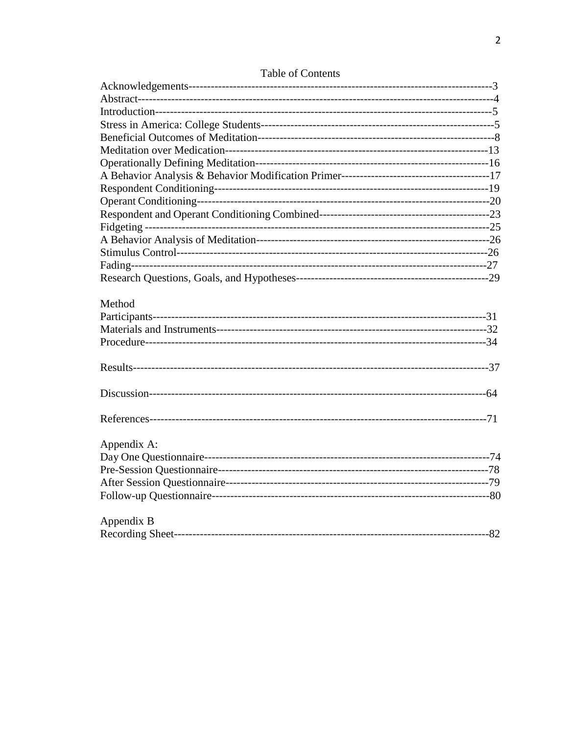# Table of Contents

Acknowledgements----------------------------------------------------------------------------------3
Abstract-----------------------------------------------------------------------------------------------4
Introduction--------------------------------------------------------------------------------------------5
Stress in America: College Students----------------------------------------------------------------5
Beneficial Outcomes of Meditation-----------------------------------------------------------------8
Meditation over Medication-------------------------------------------------------------------------13
Operationally Defining Meditation----------------------------------------------------------------16
A Behavior Analysis & Behavior Modification Primer----------------------------------------17
Respondent Conditioning---------------------------------------------------------------------------19
Operant Conditioning-------------------------------------------------------------------------------20
Respondent and Operant Conditioning Combined----------------------------------------------23
Fidgeting ----------------------------------------------------------------------------------------------25
A Behavior Analysis of Meditation----------------------------------------------------------------26
Stimulus Control-------------------------------------------------------------------------------------26
Fading-------------------------------------------------------------------------------------------------27
Research Questions, Goals, and Hypotheses-----------------------------------------------------29

Method
Participants-------------------------------------------------------------------------------------------31
Materials and Instruments--------------------------------------------------------------------------32
Procedure---------------------------------------------------------------------------------------------34

Results------------------------------------------------------------------------------------------------37

Discussion--------------------------------------------------------------------------------------------64

References--------------------------------------------------------------------------------------------71

Appendix A:
Day One Questionnaire-----------------------------------------------------------------------------74
Pre-Session Questionnaire--------------------------------------------------------------------------78
After Session Questionnaire------------------------------------------------------------------------79
Follow-up Questionnaire----------------------------------------------------------------------------80

Appendix B
Recording Sheet--------------------------------------------------------------------------------------82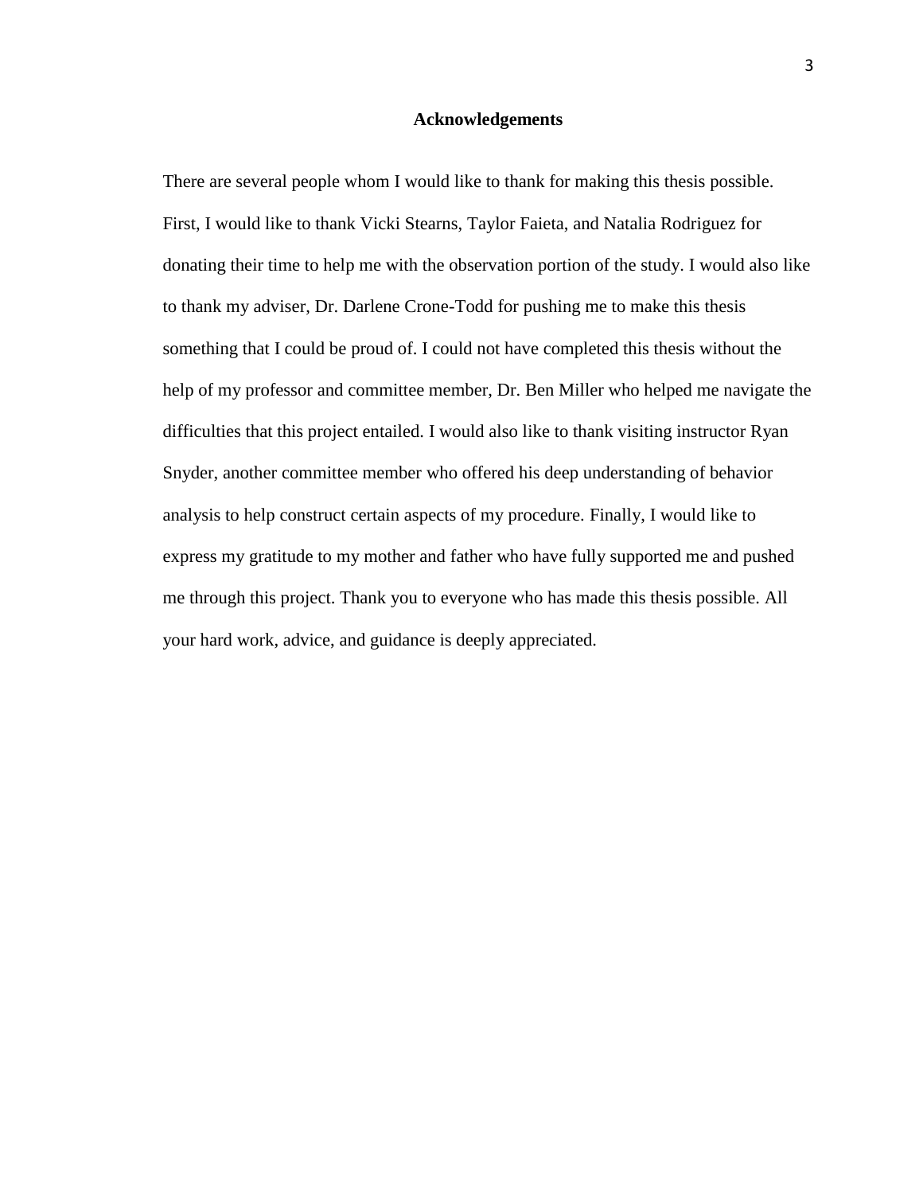# Acknowledgements

There are several people whom I would like to thank for making this thesis possible. First, I would like to thank Vicki Stearns, Taylor Faieta, and Natalia Rodriguez for donating their time to help me with the observation portion of the study. I would also like to thank my adviser, Dr. Darlene Crone-Todd for pushing me to make this thesis something that I could be proud of. I could not have completed this thesis without the help of my professor and committee member, Dr. Ben Miller who helped me navigate the difficulties that this project entailed. I would also like to thank visiting instructor Ryan Snyder, another committee member who offered his deep understanding of behavior analysis to help construct certain aspects of my procedure. Finally, I would like to express my gratitude to my mother and father who have fully supported me and pushed me through this project. Thank you to everyone who has made this thesis possible. All your hard work, advice, and guidance is deeply appreciated.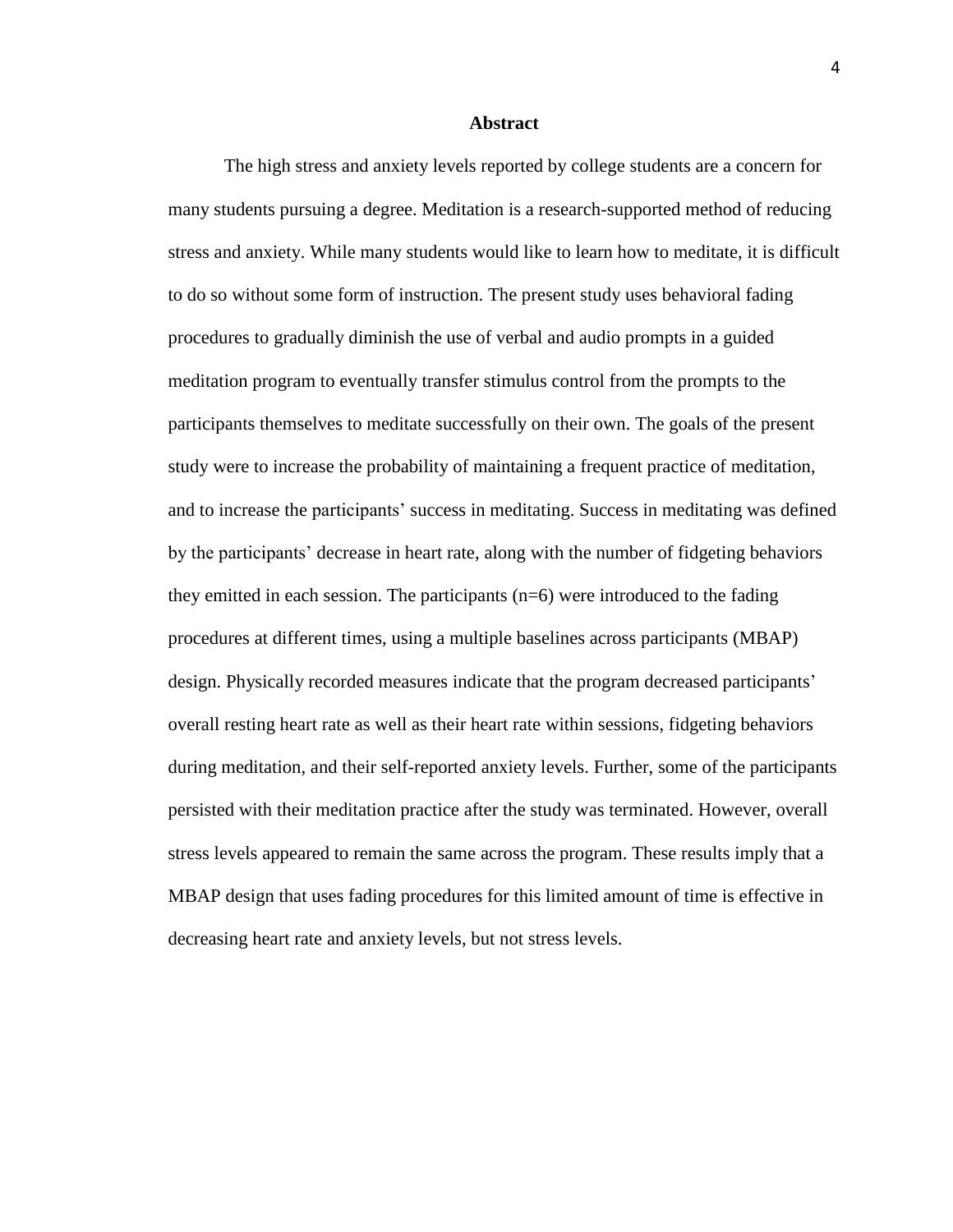## Abstract

The high stress and anxiety levels reported by college students are a concern for many students pursuing a degree. Meditation is a research-supported method of reducing stress and anxiety. While many students would like to learn how to meditate, it is difficult to do so without some form of instruction. The present study uses behavioral fading procedures to gradually diminish the use of verbal and audio prompts in a guided meditation program to eventually transfer stimulus control from the prompts to the participants themselves to meditate successfully on their own. The goals of the present study were to increase the probability of maintaining a frequent practice of meditation, and to increase the participants' success in meditating. Success in meditating was defined by the participants' decrease in heart rate, along with the number of fidgeting behaviors they emitted in each session. The participants ($n=6$) were introduced to the fading procedures at different times, using a multiple baselines across participants (MBAP) design. Physically recorded measures indicate that the program decreased participants' overall resting heart rate as well as their heart rate within sessions, fidgeting behaviors during meditation, and their self-reported anxiety levels. Further, some of the participants persisted with their meditation practice after the study was terminated. However, overall stress levels appeared to remain the same across the program. These results imply that a MBAP design that uses fading procedures for this limited amount of time is effective in decreasing heart rate and anxiety levels, but not stress levels.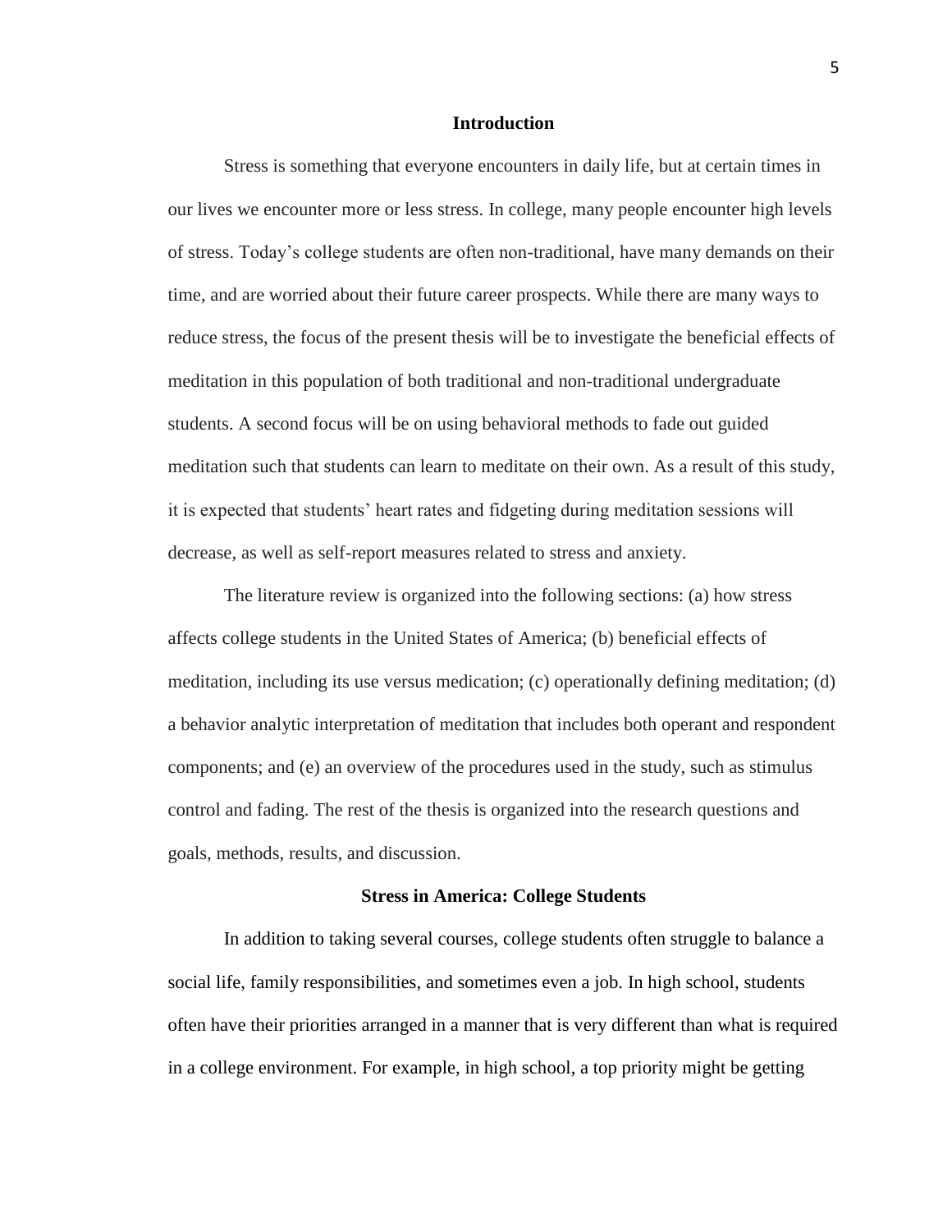## Introduction

Stress is something that everyone encounters in daily life, but at certain times in our lives we encounter more or less stress. In college, many people encounter high levels of stress. Today's college students are often non-traditional, have many demands on their time, and are worried about their future career prospects. While there are many ways to reduce stress, the focus of the present thesis will be to investigate the beneficial effects of meditation in this population of both traditional and non-traditional undergraduate students. A second focus will be on using behavioral methods to fade out guided meditation such that students can learn to meditate on their own. As a result of this study, it is expected that students' heart rates and fidgeting during meditation sessions will decrease, as well as self-report measures related to stress and anxiety.

The literature review is organized into the following sections: (a) how stress affects college students in the United States of America; (b) beneficial effects of meditation, including its use versus medication; (c) operationally defining meditation; (d) a behavior analytic interpretation of meditation that includes both operant and respondent components; and (e) an overview of the procedures used in the study, such as stimulus control and fading. The rest of the thesis is organized into the research questions and goals, methods, results, and discussion.

### Stress in America: College Students

In addition to taking several courses, college students often struggle to balance a social life, family responsibilities, and sometimes even a job. In high school, students often have their priorities arranged in a manner that is very different than what is required in a college environment. For example, in high school, a top priority might be getting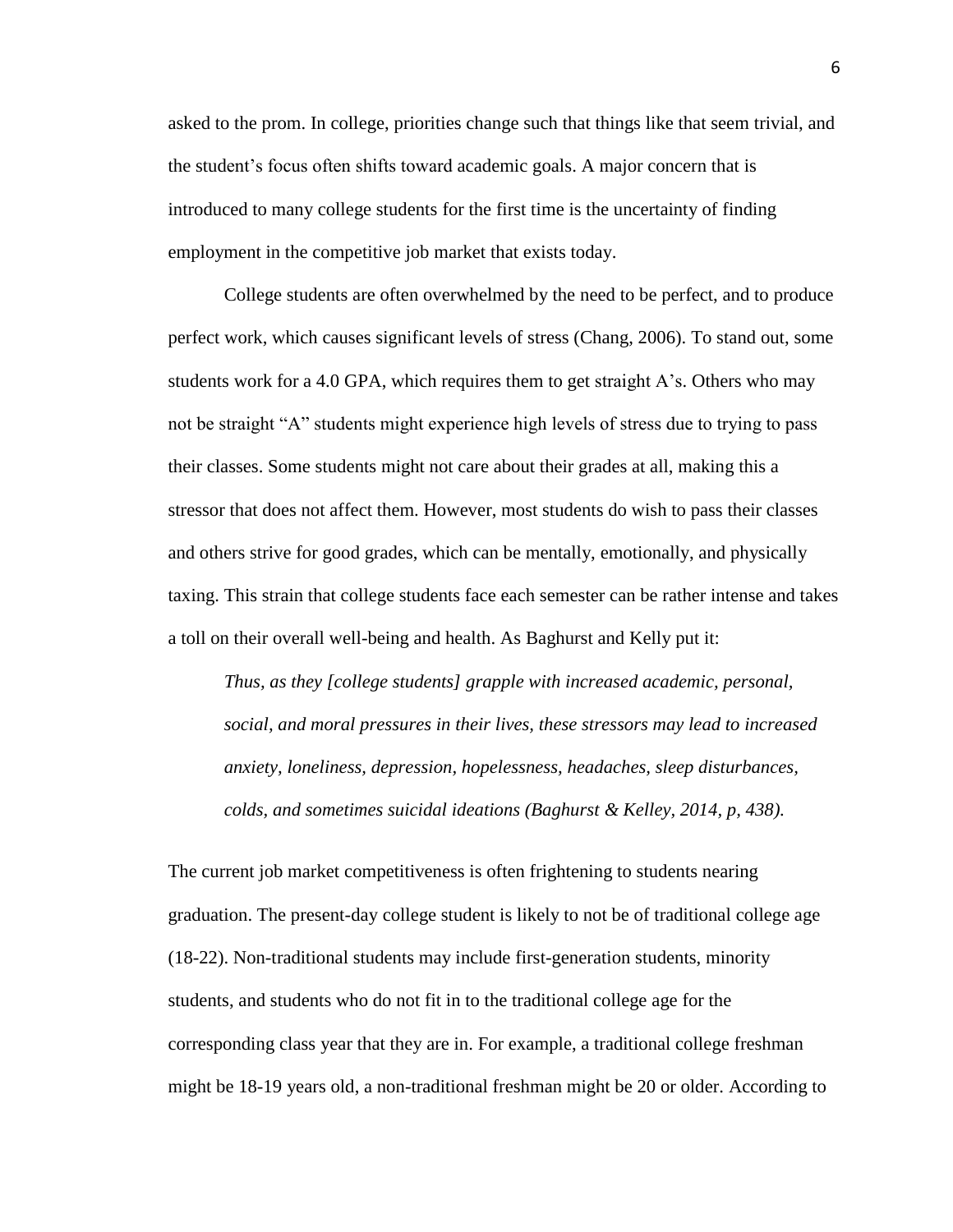asked to the prom. In college, priorities change such that things like that seem trivial, and the student's focus often shifts toward academic goals. A major concern that is introduced to many college students for the first time is the uncertainty of finding employment in the competitive job market that exists today.

College students are often overwhelmed by the need to be perfect, and to produce perfect work, which causes significant levels of stress (Chang, 2006). To stand out, some students work for a 4.0 GPA, which requires them to get straight A's. Others who may not be straight "A" students might experience high levels of stress due to trying to pass their classes. Some students might not care about their grades at all, making this a stressor that does not affect them. However, most students do wish to pass their classes and others strive for good grades, which can be mentally, emotionally, and physically taxing. This strain that college students face each semester can be rather intense and takes a toll on their overall well-being and health. As Baghurst and Kelly put it:

> *Thus, as they [college students] grapple with increased academic, personal, social, and moral pressures in their lives, these stressors may lead to increased anxiety, loneliness, depression, hopelessness, headaches, sleep disturbances, colds, and sometimes suicidal ideations (Baghurst & Kelley, 2014, p, 438).*

The current job market competitiveness is often frightening to students nearing graduation. The present-day college student is likely to not be of traditional college age (18-22). Non-traditional students may include first-generation students, minority students, and students who do not fit in to the traditional college age for the corresponding class year that they are in. For example, a traditional college freshman might be 18-19 years old, a non-traditional freshman might be 20 or older. According to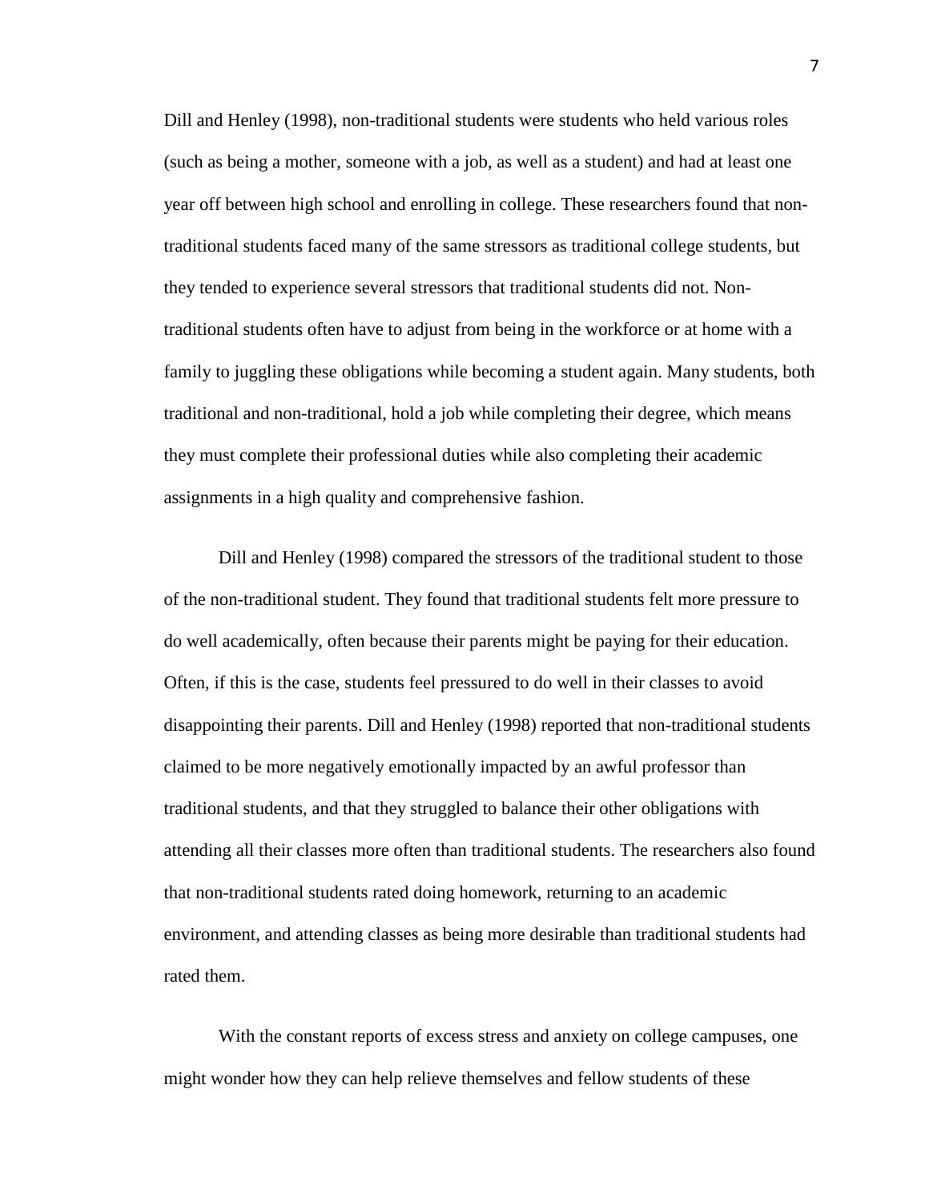Dill and Henley (1998), non-traditional students were students who held various roles (such as being a mother, someone with a job, as well as a student) and had at least one year off between high school and enrolling in college. These researchers found that non-traditional students faced many of the same stressors as traditional college students, but they tended to experience several stressors that traditional students did not. Non-traditional students often have to adjust from being in the workforce or at home with a family to juggling these obligations while becoming a student again. Many students, both traditional and non-traditional, hold a job while completing their degree, which means they must complete their professional duties while also completing their academic assignments in a high quality and comprehensive fashion.

Dill and Henley (1998) compared the stressors of the traditional student to those of the non-traditional student. They found that traditional students felt more pressure to do well academically, often because their parents might be paying for their education. Often, if this is the case, students feel pressured to do well in their classes to avoid disappointing their parents. Dill and Henley (1998) reported that non-traditional students claimed to be more negatively emotionally impacted by an awful professor than traditional students, and that they struggled to balance their other obligations with attending all their classes more often than traditional students. The researchers also found that non-traditional students rated doing homework, returning to an academic environment, and attending classes as being more desirable than traditional students had rated them.

With the constant reports of excess stress and anxiety on college campuses, one might wonder how they can help relieve themselves and fellow students of these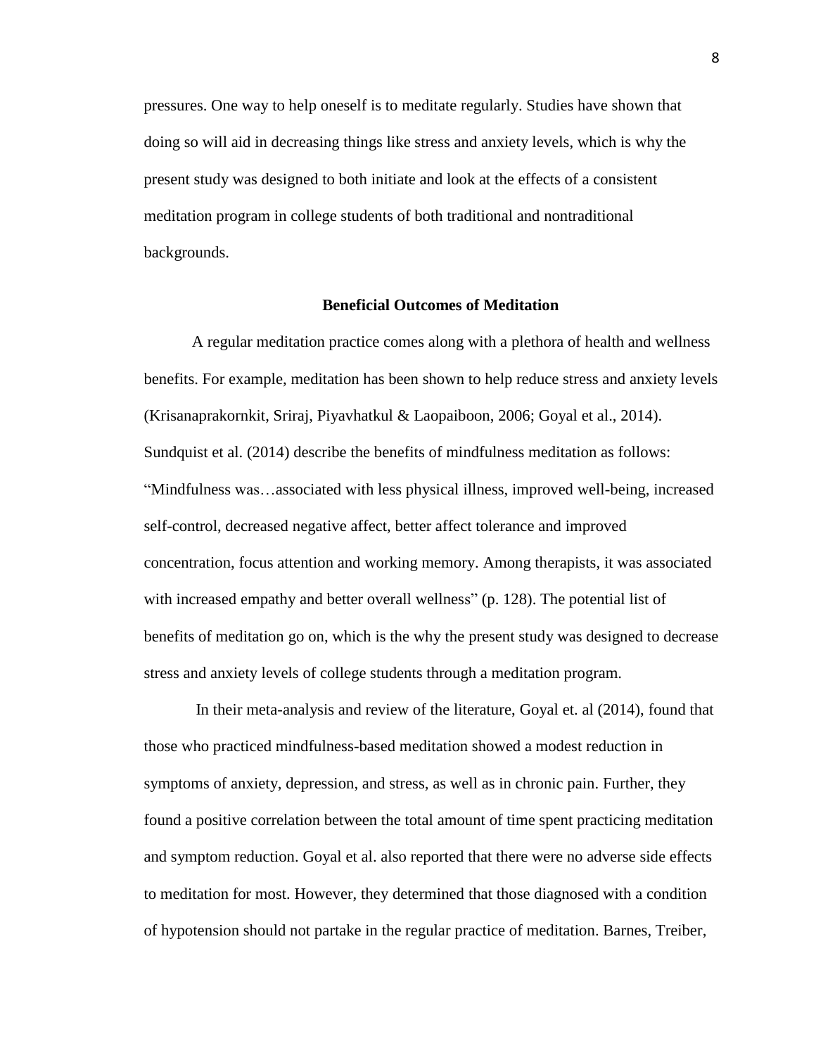pressures. One way to help oneself is to meditate regularly. Studies have shown that doing so will aid in decreasing things like stress and anxiety levels, which is why the present study was designed to both initiate and look at the effects of a consistent meditation program in college students of both traditional and nontraditional backgrounds.

## Beneficial Outcomes of Meditation

A regular meditation practice comes along with a plethora of health and wellness benefits. For example, meditation has been shown to help reduce stress and anxiety levels (Krisanaprakornkit, Sriraj, Piyavhatkul & Laopaiboon, 2006; Goyal et al., 2014). Sundquist et al. (2014) describe the benefits of mindfulness meditation as follows: "Mindfulness was…associated with less physical illness, improved well-being, increased self-control, decreased negative affect, better affect tolerance and improved concentration, focus attention and working memory. Among therapists, it was associated with increased empathy and better overall wellness" (p. 128). The potential list of benefits of meditation go on, which is the why the present study was designed to decrease stress and anxiety levels of college students through a meditation program.

In their meta-analysis and review of the literature, Goyal et. al (2014), found that those who practiced mindfulness-based meditation showed a modest reduction in symptoms of anxiety, depression, and stress, as well as in chronic pain. Further, they found a positive correlation between the total amount of time spent practicing meditation and symptom reduction. Goyal et al. also reported that there were no adverse side effects to meditation for most. However, they determined that those diagnosed with a condition of hypotension should not partake in the regular practice of meditation. Barnes, Treiber,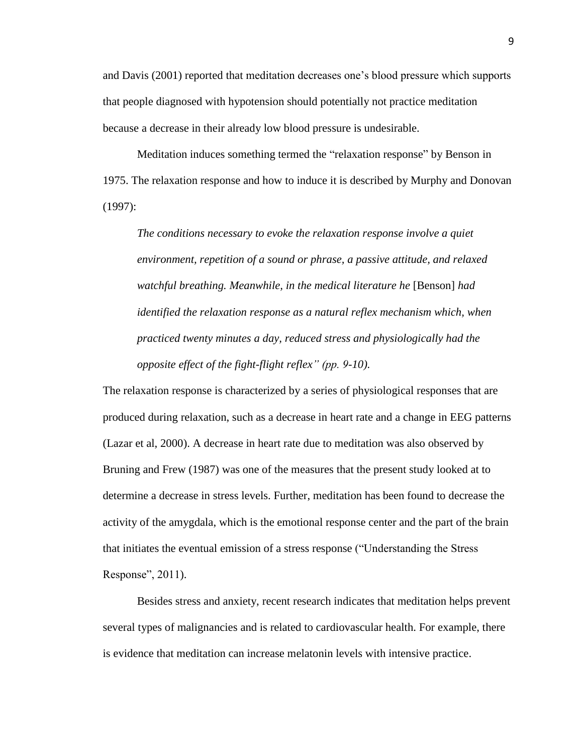and Davis (2001) reported that meditation decreases one's blood pressure which supports that people diagnosed with hypotension should potentially not practice meditation because a decrease in their already low blood pressure is undesirable.

Meditation induces something termed the "relaxation response" by Benson in 1975. The relaxation response and how to induce it is described by Murphy and Donovan (1997):

> *The conditions necessary to evoke the relaxation response involve a quiet environment, repetition of a sound or phrase, a passive attitude, and relaxed watchful breathing. Meanwhile, in the medical literature he* [Benson] *had identified the relaxation response as a natural reflex mechanism which, when practiced twenty minutes a day, reduced stress and physiologically had the opposite effect of the fight-flight reflex" (pp. 9-10).*

The relaxation response is characterized by a series of physiological responses that are produced during relaxation, such as a decrease in heart rate and a change in EEG patterns (Lazar et al, 2000). A decrease in heart rate due to meditation was also observed by Bruning and Frew (1987) was one of the measures that the present study looked at to determine a decrease in stress levels. Further, meditation has been found to decrease the activity of the amygdala, which is the emotional response center and the part of the brain that initiates the eventual emission of a stress response ("Understanding the Stress Response", 2011).

Besides stress and anxiety, recent research indicates that meditation helps prevent several types of malignancies and is related to cardiovascular health. For example, there is evidence that meditation can increase melatonin levels with intensive practice.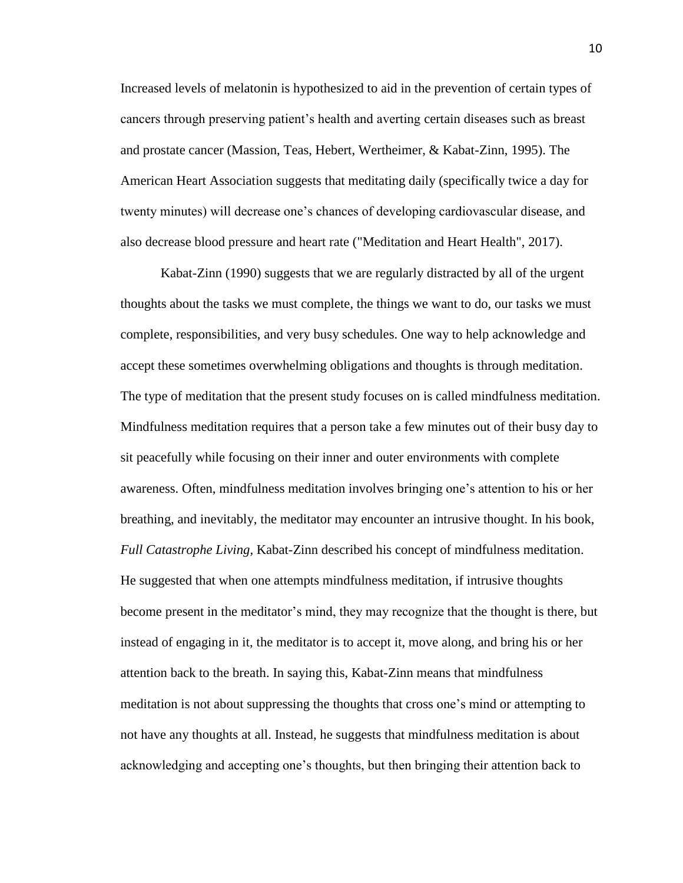Increased levels of melatonin is hypothesized to aid in the prevention of certain types of cancers through preserving patient's health and averting certain diseases such as breast and prostate cancer (Massion, Teas, Hebert, Wertheimer, & Kabat-Zinn, 1995). The American Heart Association suggests that meditating daily (specifically twice a day for twenty minutes) will decrease one's chances of developing cardiovascular disease, and also decrease blood pressure and heart rate ("Meditation and Heart Health", 2017).

Kabat-Zinn (1990) suggests that we are regularly distracted by all of the urgent thoughts about the tasks we must complete, the things we want to do, our tasks we must complete, responsibilities, and very busy schedules. One way to help acknowledge and accept these sometimes overwhelming obligations and thoughts is through meditation. The type of meditation that the present study focuses on is called mindfulness meditation. Mindfulness meditation requires that a person take a few minutes out of their busy day to sit peacefully while focusing on their inner and outer environments with complete awareness. Often, mindfulness meditation involves bringing one's attention to his or her breathing, and inevitably, the meditator may encounter an intrusive thought. In his book, *Full Catastrophe Living,* Kabat-Zinn described his concept of mindfulness meditation. He suggested that when one attempts mindfulness meditation, if intrusive thoughts become present in the meditator's mind, they may recognize that the thought is there, but instead of engaging in it, the meditator is to accept it, move along, and bring his or her attention back to the breath. In saying this, Kabat-Zinn means that mindfulness meditation is not about suppressing the thoughts that cross one's mind or attempting to not have any thoughts at all. Instead, he suggests that mindfulness meditation is about acknowledging and accepting one's thoughts, but then bringing their attention back to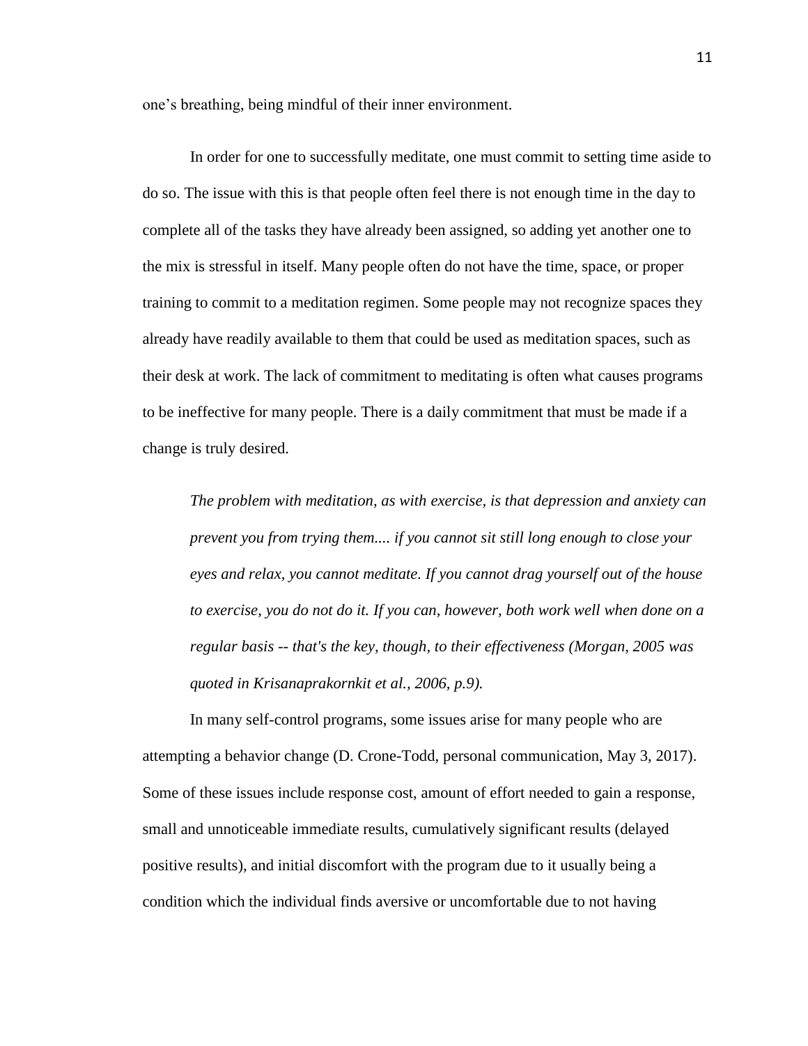one’s breathing, being mindful of their inner environment.

In order for one to successfully meditate, one must commit to setting time aside to do so. The issue with this is that people often feel there is not enough time in the day to complete all of the tasks they have already been assigned, so adding yet another one to the mix is stressful in itself. Many people often do not have the time, space, or proper training to commit to a meditation regimen. Some people may not recognize spaces they already have readily available to them that could be used as meditation spaces, such as their desk at work. The lack of commitment to meditating is often what causes programs to be ineffective for many people. There is a daily commitment that must be made if a change is truly desired.

> *The problem with meditation, as with exercise, is that depression and anxiety can prevent you from trying them.... if you cannot sit still long enough to close your eyes and relax, you cannot meditate. If you cannot drag yourself out of the house to exercise, you do not do it. If you can, however, both work well when done on a regular basis -- that's the key, though, to their effectiveness (Morgan, 2005 was quoted in Krisanaprakornkit et al., 2006, p.9).*

In many self-control programs, some issues arise for many people who are attempting a behavior change (D. Crone-Todd, personal communication, May 3, 2017). Some of these issues include response cost, amount of effort needed to gain a response, small and unnoticeable immediate results, cumulatively significant results (delayed positive results), and initial discomfort with the program due to it usually being a condition which the individual finds aversive or uncomfortable due to not having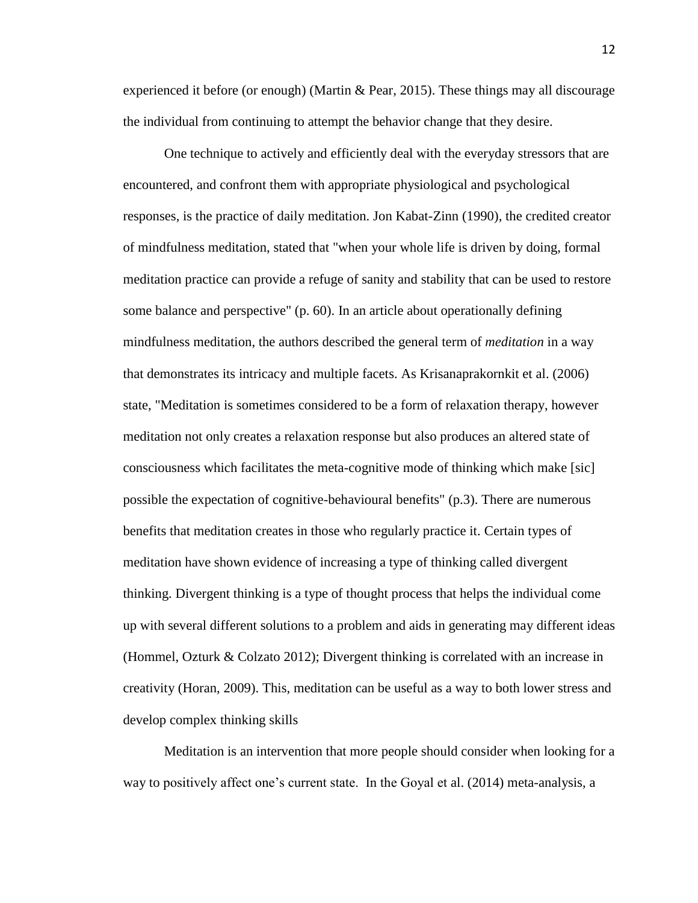experienced it before (or enough) (Martin & Pear, 2015). These things may all discourage the individual from continuing to attempt the behavior change that they desire.

One technique to actively and efficiently deal with the everyday stressors that are encountered, and confront them with appropriate physiological and psychological responses, is the practice of daily meditation. Jon Kabat-Zinn (1990), the credited creator of mindfulness meditation, stated that "when your whole life is driven by doing, formal meditation practice can provide a refuge of sanity and stability that can be used to restore some balance and perspective" (p. 60). In an article about operationally defining mindfulness meditation, the authors described the general term of *meditation* in a way that demonstrates its intricacy and multiple facets. As Krisanaprakornkit et al. (2006) state, "Meditation is sometimes considered to be a form of relaxation therapy, however meditation not only creates a relaxation response but also produces an altered state of consciousness which facilitates the meta-cognitive mode of thinking which make [sic] possible the expectation of cognitive-behavioural benefits" (p.3). There are numerous benefits that meditation creates in those who regularly practice it. Certain types of meditation have shown evidence of increasing a type of thinking called divergent thinking. Divergent thinking is a type of thought process that helps the individual come up with several different solutions to a problem and aids in generating may different ideas (Hommel, Ozturk & Colzato 2012); Divergent thinking is correlated with an increase in creativity (Horan, 2009). This, meditation can be useful as a way to both lower stress and develop complex thinking skills

Meditation is an intervention that more people should consider when looking for a way to positively affect one's current state. In the Goyal et al. (2014) meta-analysis, a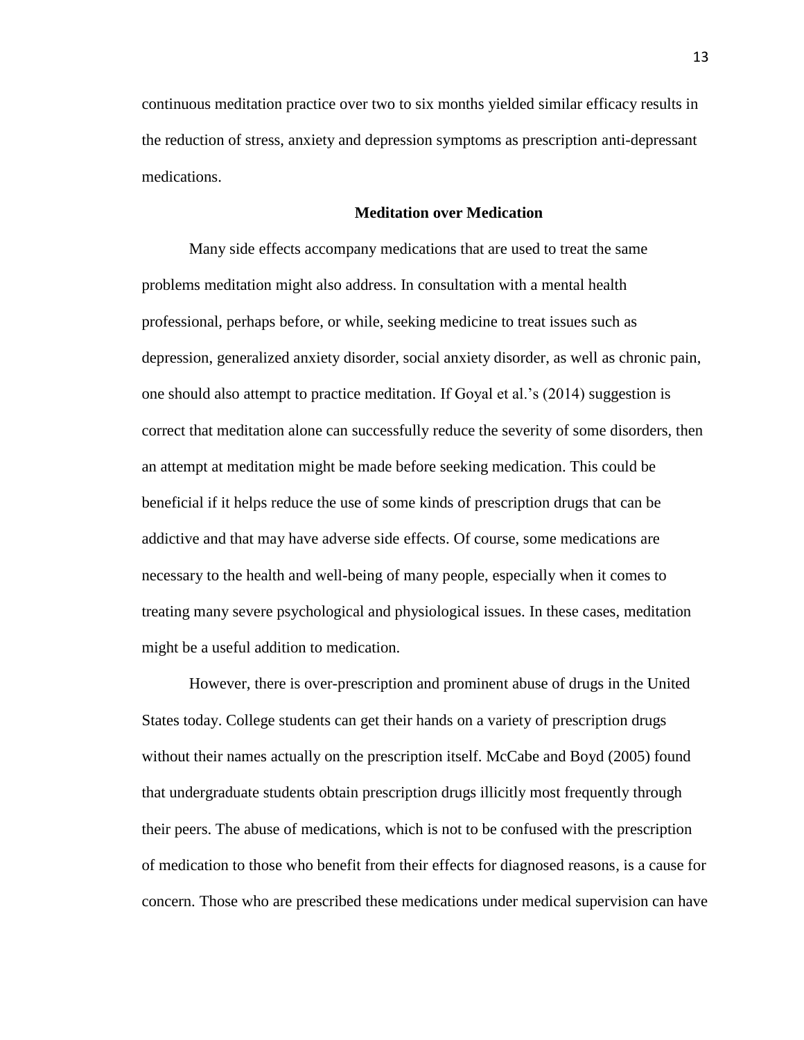continuous meditation practice over two to six months yielded similar efficacy results in the reduction of stress, anxiety and depression symptoms as prescription anti-depressant medications.

## Meditation over Medication

Many side effects accompany medications that are used to treat the same problems meditation might also address. In consultation with a mental health professional, perhaps before, or while, seeking medicine to treat issues such as depression, generalized anxiety disorder, social anxiety disorder, as well as chronic pain, one should also attempt to practice meditation. If Goyal et al.'s (2014) suggestion is correct that meditation alone can successfully reduce the severity of some disorders, then an attempt at meditation might be made before seeking medication. This could be beneficial if it helps reduce the use of some kinds of prescription drugs that can be addictive and that may have adverse side effects. Of course, some medications are necessary to the health and well-being of many people, especially when it comes to treating many severe psychological and physiological issues. In these cases, meditation might be a useful addition to medication.

However, there is over-prescription and prominent abuse of drugs in the United States today. College students can get their hands on a variety of prescription drugs without their names actually on the prescription itself. McCabe and Boyd (2005) found that undergraduate students obtain prescription drugs illicitly most frequently through their peers. The abuse of medications, which is not to be confused with the prescription of medication to those who benefit from their effects for diagnosed reasons, is a cause for concern. Those who are prescribed these medications under medical supervision can have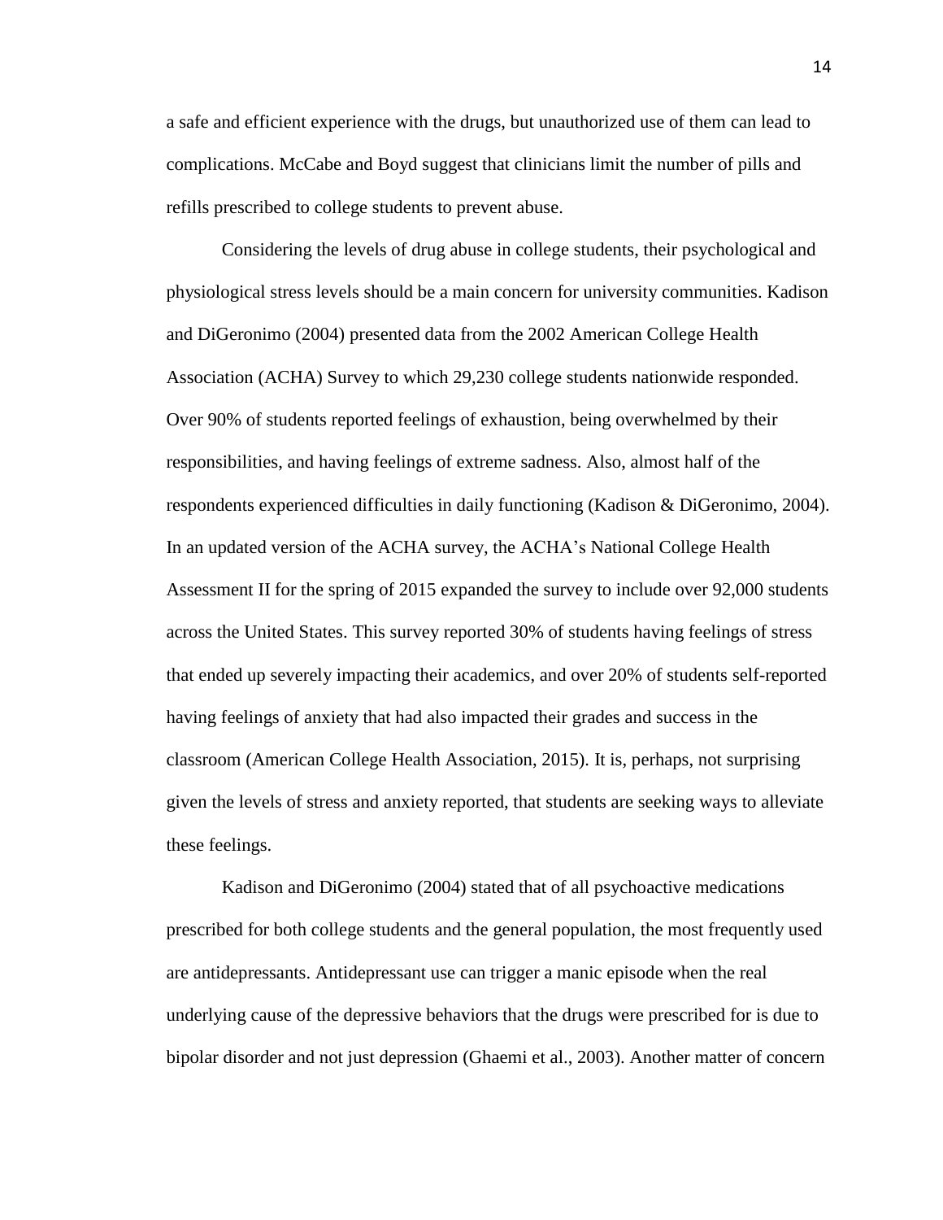a safe and efficient experience with the drugs, but unauthorized use of them can lead to complications. McCabe and Boyd suggest that clinicians limit the number of pills and refills prescribed to college students to prevent abuse.

Considering the levels of drug abuse in college students, their psychological and physiological stress levels should be a main concern for university communities. Kadison and DiGeronimo (2004) presented data from the 2002 American College Health Association (ACHA) Survey to which 29,230 college students nationwide responded. Over 90% of students reported feelings of exhaustion, being overwhelmed by their responsibilities, and having feelings of extreme sadness. Also, almost half of the respondents experienced difficulties in daily functioning (Kadison & DiGeronimo, 2004). In an updated version of the ACHA survey, the ACHA's National College Health Assessment II for the spring of 2015 expanded the survey to include over 92,000 students across the United States. This survey reported 30% of students having feelings of stress that ended up severely impacting their academics, and over 20% of students self-reported having feelings of anxiety that had also impacted their grades and success in the classroom (American College Health Association, 2015). It is, perhaps, not surprising given the levels of stress and anxiety reported, that students are seeking ways to alleviate these feelings.

Kadison and DiGeronimo (2004) stated that of all psychoactive medications prescribed for both college students and the general population, the most frequently used are antidepressants. Antidepressant use can trigger a manic episode when the real underlying cause of the depressive behaviors that the drugs were prescribed for is due to bipolar disorder and not just depression (Ghaemi et al., 2003). Another matter of concern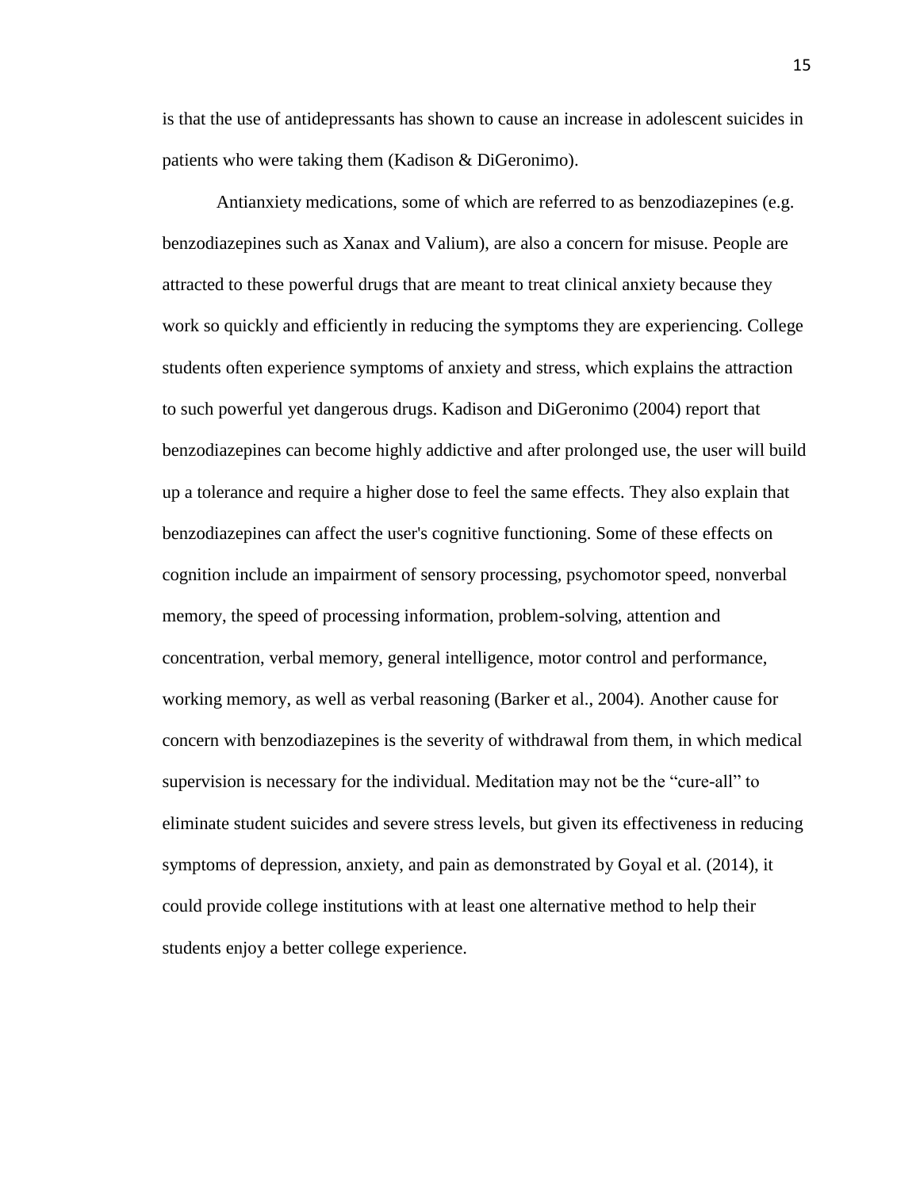is that the use of antidepressants has shown to cause an increase in adolescent suicides in patients who were taking them (Kadison & DiGeronimo).

Antianxiety medications, some of which are referred to as benzodiazepines (e.g. benzodiazepines such as Xanax and Valium), are also a concern for misuse. People are attracted to these powerful drugs that are meant to treat clinical anxiety because they work so quickly and efficiently in reducing the symptoms they are experiencing. College students often experience symptoms of anxiety and stress, which explains the attraction to such powerful yet dangerous drugs. Kadison and DiGeronimo (2004) report that benzodiazepines can become highly addictive and after prolonged use, the user will build up a tolerance and require a higher dose to feel the same effects. They also explain that benzodiazepines can affect the user's cognitive functioning. Some of these effects on cognition include an impairment of sensory processing, psychomotor speed, nonverbal memory, the speed of processing information, problem-solving, attention and concentration, verbal memory, general intelligence, motor control and performance, working memory, as well as verbal reasoning (Barker et al., 2004). Another cause for concern with benzodiazepines is the severity of withdrawal from them, in which medical supervision is necessary for the individual. Meditation may not be the "cure-all" to eliminate student suicides and severe stress levels, but given its effectiveness in reducing symptoms of depression, anxiety, and pain as demonstrated by Goyal et al. (2014), it could provide college institutions with at least one alternative method to help their students enjoy a better college experience.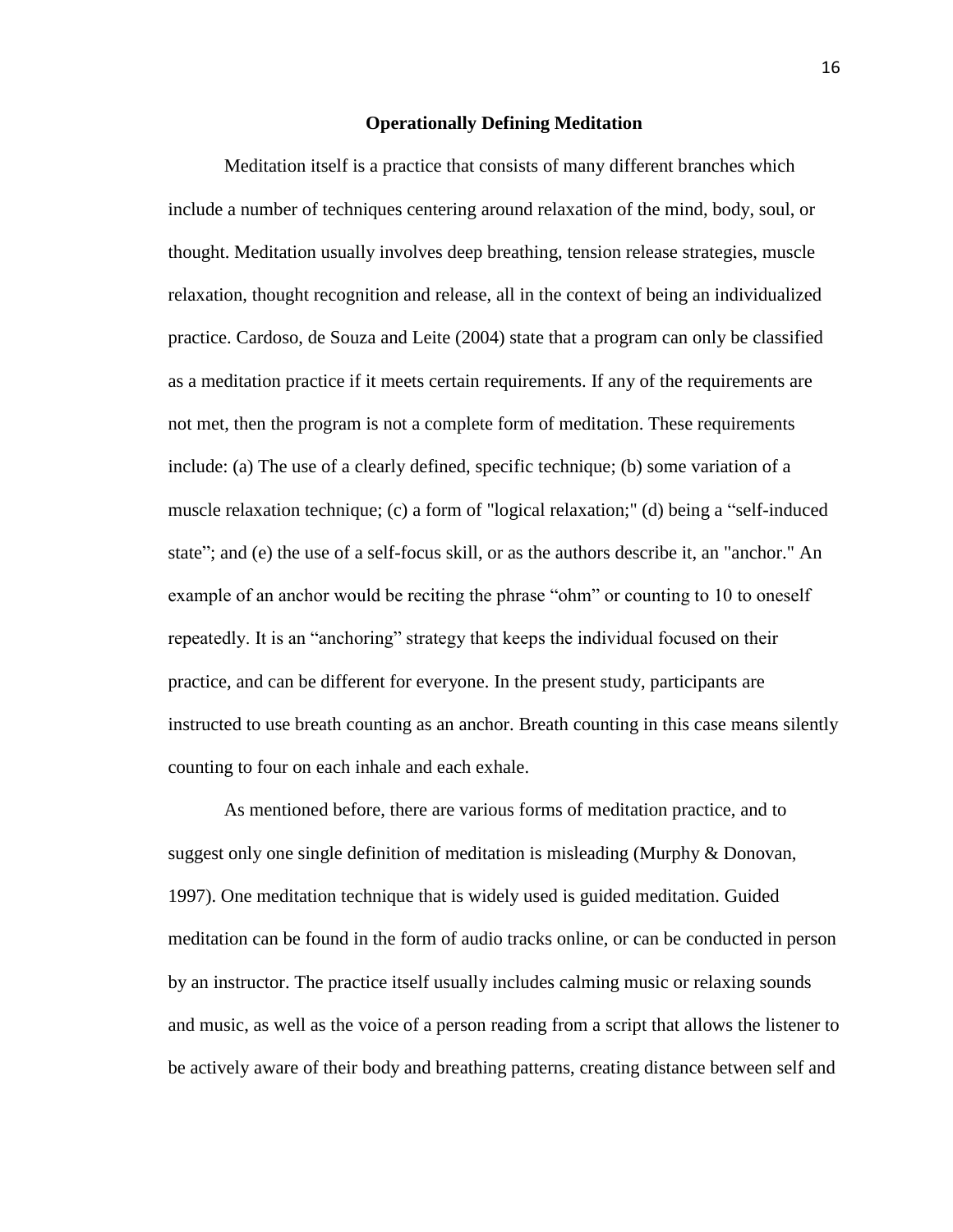## Operationally Defining Meditation

Meditation itself is a practice that consists of many different branches which include a number of techniques centering around relaxation of the mind, body, soul, or thought. Meditation usually involves deep breathing, tension release strategies, muscle relaxation, thought recognition and release, all in the context of being an individualized practice. Cardoso, de Souza and Leite (2004) state that a program can only be classified as a meditation practice if it meets certain requirements. If any of the requirements are not met, then the program is not a complete form of meditation. These requirements include: (a) The use of a clearly defined, specific technique; (b) some variation of a muscle relaxation technique; (c) a form of "logical relaxation;" (d) being a "self-induced state"; and (e) the use of a self-focus skill, or as the authors describe it, an "anchor." An example of an anchor would be reciting the phrase "ohm" or counting to 10 to oneself repeatedly. It is an "anchoring" strategy that keeps the individual focused on their practice, and can be different for everyone. In the present study, participants are instructed to use breath counting as an anchor. Breath counting in this case means silently counting to four on each inhale and each exhale.

As mentioned before, there are various forms of meditation practice, and to suggest only one single definition of meditation is misleading (Murphy & Donovan, 1997). One meditation technique that is widely used is guided meditation. Guided meditation can be found in the form of audio tracks online, or can be conducted in person by an instructor. The practice itself usually includes calming music or relaxing sounds and music, as well as the voice of a person reading from a script that allows the listener to be actively aware of their body and breathing patterns, creating distance between self and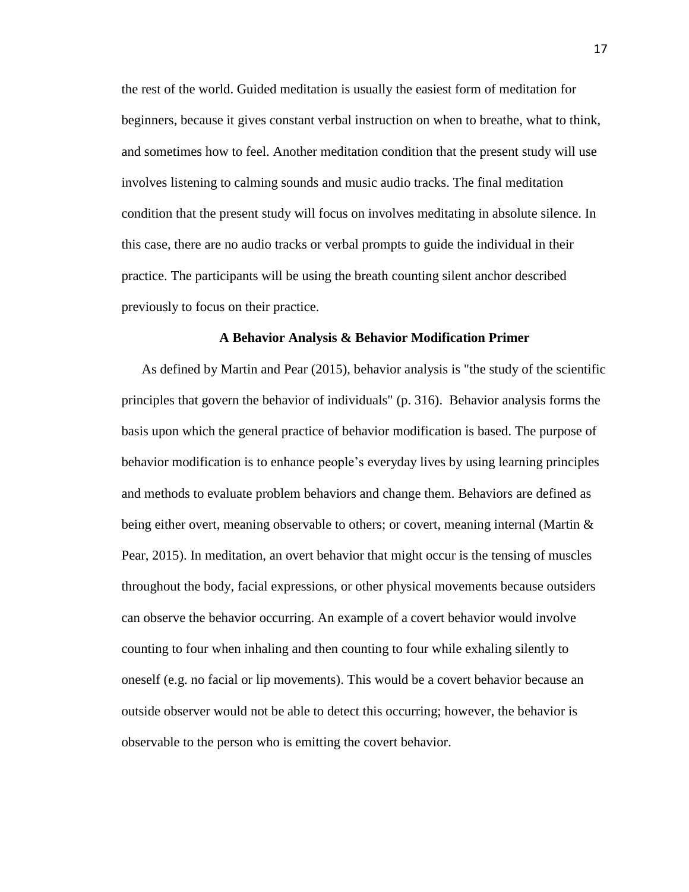the rest of the world. Guided meditation is usually the easiest form of meditation for beginners, because it gives constant verbal instruction on when to breathe, what to think, and sometimes how to feel. Another meditation condition that the present study will use involves listening to calming sounds and music audio tracks. The final meditation condition that the present study will focus on involves meditating in absolute silence. In this case, there are no audio tracks or verbal prompts to guide the individual in their practice. The participants will be using the breath counting silent anchor described previously to focus on their practice.

## A Behavior Analysis & Behavior Modification Primer

As defined by Martin and Pear (2015), behavior analysis is "the study of the scientific principles that govern the behavior of individuals" (p. 316). Behavior analysis forms the basis upon which the general practice of behavior modification is based. The purpose of behavior modification is to enhance people's everyday lives by using learning principles and methods to evaluate problem behaviors and change them. Behaviors are defined as being either overt, meaning observable to others; or covert, meaning internal (Martin & Pear, 2015). In meditation, an overt behavior that might occur is the tensing of muscles throughout the body, facial expressions, or other physical movements because outsiders can observe the behavior occurring. An example of a covert behavior would involve counting to four when inhaling and then counting to four while exhaling silently to oneself (e.g. no facial or lip movements). This would be a covert behavior because an outside observer would not be able to detect this occurring; however, the behavior is observable to the person who is emitting the covert behavior.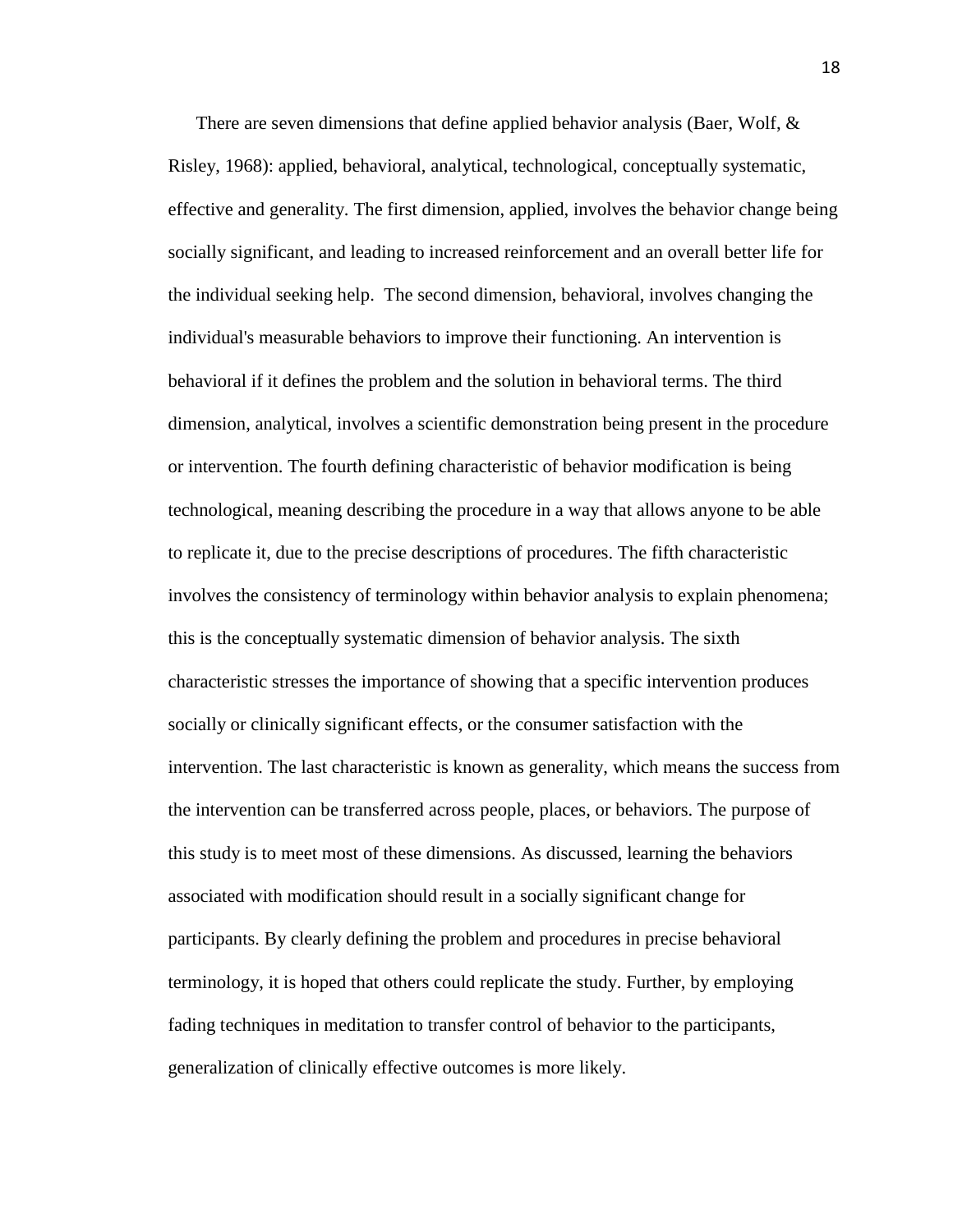There are seven dimensions that define applied behavior analysis (Baer, Wolf, & Risley, 1968): applied, behavioral, analytical, technological, conceptually systematic, effective and generality. The first dimension, applied, involves the behavior change being socially significant, and leading to increased reinforcement and an overall better life for the individual seeking help. The second dimension, behavioral, involves changing the individual's measurable behaviors to improve their functioning. An intervention is behavioral if it defines the problem and the solution in behavioral terms. The third dimension, analytical, involves a scientific demonstration being present in the procedure or intervention. The fourth defining characteristic of behavior modification is being technological, meaning describing the procedure in a way that allows anyone to be able to replicate it, due to the precise descriptions of procedures. The fifth characteristic involves the consistency of terminology within behavior analysis to explain phenomena; this is the conceptually systematic dimension of behavior analysis. The sixth characteristic stresses the importance of showing that a specific intervention produces socially or clinically significant effects, or the consumer satisfaction with the intervention. The last characteristic is known as generality, which means the success from the intervention can be transferred across people, places, or behaviors. The purpose of this study is to meet most of these dimensions. As discussed, learning the behaviors associated with modification should result in a socially significant change for participants. By clearly defining the problem and procedures in precise behavioral terminology, it is hoped that others could replicate the study. Further, by employing fading techniques in meditation to transfer control of behavior to the participants, generalization of clinically effective outcomes is more likely.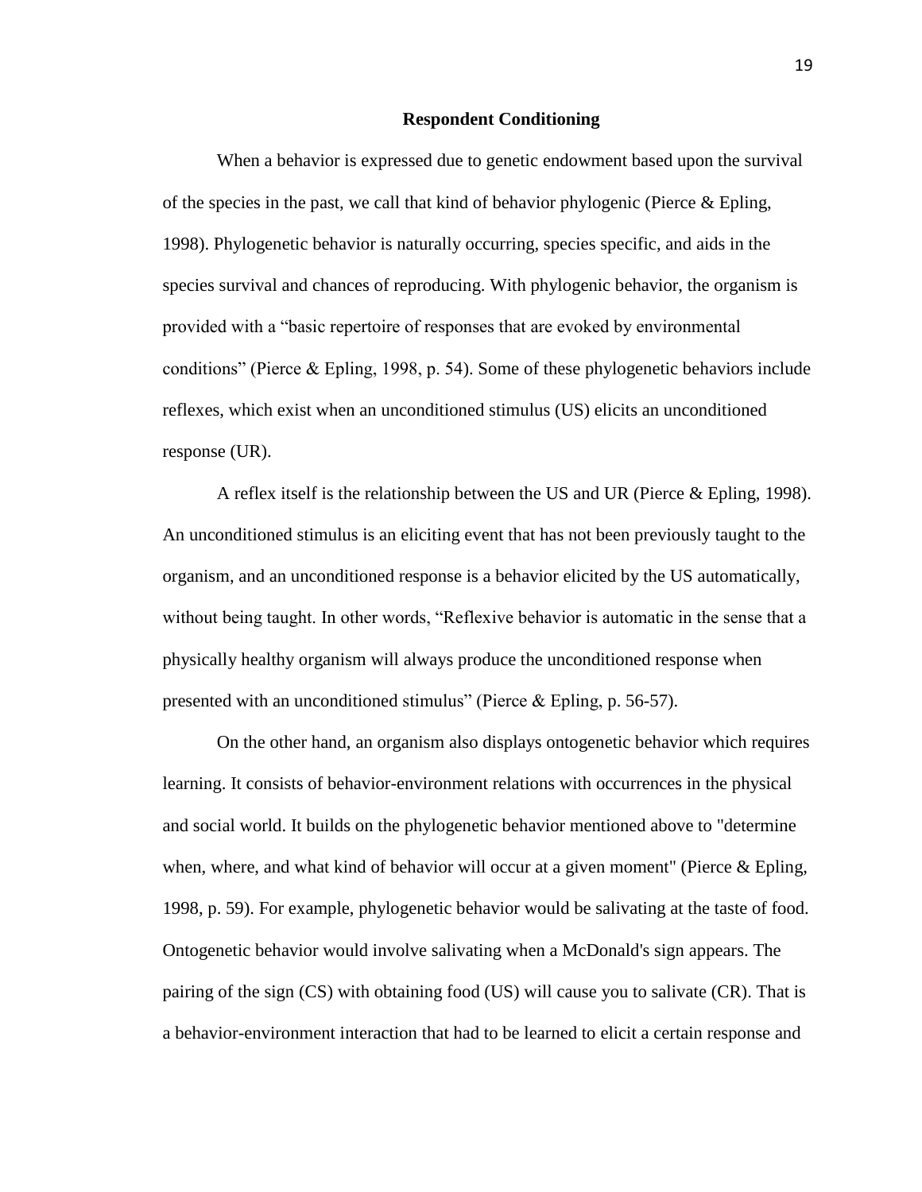## Respondent Conditioning

When a behavior is expressed due to genetic endowment based upon the survival of the species in the past, we call that kind of behavior phylogenic (Pierce & Epling, 1998). Phylogenetic behavior is naturally occurring, species specific, and aids in the species survival and chances of reproducing. With phylogenic behavior, the organism is provided with a "basic repertoire of responses that are evoked by environmental conditions" (Pierce & Epling, 1998, p. 54). Some of these phylogenetic behaviors include reflexes, which exist when an unconditioned stimulus (US) elicits an unconditioned response (UR).

A reflex itself is the relationship between the US and UR (Pierce & Epling, 1998). An unconditioned stimulus is an eliciting event that has not been previously taught to the organism, and an unconditioned response is a behavior elicited by the US automatically, without being taught. In other words, "Reflexive behavior is automatic in the sense that a physically healthy organism will always produce the unconditioned response when presented with an unconditioned stimulus" (Pierce & Epling, p. 56-57).

On the other hand, an organism also displays ontogenetic behavior which requires learning. It consists of behavior-environment relations with occurrences in the physical and social world. It builds on the phylogenetic behavior mentioned above to "determine when, where, and what kind of behavior will occur at a given moment" (Pierce & Epling, 1998, p. 59). For example, phylogenetic behavior would be salivating at the taste of food. Ontogenetic behavior would involve salivating when a McDonald's sign appears. The pairing of the sign (CS) with obtaining food (US) will cause you to salivate (CR). That is a behavior-environment interaction that had to be learned to elicit a certain response and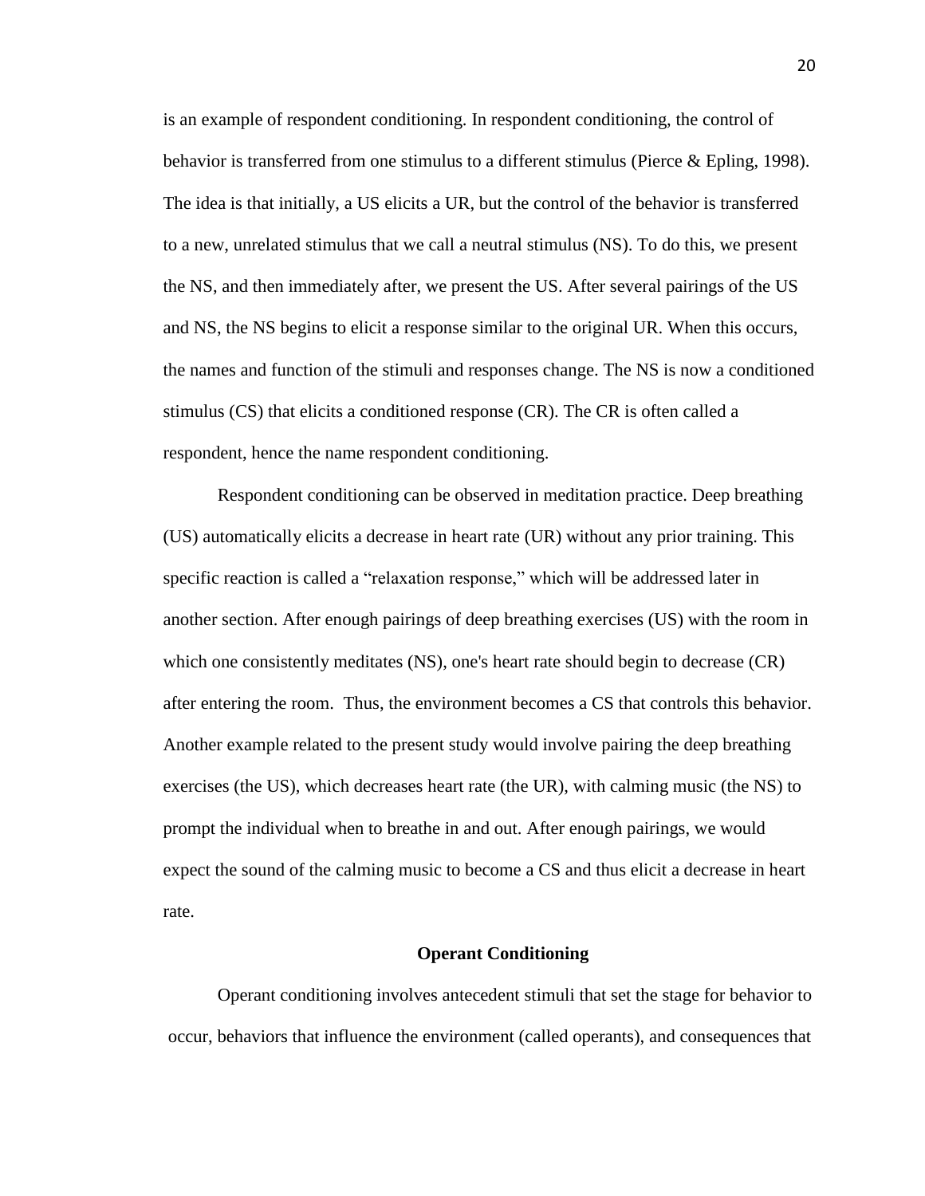is an example of respondent conditioning. In respondent conditioning, the control of behavior is transferred from one stimulus to a different stimulus (Pierce & Epling, 1998). The idea is that initially, a US elicits a UR, but the control of the behavior is transferred to a new, unrelated stimulus that we call a neutral stimulus (NS). To do this, we present the NS, and then immediately after, we present the US. After several pairings of the US and NS, the NS begins to elicit a response similar to the original UR. When this occurs, the names and function of the stimuli and responses change. The NS is now a conditioned stimulus (CS) that elicits a conditioned response (CR). The CR is often called a respondent, hence the name respondent conditioning.

Respondent conditioning can be observed in meditation practice. Deep breathing (US) automatically elicits a decrease in heart rate (UR) without any prior training. This specific reaction is called a "relaxation response," which will be addressed later in another section. After enough pairings of deep breathing exercises (US) with the room in which one consistently meditates (NS), one's heart rate should begin to decrease (CR) after entering the room. Thus, the environment becomes a CS that controls this behavior. Another example related to the present study would involve pairing the deep breathing exercises (the US), which decreases heart rate (the UR), with calming music (the NS) to prompt the individual when to breathe in and out. After enough pairings, we would expect the sound of the calming music to become a CS and thus elicit a decrease in heart rate.

## Operant Conditioning

Operant conditioning involves antecedent stimuli that set the stage for behavior to occur, behaviors that influence the environment (called operants), and consequences that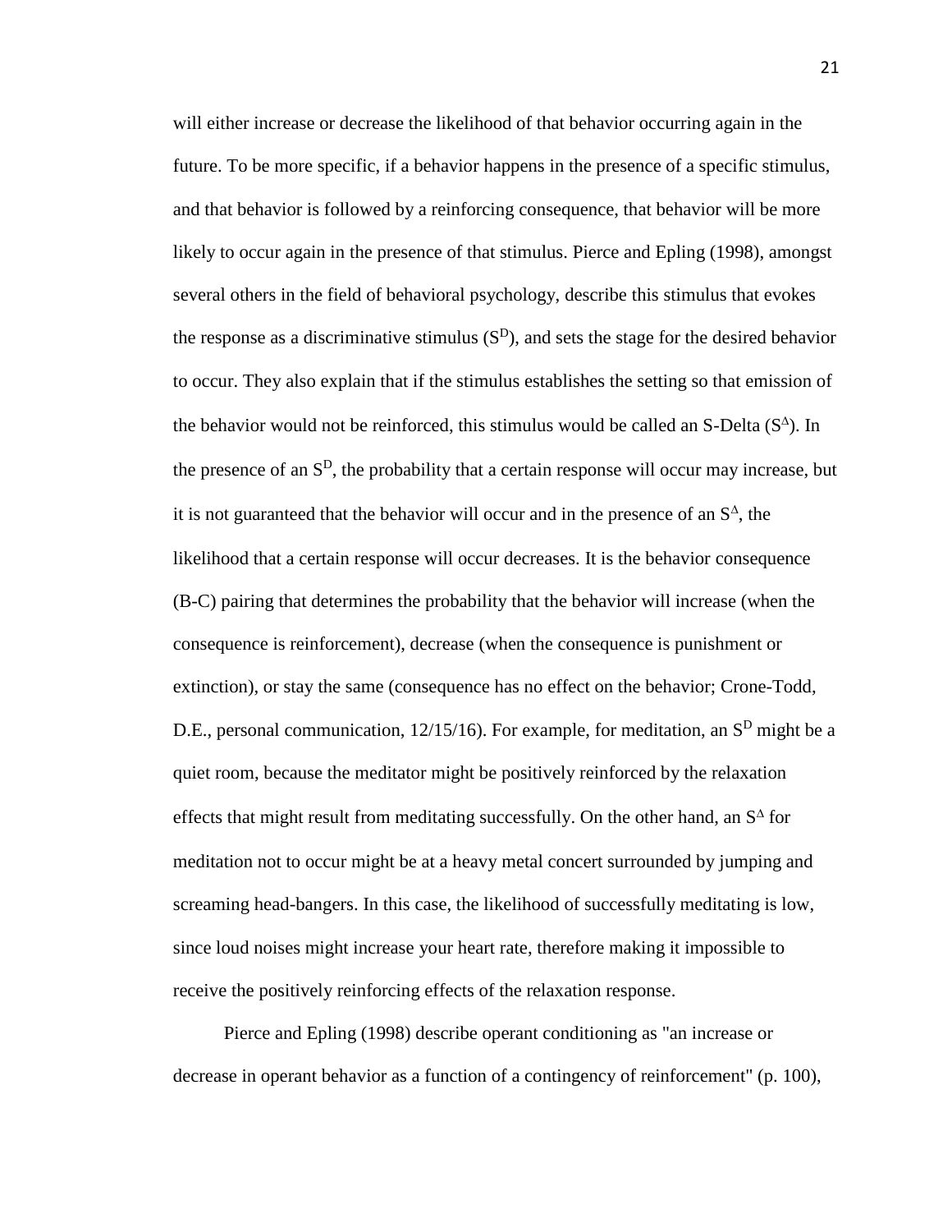will either increase or decrease the likelihood of that behavior occurring again in the future. To be more specific, if a behavior happens in the presence of a specific stimulus, and that behavior is followed by a reinforcing consequence, that behavior will be more likely to occur again in the presence of that stimulus. Pierce and Epling (1998), amongst several others in the field of behavioral psychology, describe this stimulus that evokes the response as a discriminative stimulus ($S^D$), and sets the stage for the desired behavior to occur. They also explain that if the stimulus establishes the setting so that emission of the behavior would not be reinforced, this stimulus would be called an S-Delta ($S^\Delta$). In the presence of an $S^D$, the probability that a certain response will occur may increase, but it is not guaranteed that the behavior will occur and in the presence of an $S^\Delta$, the likelihood that a certain response will occur decreases. It is the behavior consequence (B-C) pairing that determines the probability that the behavior will increase (when the consequence is reinforcement), decrease (when the consequence is punishment or extinction), or stay the same (consequence has no effect on the behavior; Crone-Todd, D.E., personal communication, 12/15/16). For example, for meditation, an $S^D$ might be a quiet room, because the meditator might be positively reinforced by the relaxation effects that might result from meditating successfully. On the other hand, an $S^\Delta$ for meditation not to occur might be at a heavy metal concert surrounded by jumping and screaming head-bangers. In this case, the likelihood of successfully meditating is low, since loud noises might increase your heart rate, therefore making it impossible to receive the positively reinforcing effects of the relaxation response.

Pierce and Epling (1998) describe operant conditioning as "an increase or decrease in operant behavior as a function of a contingency of reinforcement" (p. 100),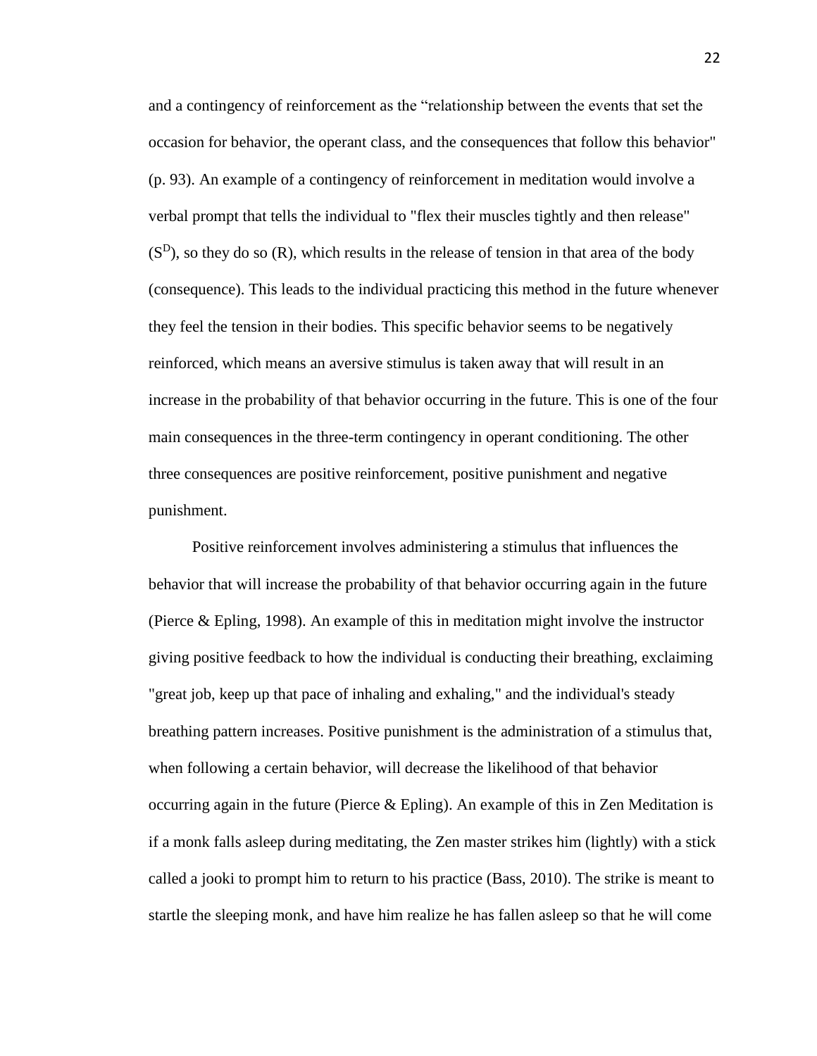and a contingency of reinforcement as the "relationship between the events that set the occasion for behavior, the operant class, and the consequences that follow this behavior" (p. 93). An example of a contingency of reinforcement in meditation would involve a verbal prompt that tells the individual to "flex their muscles tightly and then release" ($S^D$), so they do so (R), which results in the release of tension in that area of the body (consequence). This leads to the individual practicing this method in the future whenever they feel the tension in their bodies. This specific behavior seems to be negatively reinforced, which means an aversive stimulus is taken away that will result in an increase in the probability of that behavior occurring in the future. This is one of the four main consequences in the three-term contingency in operant conditioning. The other three consequences are positive reinforcement, positive punishment and negative punishment.

Positive reinforcement involves administering a stimulus that influences the behavior that will increase the probability of that behavior occurring again in the future (Pierce & Epling, 1998). An example of this in meditation might involve the instructor giving positive feedback to how the individual is conducting their breathing, exclaiming "great job, keep up that pace of inhaling and exhaling," and the individual's steady breathing pattern increases. Positive punishment is the administration of a stimulus that, when following a certain behavior, will decrease the likelihood of that behavior occurring again in the future (Pierce & Epling). An example of this in Zen Meditation is if a monk falls asleep during meditating, the Zen master strikes him (lightly) with a stick called a jooki to prompt him to return to his practice (Bass, 2010). The strike is meant to startle the sleeping monk, and have him realize he has fallen asleep so that he will come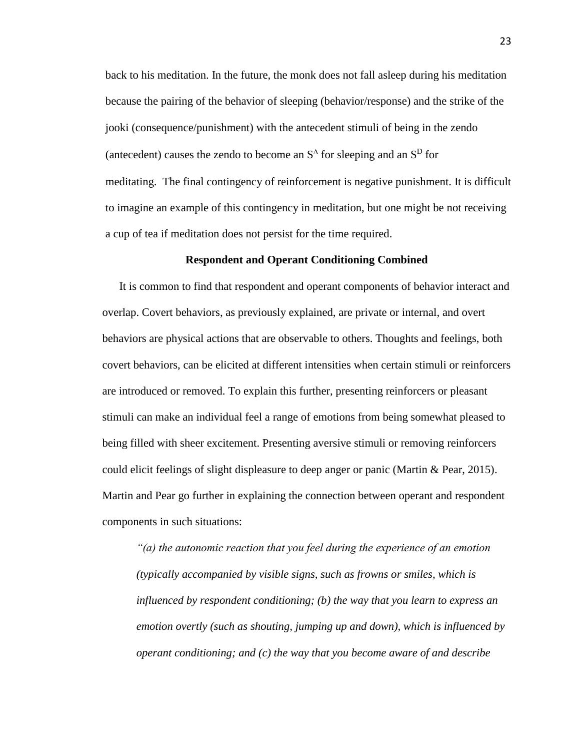back to his meditation. In the future, the monk does not fall asleep during his meditation because the pairing of the behavior of sleeping (behavior/response) and the strike of the jooki (consequence/punishment) with the antecedent stimuli of being in the zendo (antecedent) causes the zendo to become an $S^{\Delta}$ for sleeping and an $S^{D}$ for meditating. The final contingency of reinforcement is negative punishment. It is difficult to imagine an example of this contingency in meditation, but one might be not receiving a cup of tea if meditation does not persist for the time required.

## Respondent and Operant Conditioning Combined

It is common to find that respondent and operant components of behavior interact and overlap. Covert behaviors, as previously explained, are private or internal, and overt behaviors are physical actions that are observable to others. Thoughts and feelings, both covert behaviors, can be elicited at different intensities when certain stimuli or reinforcers are introduced or removed. To explain this further, presenting reinforcers or pleasant stimuli can make an individual feel a range of emotions from being somewhat pleased to being filled with sheer excitement. Presenting aversive stimuli or removing reinforcers could elicit feelings of slight displeasure to deep anger or panic (Martin & Pear, 2015). Martin and Pear go further in explaining the connection between operant and respondent components in such situations:

> *"(a) the autonomic reaction that you feel during the experience of an emotion (typically accompanied by visible signs, such as frowns or smiles, which is influenced by respondent conditioning; (b) the way that you learn to express an emotion overtly (such as shouting, jumping up and down), which is influenced by operant conditioning; and (c) the way that you become aware of and describe*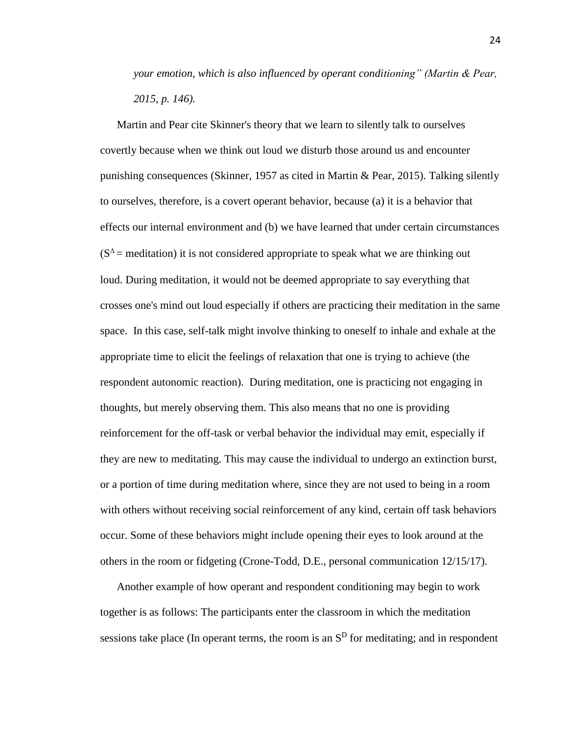*your emotion, which is also influenced by operant conditioning" (Martin & Pear, 2015, p. 146).*

Martin and Pear cite Skinner's theory that we learn to silently talk to ourselves covertly because when we think out loud we disturb those around us and encounter punishing consequences (Skinner, 1957 as cited in Martin & Pear, 2015). Talking silently to ourselves, therefore, is a covert operant behavior, because (a) it is a behavior that effects our internal environment and (b) we have learned that under certain circumstances ($S^{\Delta}$ = meditation) it is not considered appropriate to speak what we are thinking out loud. During meditation, it would not be deemed appropriate to say everything that crosses one's mind out loud especially if others are practicing their meditation in the same space. In this case, self-talk might involve thinking to oneself to inhale and exhale at the appropriate time to elicit the feelings of relaxation that one is trying to achieve (the respondent autonomic reaction). During meditation, one is practicing not engaging in thoughts, but merely observing them. This also means that no one is providing reinforcement for the off-task or verbal behavior the individual may emit, especially if they are new to meditating. This may cause the individual to undergo an extinction burst, or a portion of time during meditation where, since they are not used to being in a room with others without receiving social reinforcement of any kind, certain off task behaviors occur. Some of these behaviors might include opening their eyes to look around at the others in the room or fidgeting (Crone-Todd, D.E., personal communication 12/15/17).

Another example of how operant and respondent conditioning may begin to work together is as follows: The participants enter the classroom in which the meditation sessions take place (In operant terms, the room is an $S^{D}$ for meditating; and in respondent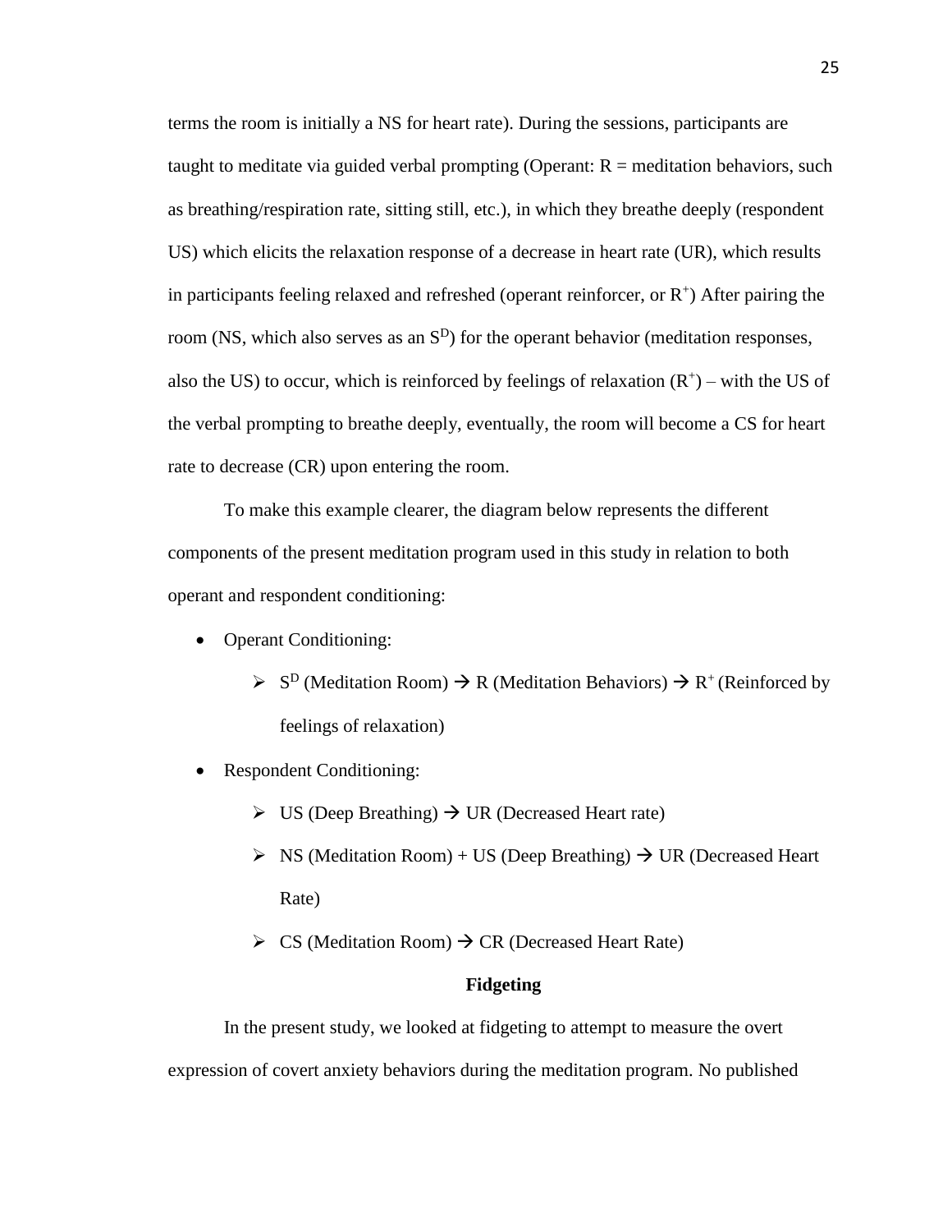terms the room is initially a NS for heart rate). During the sessions, participants are taught to meditate via guided verbal prompting (Operant: R = meditation behaviors, such as breathing/respiration rate, sitting still, etc.), in which they breathe deeply (respondent US) which elicits the relaxation response of a decrease in heart rate (UR), which results in participants feeling relaxed and refreshed (operant reinforcer, or $R^+$) After pairing the room (NS, which also serves as an $S^D$) for the operant behavior (meditation responses, also the US) to occur, which is reinforced by feelings of relaxation ($R^+$) – with the US of the verbal prompting to breathe deeply, eventually, the room will become a CS for heart rate to decrease (CR) upon entering the room.

To make this example clearer, the diagram below represents the different components of the present meditation program used in this study in relation to both operant and respondent conditioning:

- Operant Conditioning:
  - $S^D$ (Meditation Room) → R (Meditation Behaviors) → $R^+$ (Reinforced by feelings of relaxation)
- Respondent Conditioning:
  - US (Deep Breathing) → UR (Decreased Heart rate)
  - NS (Meditation Room) + US (Deep Breathing) → UR (Decreased Heart Rate)
  - CS (Meditation Room) → CR (Decreased Heart Rate)

## Fidgeting

In the present study, we looked at fidgeting to attempt to measure the overt expression of covert anxiety behaviors during the meditation program. No published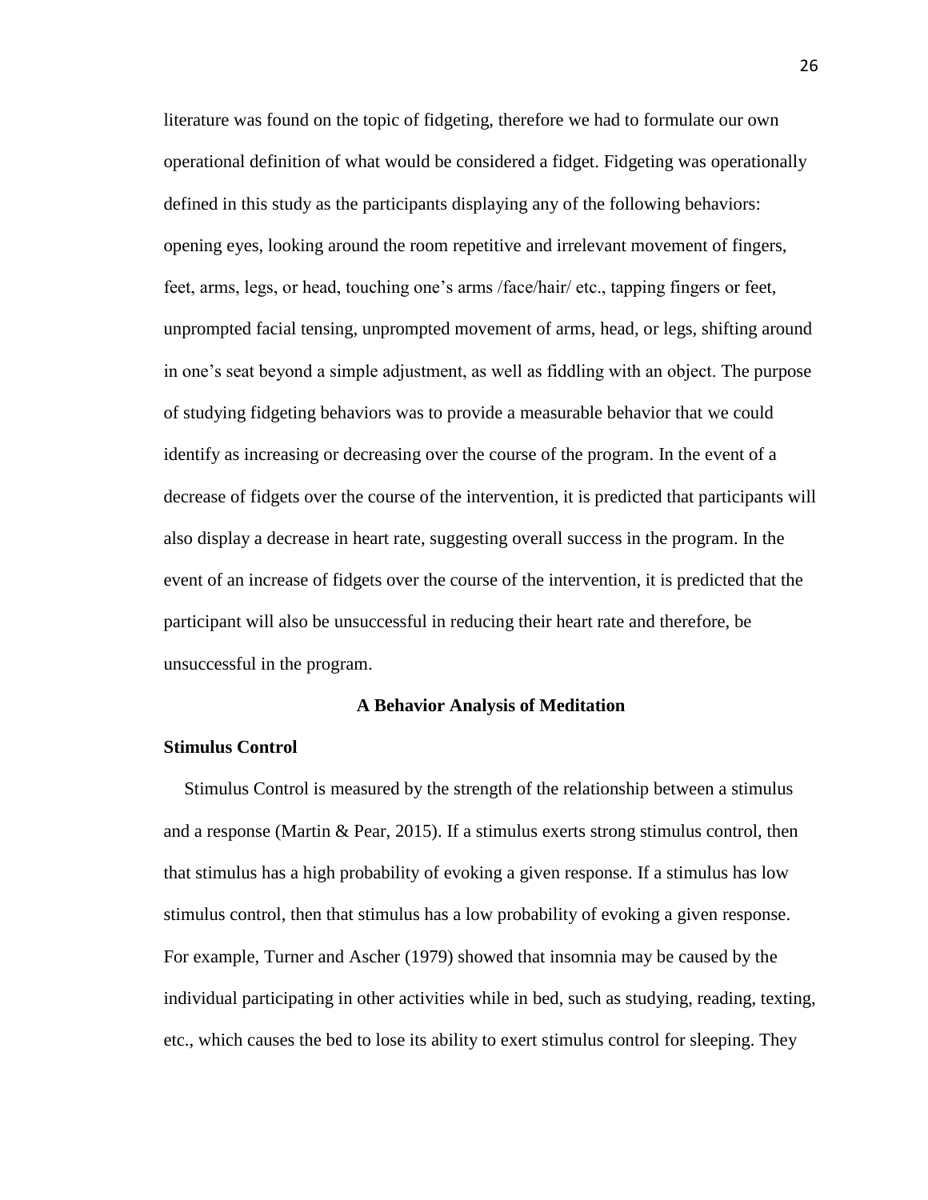literature was found on the topic of fidgeting, therefore we had to formulate our own operational definition of what would be considered a fidget. Fidgeting was operationally defined in this study as the participants displaying any of the following behaviors: opening eyes, looking around the room repetitive and irrelevant movement of fingers, feet, arms, legs, or head, touching one's arms /face/hair/ etc., tapping fingers or feet, unprompted facial tensing, unprompted movement of arms, head, or legs, shifting around in one's seat beyond a simple adjustment, as well as fiddling with an object. The purpose of studying fidgeting behaviors was to provide a measurable behavior that we could identify as increasing or decreasing over the course of the program. In the event of a decrease of fidgets over the course of the intervention, it is predicted that participants will also display a decrease in heart rate, suggesting overall success in the program. In the event of an increase of fidgets over the course of the intervention, it is predicted that the participant will also be unsuccessful in reducing their heart rate and therefore, be unsuccessful in the program.

## A Behavior Analysis of Meditation

### Stimulus Control

Stimulus Control is measured by the strength of the relationship between a stimulus and a response (Martin & Pear, 2015). If a stimulus exerts strong stimulus control, then that stimulus has a high probability of evoking a given response. If a stimulus has low stimulus control, then that stimulus has a low probability of evoking a given response. For example, Turner and Ascher (1979) showed that insomnia may be caused by the individual participating in other activities while in bed, such as studying, reading, texting, etc., which causes the bed to lose its ability to exert stimulus control for sleeping. They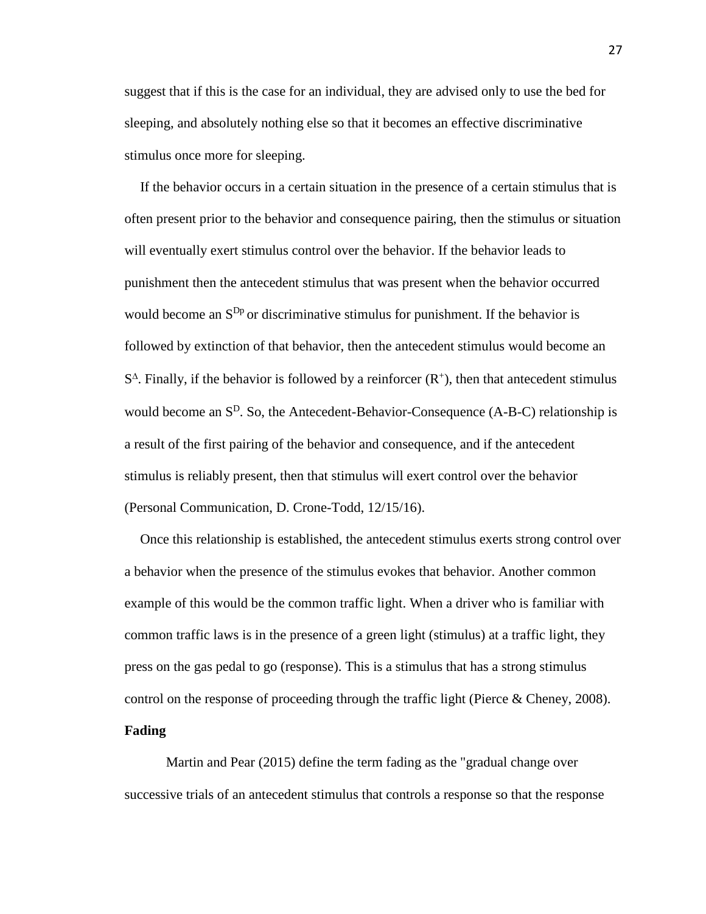suggest that if this is the case for an individual, they are advised only to use the bed for sleeping, and absolutely nothing else so that it becomes an effective discriminative stimulus once more for sleeping.

If the behavior occurs in a certain situation in the presence of a certain stimulus that is often present prior to the behavior and consequence pairing, then the stimulus or situation will eventually exert stimulus control over the behavior. If the behavior leads to punishment then the antecedent stimulus that was present when the behavior occurred would become an $S^{Dp}$ or discriminative stimulus for punishment. If the behavior is followed by extinction of that behavior, then the antecedent stimulus would become an $S^{\Delta}$. Finally, if the behavior is followed by a reinforcer ($R^{+}$), then that antecedent stimulus would become an $S^{D}$. So, the Antecedent-Behavior-Consequence (A-B-C) relationship is a result of the first pairing of the behavior and consequence, and if the antecedent stimulus is reliably present, then that stimulus will exert control over the behavior (Personal Communication, D. Crone-Todd, 12/15/16).

Once this relationship is established, the antecedent stimulus exerts strong control over a behavior when the presence of the stimulus evokes that behavior. Another common example of this would be the common traffic light. When a driver who is familiar with common traffic laws is in the presence of a green light (stimulus) at a traffic light, they press on the gas pedal to go (response). This is a stimulus that has a strong stimulus control on the response of proceeding through the traffic light (Pierce & Cheney, 2008).

**Fading**

Martin and Pear (2015) define the term fading as the "gradual change over successive trials of an antecedent stimulus that controls a response so that the response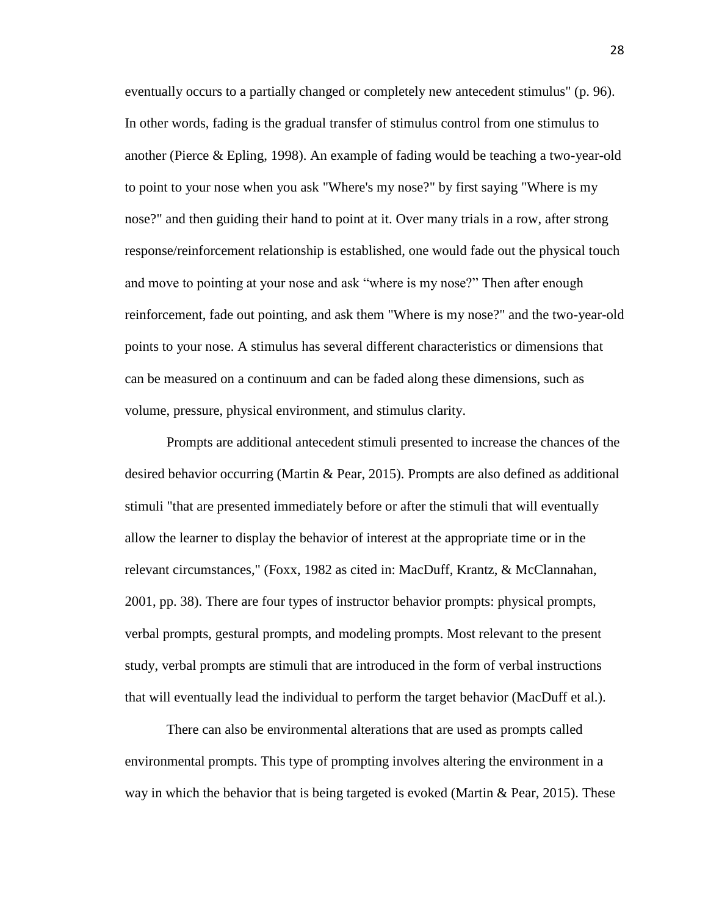eventually occurs to a partially changed or completely new antecedent stimulus" (p. 96). In other words, fading is the gradual transfer of stimulus control from one stimulus to another (Pierce & Epling, 1998). An example of fading would be teaching a two-year-old to point to your nose when you ask "Where's my nose?" by first saying "Where is my nose?" and then guiding their hand to point at it. Over many trials in a row, after strong response/reinforcement relationship is established, one would fade out the physical touch and move to pointing at your nose and ask "where is my nose?" Then after enough reinforcement, fade out pointing, and ask them "Where is my nose?" and the two-year-old points to your nose. A stimulus has several different characteristics or dimensions that can be measured on a continuum and can be faded along these dimensions, such as volume, pressure, physical environment, and stimulus clarity.

Prompts are additional antecedent stimuli presented to increase the chances of the desired behavior occurring (Martin & Pear, 2015). Prompts are also defined as additional stimuli "that are presented immediately before or after the stimuli that will eventually allow the learner to display the behavior of interest at the appropriate time or in the relevant circumstances," (Foxx, 1982 as cited in: MacDuff, Krantz, & McClannahan, 2001, pp. 38). There are four types of instructor behavior prompts: physical prompts, verbal prompts, gestural prompts, and modeling prompts. Most relevant to the present study, verbal prompts are stimuli that are introduced in the form of verbal instructions that will eventually lead the individual to perform the target behavior (MacDuff et al.).

There can also be environmental alterations that are used as prompts called environmental prompts. This type of prompting involves altering the environment in a way in which the behavior that is being targeted is evoked (Martin & Pear, 2015). These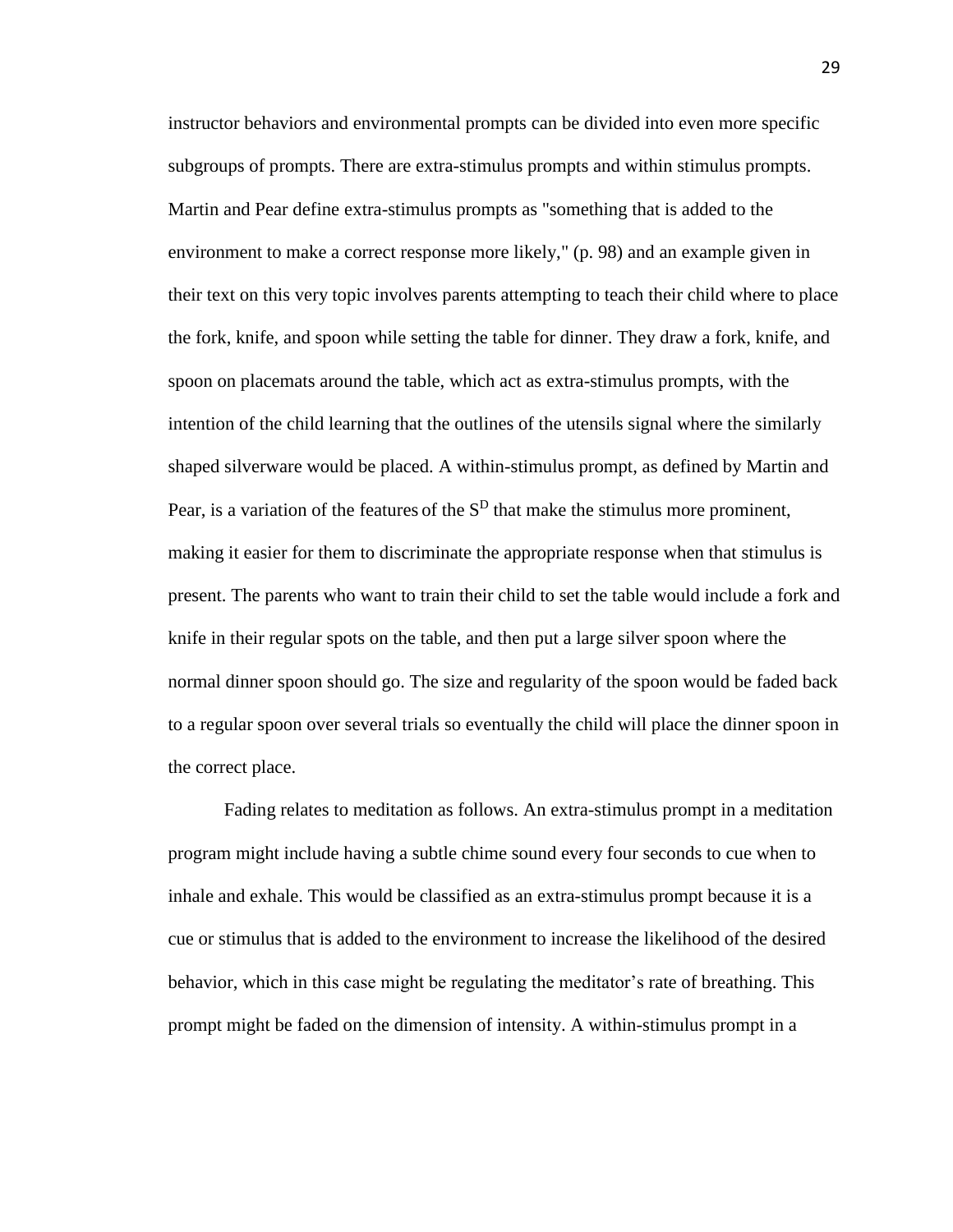instructor behaviors and environmental prompts can be divided into even more specific subgroups of prompts. There are extra-stimulus prompts and within stimulus prompts. Martin and Pear define extra-stimulus prompts as "something that is added to the environment to make a correct response more likely," (p. 98) and an example given in their text on this very topic involves parents attempting to teach their child where to place the fork, knife, and spoon while setting the table for dinner. They draw a fork, knife, and spoon on placemats around the table, which act as extra-stimulus prompts, with the intention of the child learning that the outlines of the utensils signal where the similarly shaped silverware would be placed. A within-stimulus prompt, as defined by Martin and Pear, is a variation of the features of the $S^D$ that make the stimulus more prominent, making it easier for them to discriminate the appropriate response when that stimulus is present. The parents who want to train their child to set the table would include a fork and knife in their regular spots on the table, and then put a large silver spoon where the normal dinner spoon should go. The size and regularity of the spoon would be faded back to a regular spoon over several trials so eventually the child will place the dinner spoon in the correct place.

Fading relates to meditation as follows. An extra-stimulus prompt in a meditation program might include having a subtle chime sound every four seconds to cue when to inhale and exhale. This would be classified as an extra-stimulus prompt because it is a cue or stimulus that is added to the environment to increase the likelihood of the desired behavior, which in this case might be regulating the meditator's rate of breathing. This prompt might be faded on the dimension of intensity. A within-stimulus prompt in a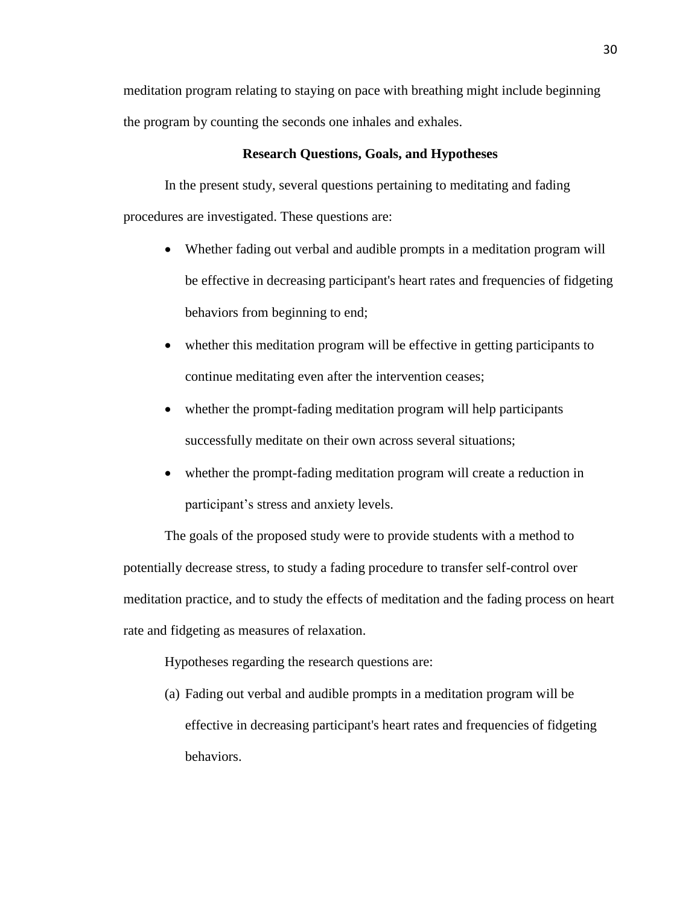meditation program relating to staying on pace with breathing might include beginning the program by counting the seconds one inhales and exhales.

## Research Questions, Goals, and Hypotheses

In the present study, several questions pertaining to meditating and fading procedures are investigated. These questions are:

- Whether fading out verbal and audible prompts in a meditation program will be effective in decreasing participant's heart rates and frequencies of fidgeting behaviors from beginning to end;
- whether this meditation program will be effective in getting participants to continue meditating even after the intervention ceases;
- whether the prompt-fading meditation program will help participants successfully meditate on their own across several situations;
- whether the prompt-fading meditation program will create a reduction in participant's stress and anxiety levels.

The goals of the proposed study were to provide students with a method to potentially decrease stress, to study a fading procedure to transfer self-control over meditation practice, and to study the effects of meditation and the fading process on heart rate and fidgeting as measures of relaxation.

Hypotheses regarding the research questions are:

(a) Fading out verbal and audible prompts in a meditation program will be effective in decreasing participant's heart rates and frequencies of fidgeting behaviors.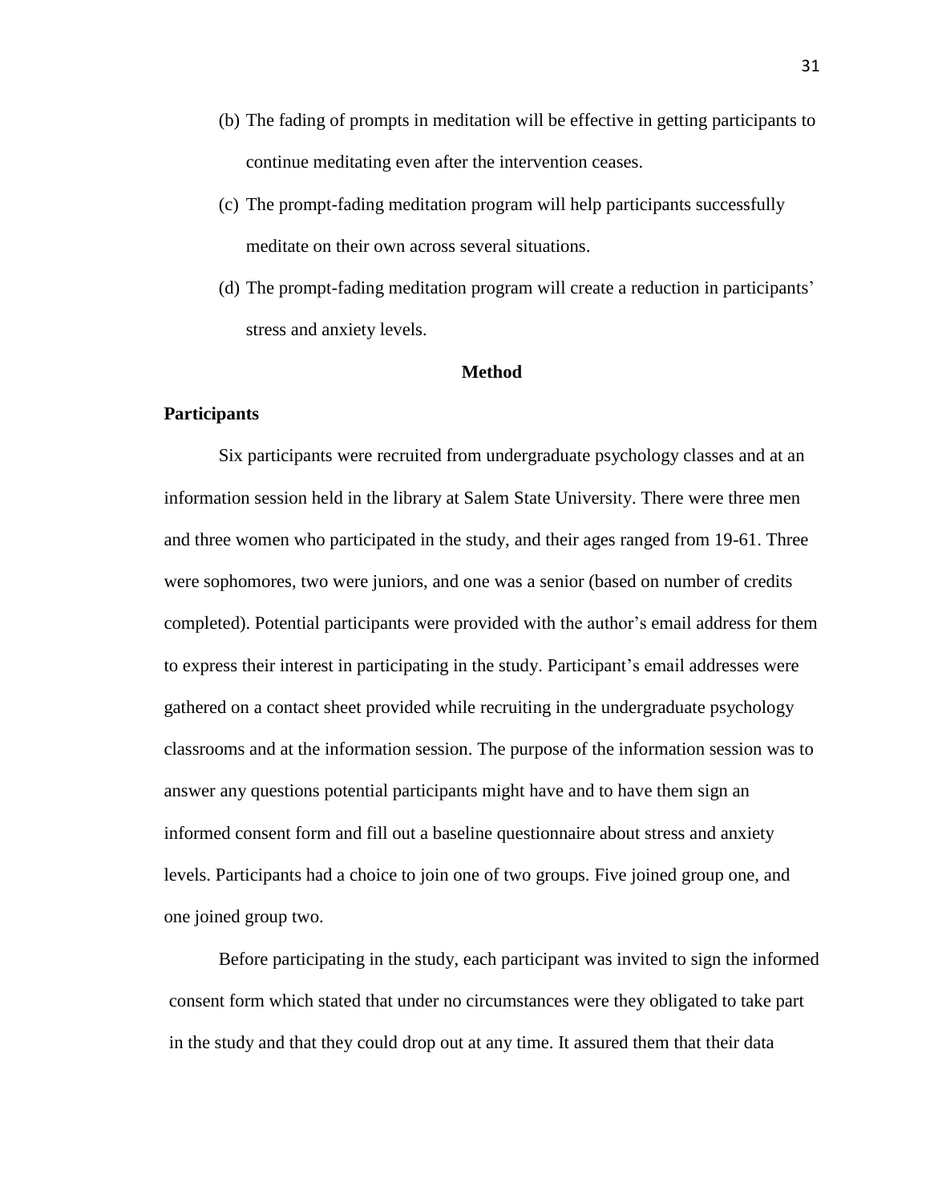(b) The fading of prompts in meditation will be effective in getting participants to continue meditating even after the intervention ceases.

(c) The prompt-fading meditation program will help participants successfully meditate on their own across several situations.

(d) The prompt-fading meditation program will create a reduction in participants' stress and anxiety levels.

## Method

### Participants

Six participants were recruited from undergraduate psychology classes and at an information session held in the library at Salem State University. There were three men and three women who participated in the study, and their ages ranged from 19-61. Three were sophomores, two were juniors, and one was a senior (based on number of credits completed). Potential participants were provided with the author's email address for them to express their interest in participating in the study. Participant's email addresses were gathered on a contact sheet provided while recruiting in the undergraduate psychology classrooms and at the information session. The purpose of the information session was to answer any questions potential participants might have and to have them sign an informed consent form and fill out a baseline questionnaire about stress and anxiety levels. Participants had a choice to join one of two groups. Five joined group one, and one joined group two.

Before participating in the study, each participant was invited to sign the informed consent form which stated that under no circumstances were they obligated to take part in the study and that they could drop out at any time. It assured them that their data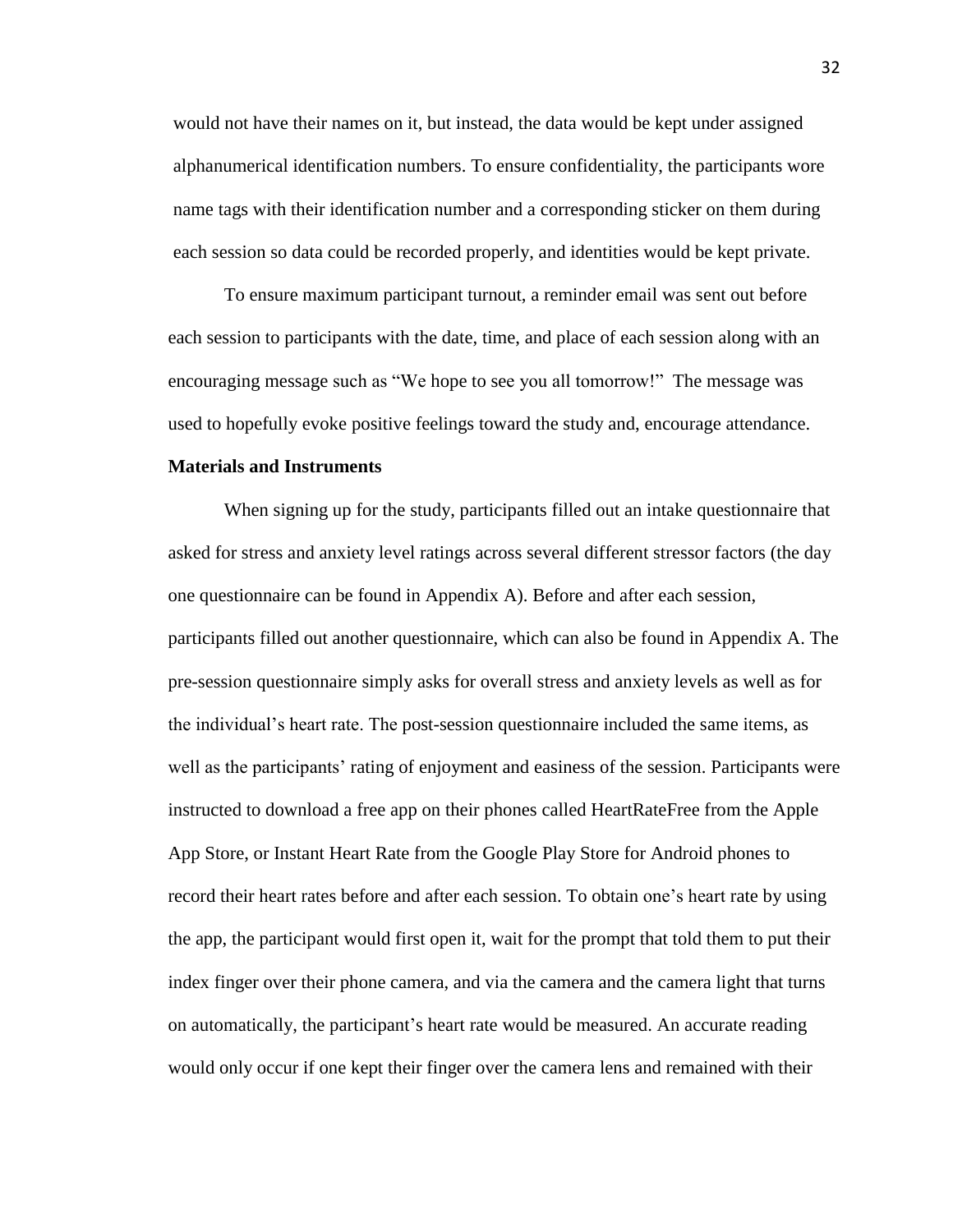would not have their names on it, but instead, the data would be kept under assigned alphanumerical identification numbers. To ensure confidentiality, the participants wore name tags with their identification number and a corresponding sticker on them during each session so data could be recorded properly, and identities would be kept private.

To ensure maximum participant turnout, a reminder email was sent out before each session to participants with the date, time, and place of each session along with an encouraging message such as "We hope to see you all tomorrow!" The message was used to hopefully evoke positive feelings toward the study and, encourage attendance.

**Materials and Instruments**

When signing up for the study, participants filled out an intake questionnaire that asked for stress and anxiety level ratings across several different stressor factors (the day one questionnaire can be found in Appendix A). Before and after each session, participants filled out another questionnaire, which can also be found in Appendix A. The pre-session questionnaire simply asks for overall stress and anxiety levels as well as for the individual's heart rate. The post-session questionnaire included the same items, as well as the participants' rating of enjoyment and easiness of the session. Participants were instructed to download a free app on their phones called HeartRateFree from the Apple App Store, or Instant Heart Rate from the Google Play Store for Android phones to record their heart rates before and after each session. To obtain one's heart rate by using the app, the participant would first open it, wait for the prompt that told them to put their index finger over their phone camera, and via the camera and the camera light that turns on automatically, the participant's heart rate would be measured. An accurate reading would only occur if one kept their finger over the camera lens and remained with their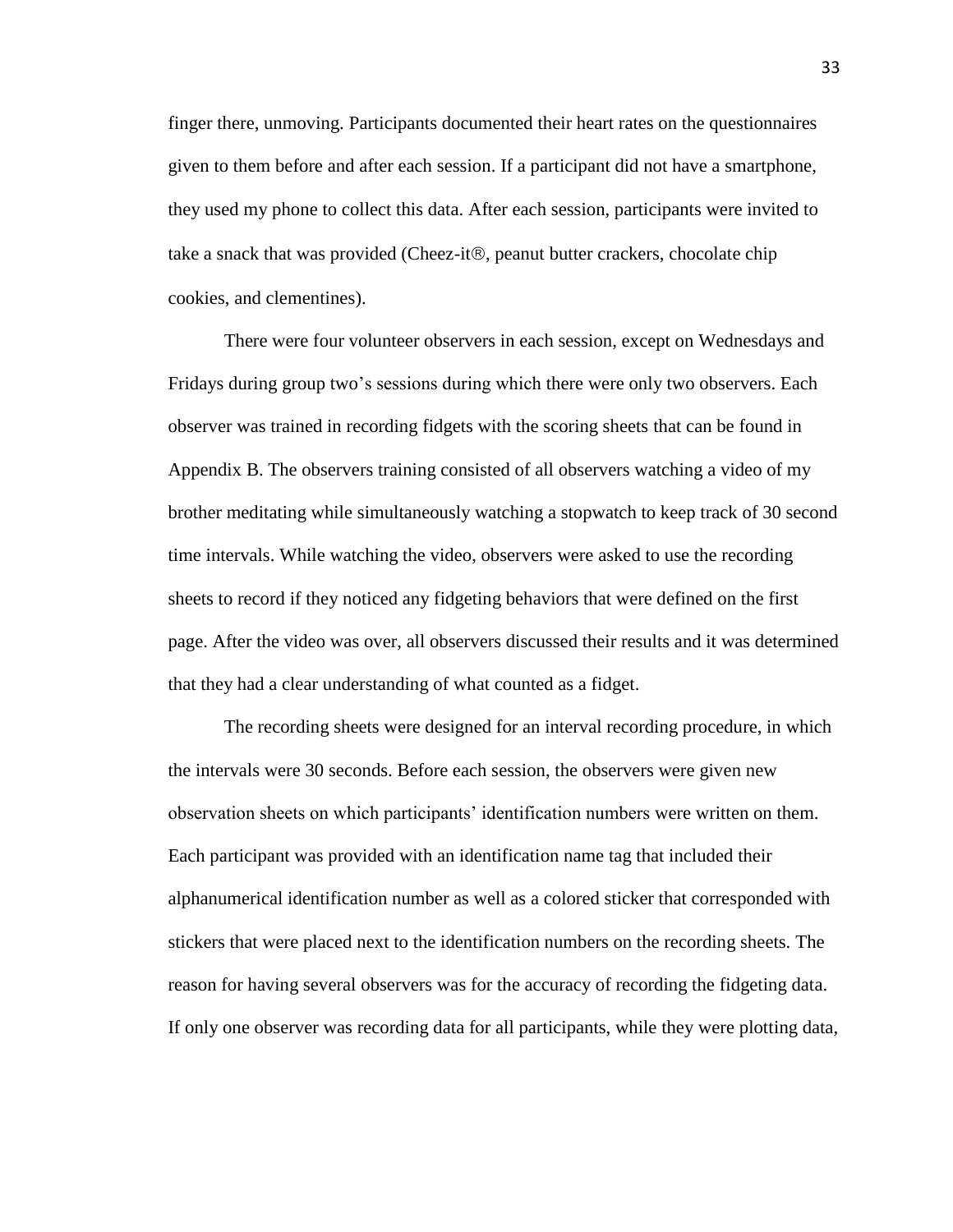finger there, unmoving. Participants documented their heart rates on the questionnaires given to them before and after each session. If a participant did not have a smartphone, they used my phone to collect this data. After each session, participants were invited to take a snack that was provided (Cheez-it®, peanut butter crackers, chocolate chip cookies, and clementines).

There were four volunteer observers in each session, except on Wednesdays and Fridays during group two's sessions during which there were only two observers. Each observer was trained in recording fidgets with the scoring sheets that can be found in Appendix B. The observers training consisted of all observers watching a video of my brother meditating while simultaneously watching a stopwatch to keep track of 30 second time intervals. While watching the video, observers were asked to use the recording sheets to record if they noticed any fidgeting behaviors that were defined on the first page. After the video was over, all observers discussed their results and it was determined that they had a clear understanding of what counted as a fidget.

The recording sheets were designed for an interval recording procedure, in which the intervals were 30 seconds. Before each session, the observers were given new observation sheets on which participants' identification numbers were written on them. Each participant was provided with an identification name tag that included their alphanumerical identification number as well as a colored sticker that corresponded with stickers that were placed next to the identification numbers on the recording sheets. The reason for having several observers was for the accuracy of recording the fidgeting data. If only one observer was recording data for all participants, while they were plotting data,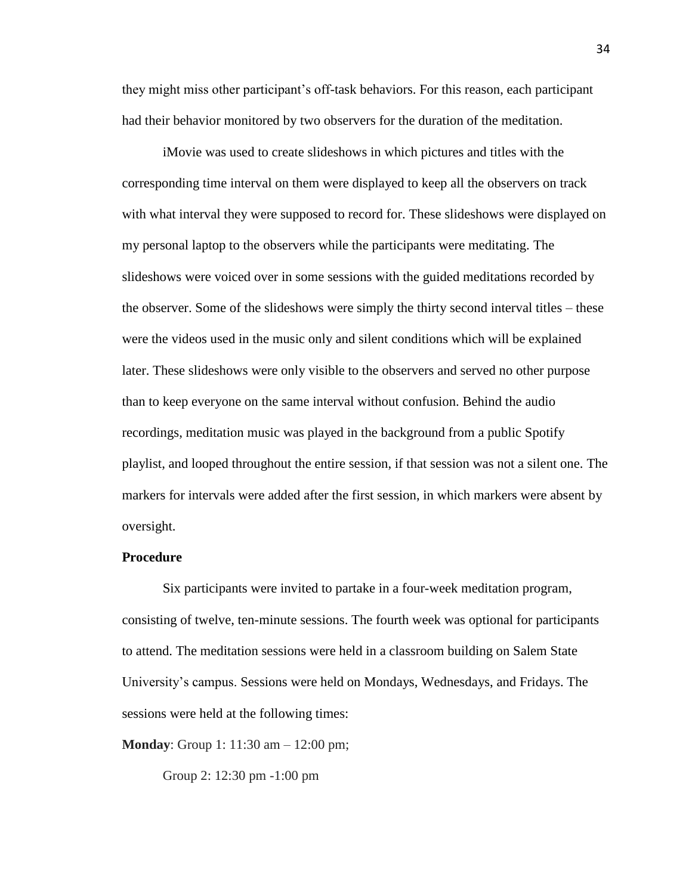they might miss other participant's off-task behaviors. For this reason, each participant had their behavior monitored by two observers for the duration of the meditation.

iMovie was used to create slideshows in which pictures and titles with the corresponding time interval on them were displayed to keep all the observers on track with what interval they were supposed to record for. These slideshows were displayed on my personal laptop to the observers while the participants were meditating. The slideshows were voiced over in some sessions with the guided meditations recorded by the observer. Some of the slideshows were simply the thirty second interval titles – these were the videos used in the music only and silent conditions which will be explained later. These slideshows were only visible to the observers and served no other purpose than to keep everyone on the same interval without confusion. Behind the audio recordings, meditation music was played in the background from a public Spotify playlist, and looped throughout the entire session, if that session was not a silent one. The markers for intervals were added after the first session, in which markers were absent by oversight.

**Procedure**

Six participants were invited to partake in a four-week meditation program, consisting of twelve, ten-minute sessions. The fourth week was optional for participants to attend. The meditation sessions were held in a classroom building on Salem State University's campus. Sessions were held on Mondays, Wednesdays, and Fridays. The sessions were held at the following times:

**Monday**: Group 1: 11:30 am – 12:00 pm;

Group 2: 12:30 pm -1:00 pm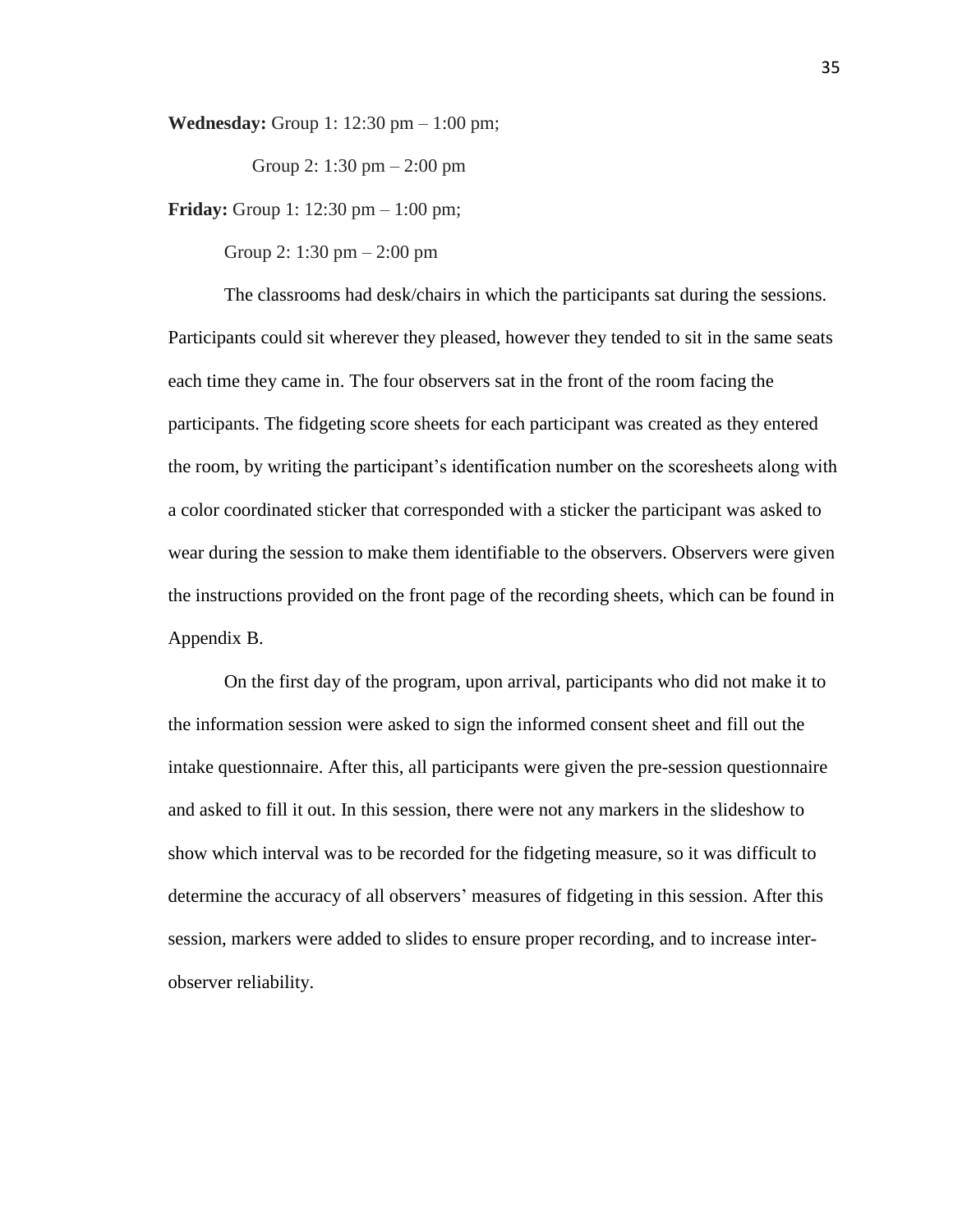**Wednesday:** Group 1: 12:30 pm – 1:00 pm;

Group 2: 1:30 pm – 2:00 pm

**Friday:** Group 1: 12:30 pm – 1:00 pm;

Group 2: 1:30 pm – 2:00 pm

The classrooms had desk/chairs in which the participants sat during the sessions. Participants could sit wherever they pleased, however they tended to sit in the same seats each time they came in. The four observers sat in the front of the room facing the participants. The fidgeting score sheets for each participant was created as they entered the room, by writing the participant's identification number on the scoresheets along with a color coordinated sticker that corresponded with a sticker the participant was asked to wear during the session to make them identifiable to the observers. Observers were given the instructions provided on the front page of the recording sheets, which can be found in Appendix B.

On the first day of the program, upon arrival, participants who did not make it to the information session were asked to sign the informed consent sheet and fill out the intake questionnaire. After this, all participants were given the pre-session questionnaire and asked to fill it out. In this session, there were not any markers in the slideshow to show which interval was to be recorded for the fidgeting measure, so it was difficult to determine the accuracy of all observers' measures of fidgeting in this session. After this session, markers were added to slides to ensure proper recording, and to increase inter-observer reliability.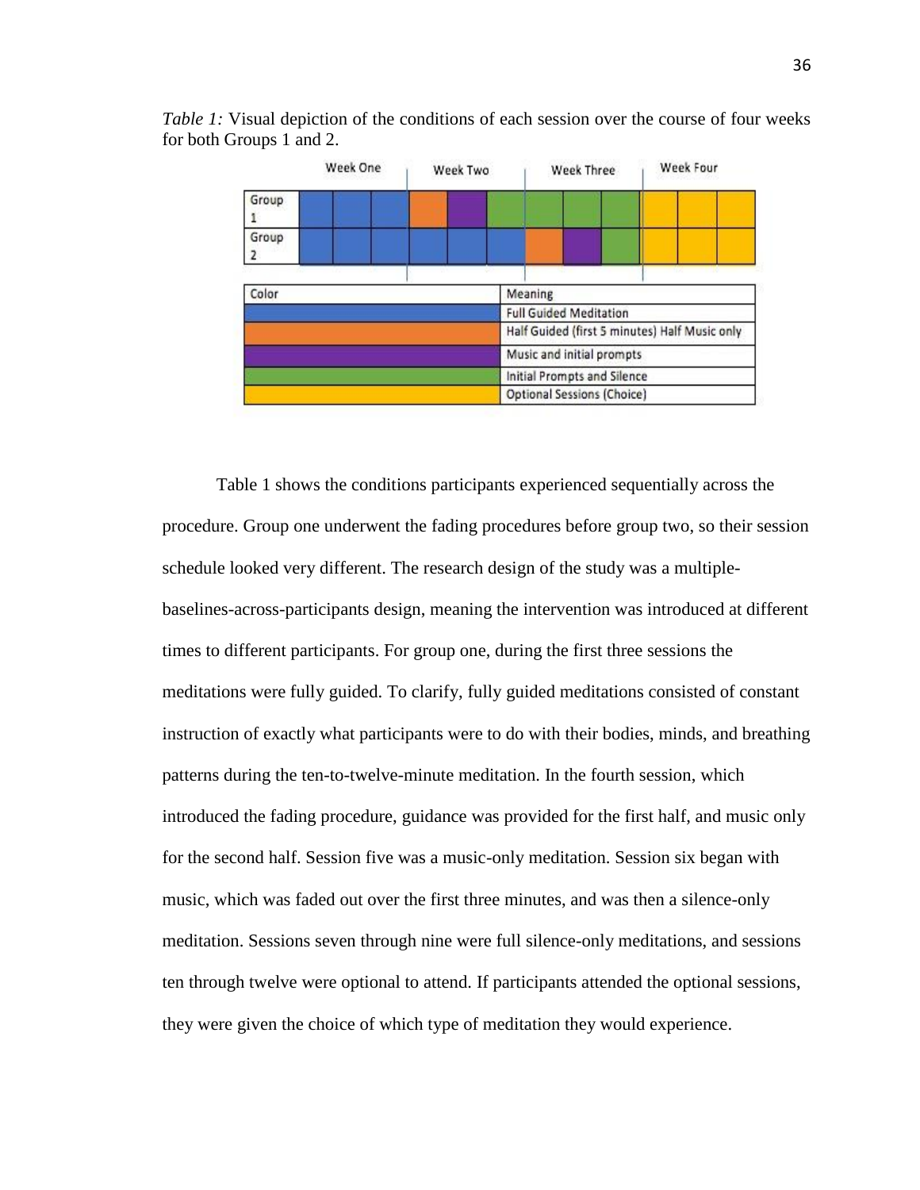*Table 1:* Visual depiction of the conditions of each session over the course of four weeks for both Groups 1 and 2.

| | Week One | | | Week Two | | | Week Three | | | Week Four | | |
|---|---|---|---|---|---|---|---|---|---|---|---|---|
| Group 1 | Blue | Blue | Blue | Orange | Purple | Green | Green | Green | Green | Yellow | Yellow | Yellow |
| Group 2 | Blue | Blue | Blue | Blue | Blue | Blue | Orange | Purple | Green | Yellow | Yellow | Yellow |

| Color | Meaning |
|---|---|
| Blue | Full Guided Meditation |
| Orange | Half Guided (first 5 minutes) Half Music only |
| Purple | Music and initial prompts |
| Green | Initial Prompts and Silence |
| Yellow | Optional Sessions (Choice) |

Table 1 shows the conditions participants experienced sequentially across the procedure. Group one underwent the fading procedures before group two, so their session schedule looked very different. The research design of the study was a multiple-baselines-across-participants design, meaning the intervention was introduced at different times to different participants. For group one, during the first three sessions the meditations were fully guided. To clarify, fully guided meditations consisted of constant instruction of exactly what participants were to do with their bodies, minds, and breathing patterns during the ten-to-twelve-minute meditation. In the fourth session, which introduced the fading procedure, guidance was provided for the first half, and music only for the second half. Session five was a music-only meditation. Session six began with music, which was faded out over the first three minutes, and was then a silence-only meditation. Sessions seven through nine were full silence-only meditations, and sessions ten through twelve were optional to attend. If participants attended the optional sessions, they were given the choice of which type of meditation they would experience.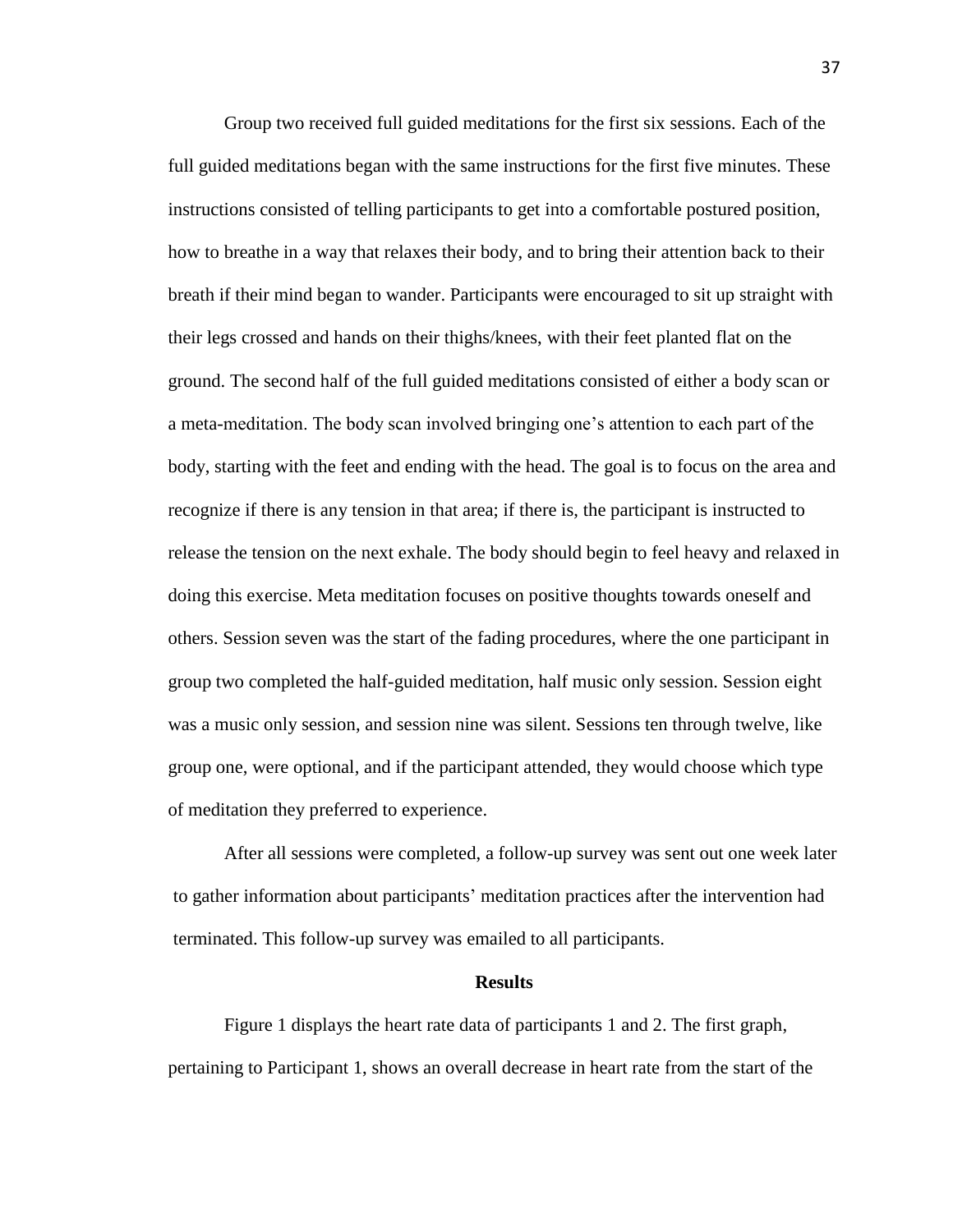Group two received full guided meditations for the first six sessions. Each of the full guided meditations began with the same instructions for the first five minutes. These instructions consisted of telling participants to get into a comfortable postured position, how to breathe in a way that relaxes their body, and to bring their attention back to their breath if their mind began to wander. Participants were encouraged to sit up straight with their legs crossed and hands on their thighs/knees, with their feet planted flat on the ground. The second half of the full guided meditations consisted of either a body scan or a meta-meditation. The body scan involved bringing one's attention to each part of the body, starting with the feet and ending with the head. The goal is to focus on the area and recognize if there is any tension in that area; if there is, the participant is instructed to release the tension on the next exhale. The body should begin to feel heavy and relaxed in doing this exercise. Meta meditation focuses on positive thoughts towards oneself and others. Session seven was the start of the fading procedures, where the one participant in group two completed the half-guided meditation, half music only session. Session eight was a music only session, and session nine was silent. Sessions ten through twelve, like group one, were optional, and if the participant attended, they would choose which type of meditation they preferred to experience.

After all sessions were completed, a follow-up survey was sent out one week later to gather information about participants' meditation practices after the intervention had terminated. This follow-up survey was emailed to all participants.

## Results

Figure 1 displays the heart rate data of participants 1 and 2. The first graph, pertaining to Participant 1, shows an overall decrease in heart rate from the start of the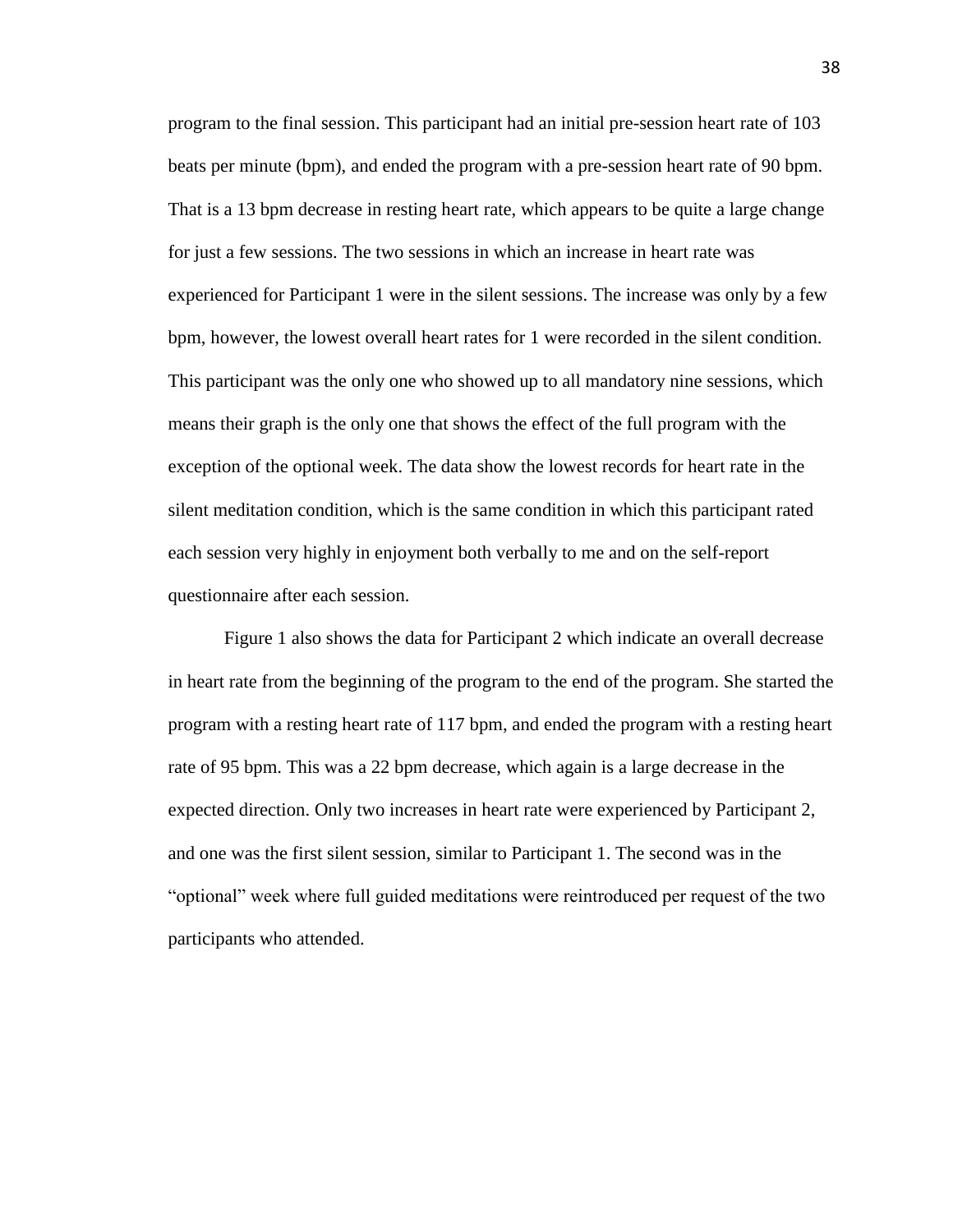program to the final session. This participant had an initial pre-session heart rate of 103 beats per minute (bpm), and ended the program with a pre-session heart rate of 90 bpm. That is a 13 bpm decrease in resting heart rate, which appears to be quite a large change for just a few sessions. The two sessions in which an increase in heart rate was experienced for Participant 1 were in the silent sessions. The increase was only by a few bpm, however, the lowest overall heart rates for 1 were recorded in the silent condition. This participant was the only one who showed up to all mandatory nine sessions, which means their graph is the only one that shows the effect of the full program with the exception of the optional week. The data show the lowest records for heart rate in the silent meditation condition, which is the same condition in which this participant rated each session very highly in enjoyment both verbally to me and on the self-report questionnaire after each session.

Figure 1 also shows the data for Participant 2 which indicate an overall decrease in heart rate from the beginning of the program to the end of the program. She started the program with a resting heart rate of 117 bpm, and ended the program with a resting heart rate of 95 bpm. This was a 22 bpm decrease, which again is a large decrease in the expected direction. Only two increases in heart rate were experienced by Participant 2, and one was the first silent session, similar to Participant 1. The second was in the "optional" week where full guided meditations were reintroduced per request of the two participants who attended.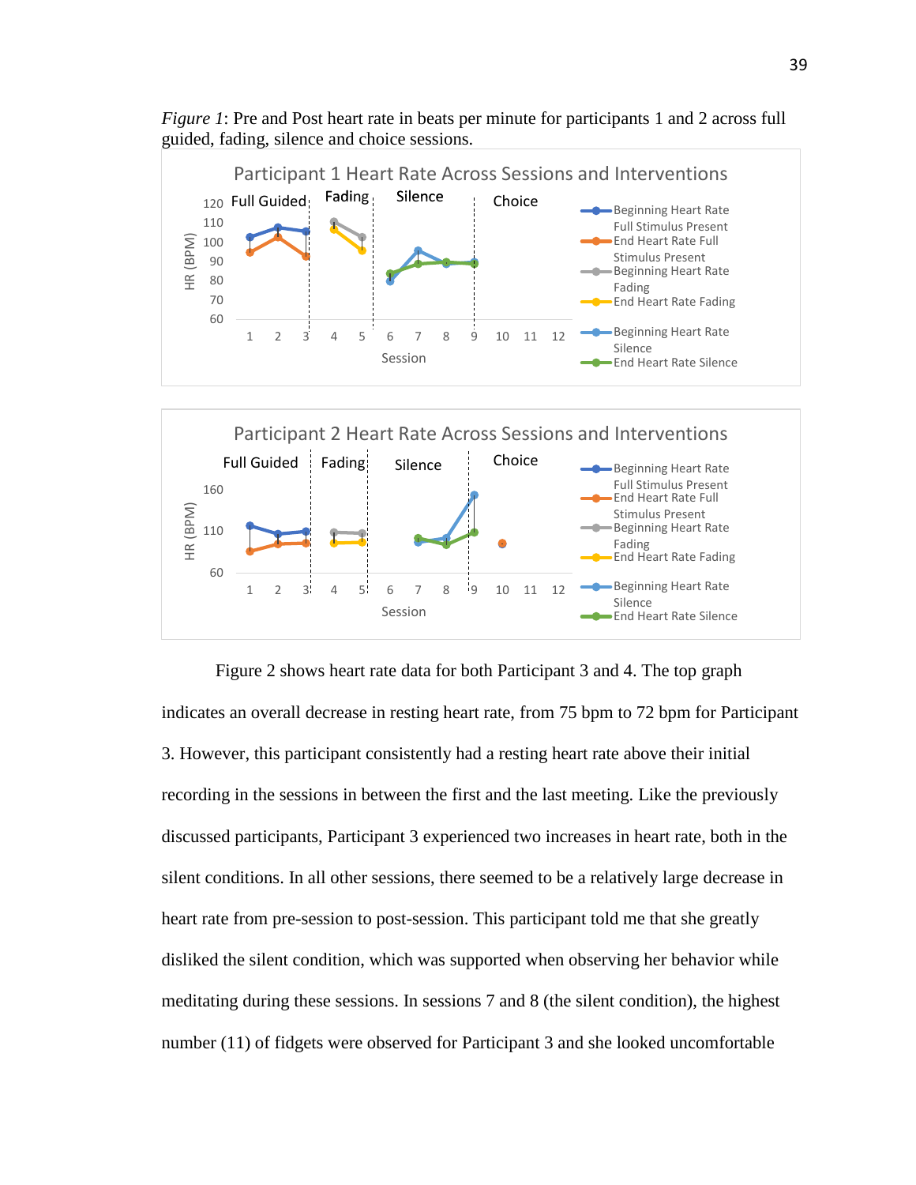*Figure 1*: Pre and Post heart rate in beats per minute for participants 1 and 2 across full guided, fading, silence and choice sessions.

Figure 2 shows heart rate data for both Participant 3 and 4. The top graph indicates an overall decrease in resting heart rate, from 75 bpm to 72 bpm for Participant 3. However, this participant consistently had a resting heart rate above their initial recording in the sessions in between the first and the last meeting. Like the previously discussed participants, Participant 3 experienced two increases in heart rate, both in the silent conditions. In all other sessions, there seemed to be a relatively large decrease in heart rate from pre-session to post-session. This participant told me that she greatly disliked the silent condition, which was supported when observing her behavior while meditating during these sessions. In sessions 7 and 8 (the silent condition), the highest number (11) of fidgets were observed for Participant 3 and she looked uncomfortable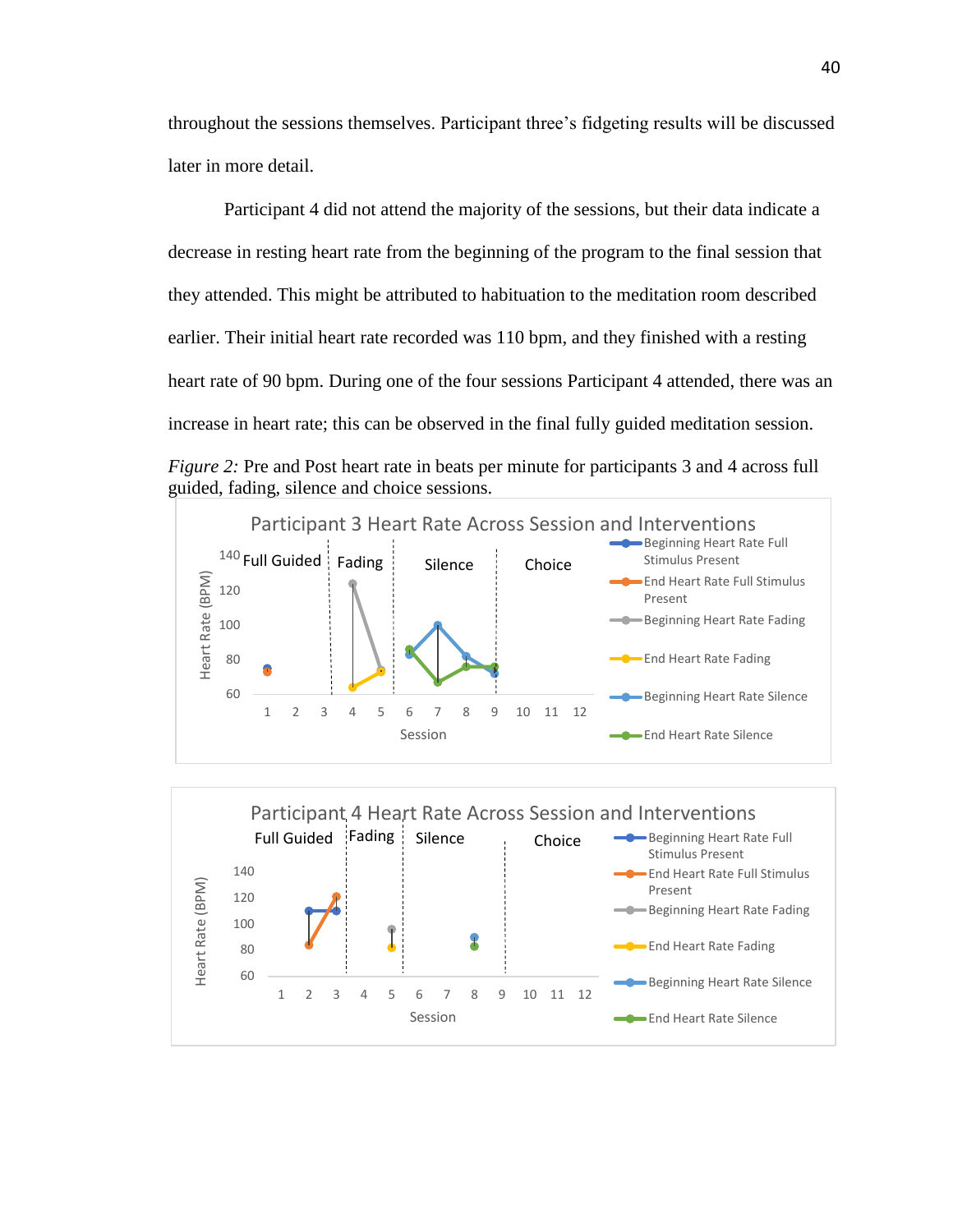throughout the sessions themselves. Participant three's fidgeting results will be discussed later in more detail.

Participant 4 did not attend the majority of the sessions, but their data indicate a decrease in resting heart rate from the beginning of the program to the final session that they attended. This might be attributed to habituation to the meditation room described earlier. Their initial heart rate recorded was 110 bpm, and they finished with a resting heart rate of 90 bpm. During one of the four sessions Participant 4 attended, there was an increase in heart rate; this can be observed in the final fully guided meditation session.

*Figure 2:* Pre and Post heart rate in beats per minute for participants 3 and 4 across full guided, fading, silence and choice sessions.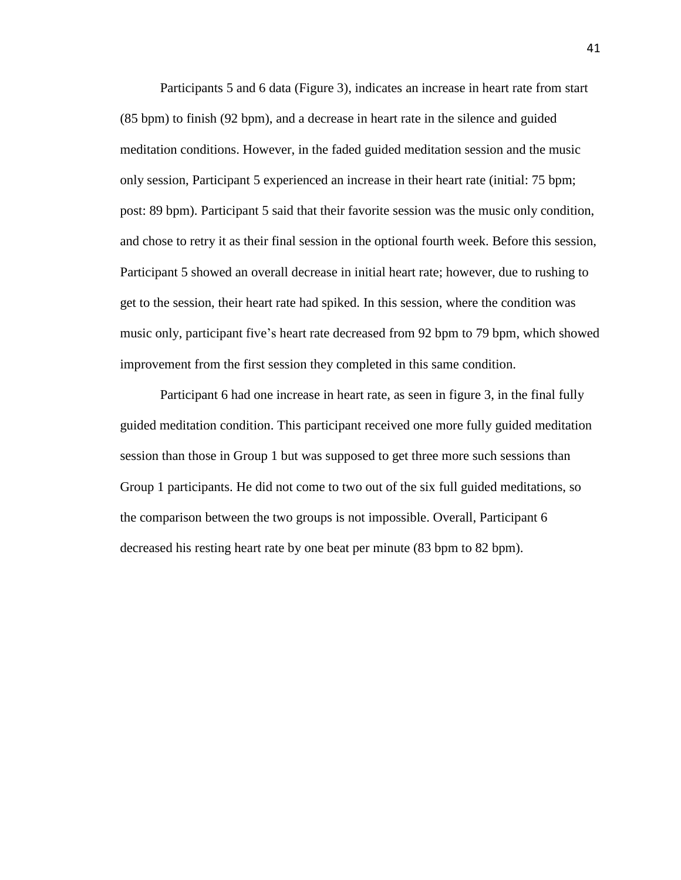Participants 5 and 6 data (Figure 3), indicates an increase in heart rate from start (85 bpm) to finish (92 bpm), and a decrease in heart rate in the silence and guided meditation conditions. However, in the faded guided meditation session and the music only session, Participant 5 experienced an increase in their heart rate (initial: 75 bpm; post: 89 bpm). Participant 5 said that their favorite session was the music only condition, and chose to retry it as their final session in the optional fourth week. Before this session, Participant 5 showed an overall decrease in initial heart rate; however, due to rushing to get to the session, their heart rate had spiked. In this session, where the condition was music only, participant five's heart rate decreased from 92 bpm to 79 bpm, which showed improvement from the first session they completed in this same condition.

Participant 6 had one increase in heart rate, as seen in figure 3, in the final fully guided meditation condition. This participant received one more fully guided meditation session than those in Group 1 but was supposed to get three more such sessions than Group 1 participants. He did not come to two out of the six full guided meditations, so the comparison between the two groups is not impossible. Overall, Participant 6 decreased his resting heart rate by one beat per minute (83 bpm to 82 bpm).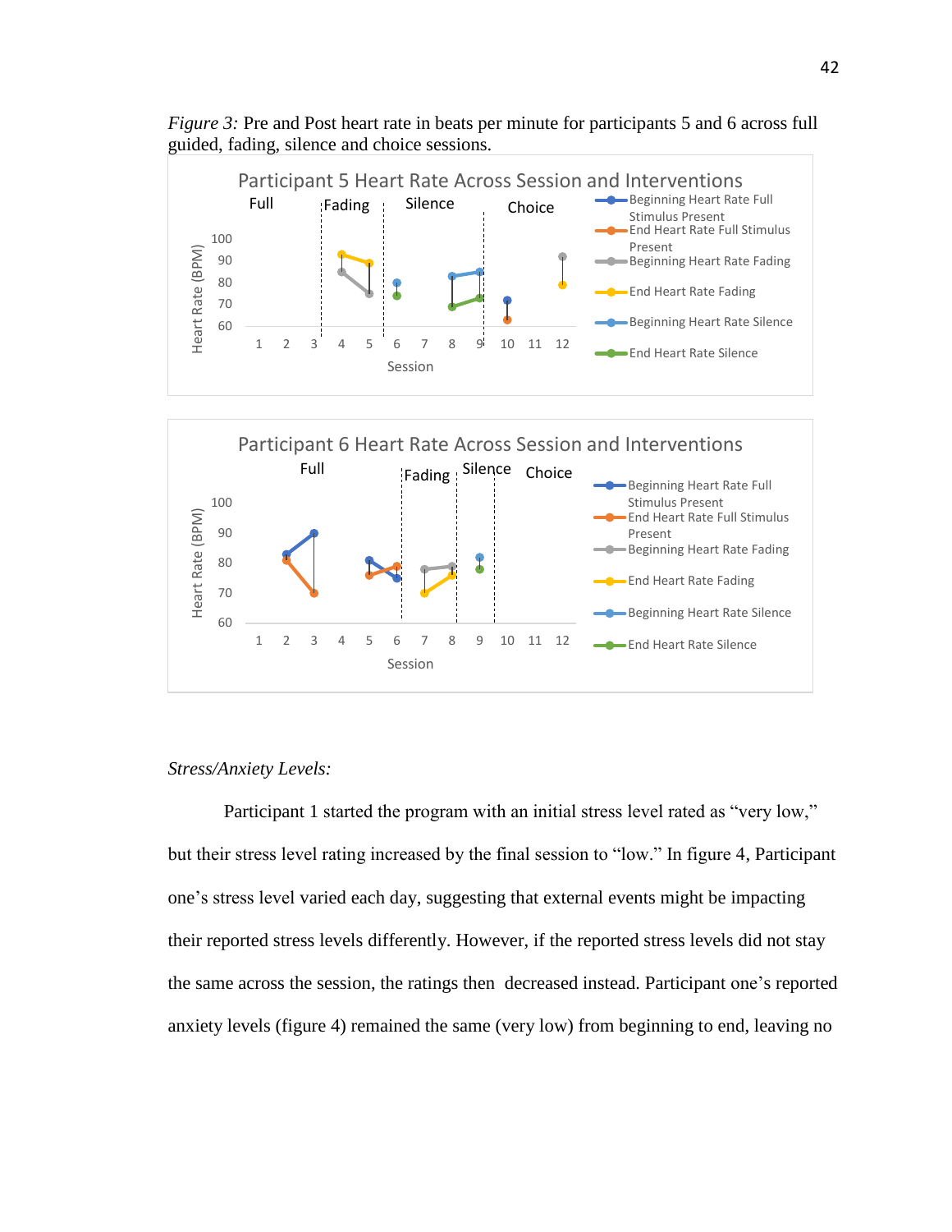*Figure 3:* Pre and Post heart rate in beats per minute for participants 5 and 6 across full guided, fading, silence and choice sessions.

*Stress/Anxiety Levels:*

Participant 1 started the program with an initial stress level rated as "very low," but their stress level rating increased by the final session to "low." In figure 4, Participant one's stress level varied each day, suggesting that external events might be impacting their reported stress levels differently. However, if the reported stress levels did not stay the same across the session, the ratings then decreased instead. Participant one's reported anxiety levels (figure 4) remained the same (very low) from beginning to end, leaving no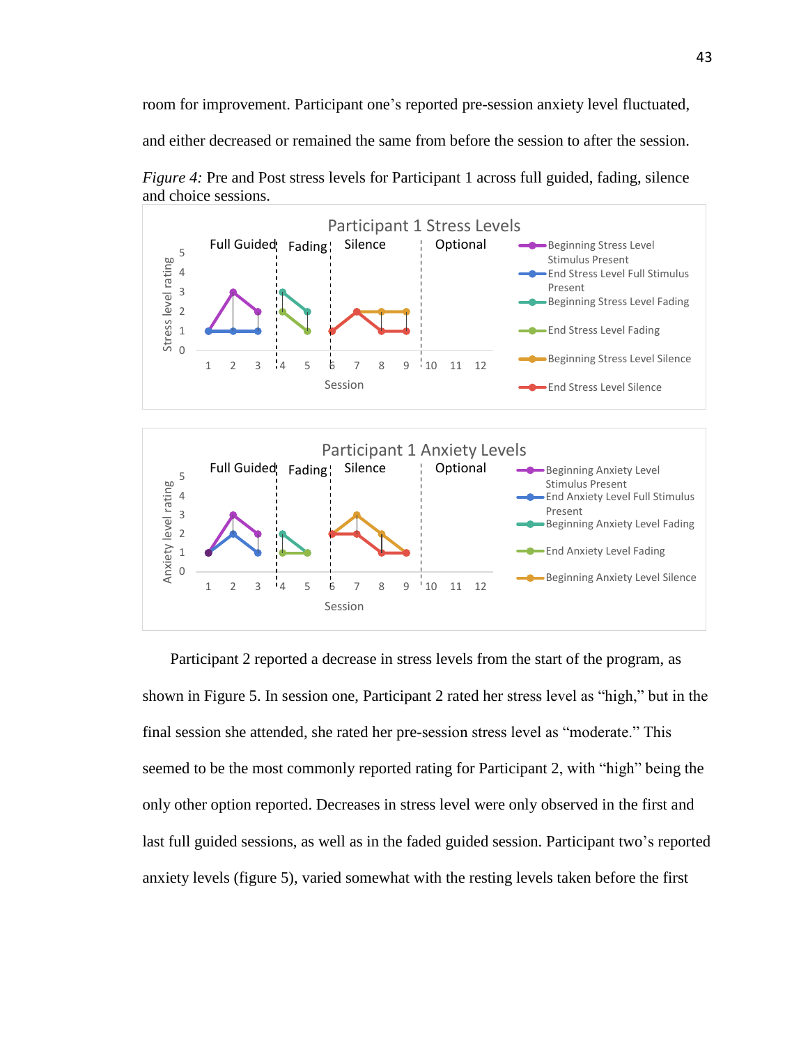room for improvement. Participant one's reported pre-session anxiety level fluctuated, and either decreased or remained the same from before the session to after the session.

*Figure 4:* Pre and Post stress levels for Participant 1 across full guided, fading, silence and choice sessions.

Participant 2 reported a decrease in stress levels from the start of the program, as shown in Figure 5. In session one, Participant 2 rated her stress level as "high," but in the final session she attended, she rated her pre-session stress level as "moderate." This seemed to be the most commonly reported rating for Participant 2, with "high" being the only other option reported. Decreases in stress level were only observed in the first and last full guided sessions, as well as in the faded guided session. Participant two's reported anxiety levels (figure 5), varied somewhat with the resting levels taken before the first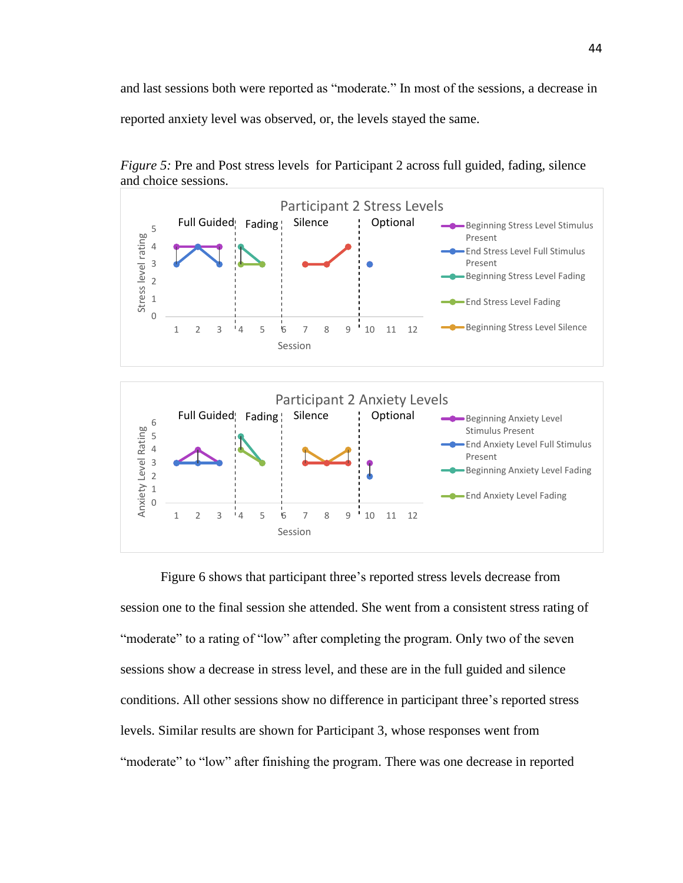and last sessions both were reported as "moderate." In most of the sessions, a decrease in reported anxiety level was observed, or, the levels stayed the same.

*Figure 5:* Pre and Post stress levels for Participant 2 across full guided, fading, silence and choice sessions.

Figure 6 shows that participant three's reported stress levels decrease from session one to the final session she attended. She went from a consistent stress rating of "moderate" to a rating of "low" after completing the program. Only two of the seven sessions show a decrease in stress level, and these are in the full guided and silence conditions. All other sessions show no difference in participant three's reported stress levels. Similar results are shown for Participant 3, whose responses went from "moderate" to "low" after finishing the program. There was one decrease in reported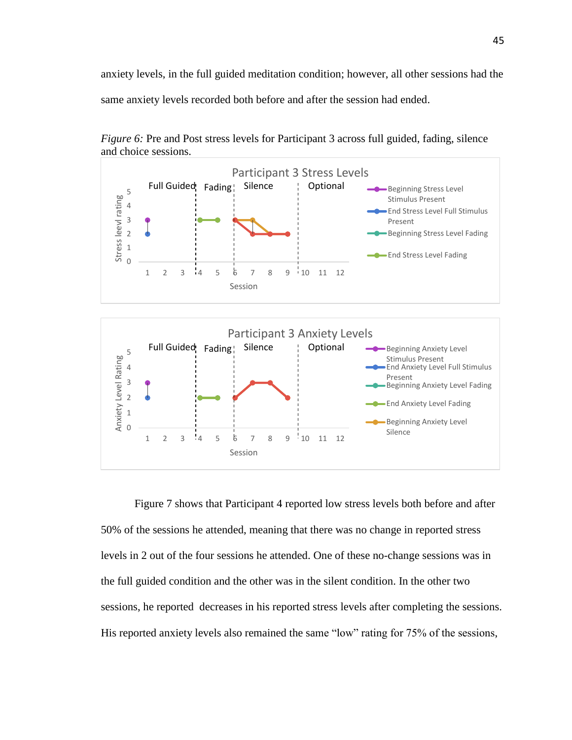anxiety levels, in the full guided meditation condition; however, all other sessions had the same anxiety levels recorded both before and after the session had ended.

*Figure 6:* Pre and Post stress levels for Participant 3 across full guided, fading, silence and choice sessions.

Figure 7 shows that Participant 4 reported low stress levels both before and after 50% of the sessions he attended, meaning that there was no change in reported stress levels in 2 out of the four sessions he attended. One of these no-change sessions was in the full guided condition and the other was in the silent condition. In the other two sessions, he reported  decreases in his reported stress levels after completing the sessions. His reported anxiety levels also remained the same "low" rating for 75% of the sessions,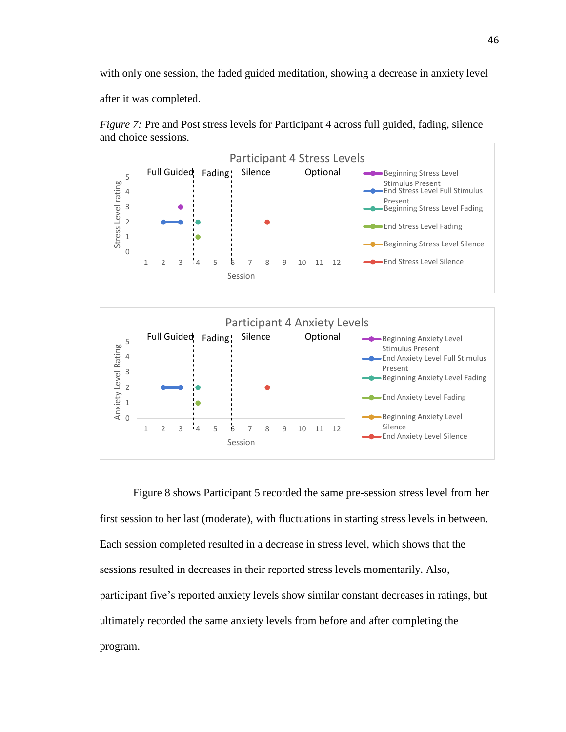with only one session, the faded guided meditation, showing a decrease in anxiety level after it was completed.

*Figure 7:* Pre and Post stress levels for Participant 4 across full guided, fading, silence and choice sessions.

Figure 8 shows Participant 5 recorded the same pre-session stress level from her first session to her last (moderate), with fluctuations in starting stress levels in between. Each session completed resulted in a decrease in stress level, which shows that the sessions resulted in decreases in their reported stress levels momentarily. Also, participant five's reported anxiety levels show similar constant decreases in ratings, but ultimately recorded the same anxiety levels from before and after completing the program.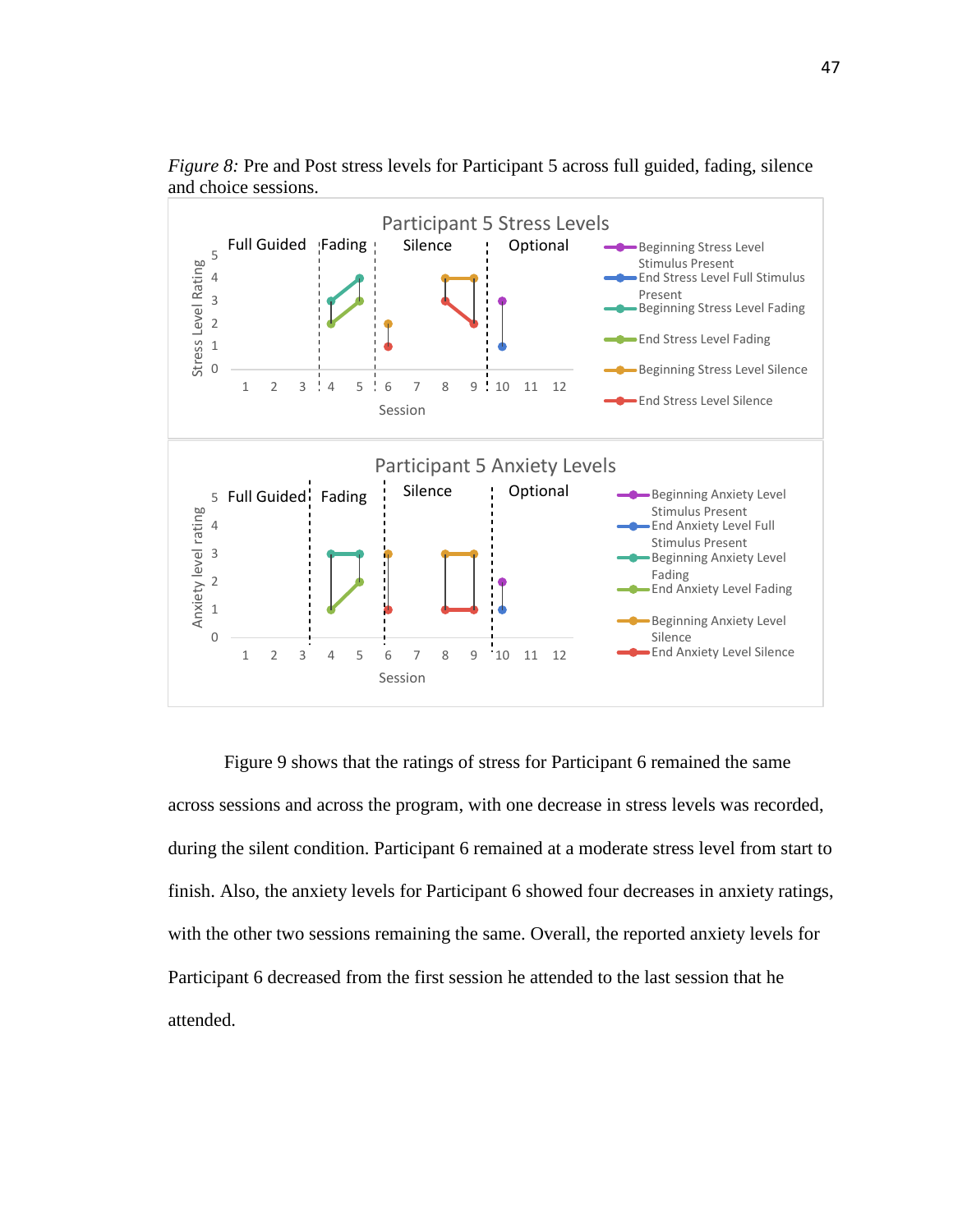*Figure 8:* Pre and Post stress levels for Participant 5 across full guided, fading, silence and choice sessions.

Figure 9 shows that the ratings of stress for Participant 6 remained the same across sessions and across the program, with one decrease in stress levels was recorded, during the silent condition. Participant 6 remained at a moderate stress level from start to finish. Also, the anxiety levels for Participant 6 showed four decreases in anxiety ratings, with the other two sessions remaining the same. Overall, the reported anxiety levels for Participant 6 decreased from the first session he attended to the last session that he attended.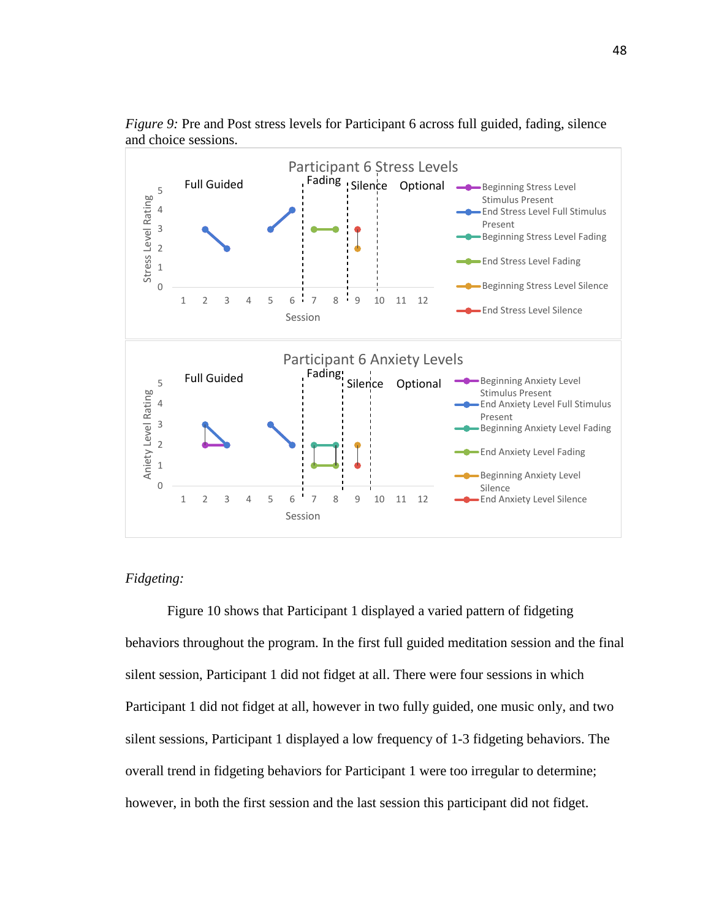*Figure 9:* Pre and Post stress levels for Participant 6 across full guided, fading, silence and choice sessions.

*Fidgeting:*

Figure 10 shows that Participant 1 displayed a varied pattern of fidgeting behaviors throughout the program. In the first full guided meditation session and the final silent session, Participant 1 did not fidget at all. There were four sessions in which Participant 1 did not fidget at all, however in two fully guided, one music only, and two silent sessions, Participant 1 displayed a low frequency of 1-3 fidgeting behaviors. The overall trend in fidgeting behaviors for Participant 1 were too irregular to determine; however, in both the first session and the last session this participant did not fidget.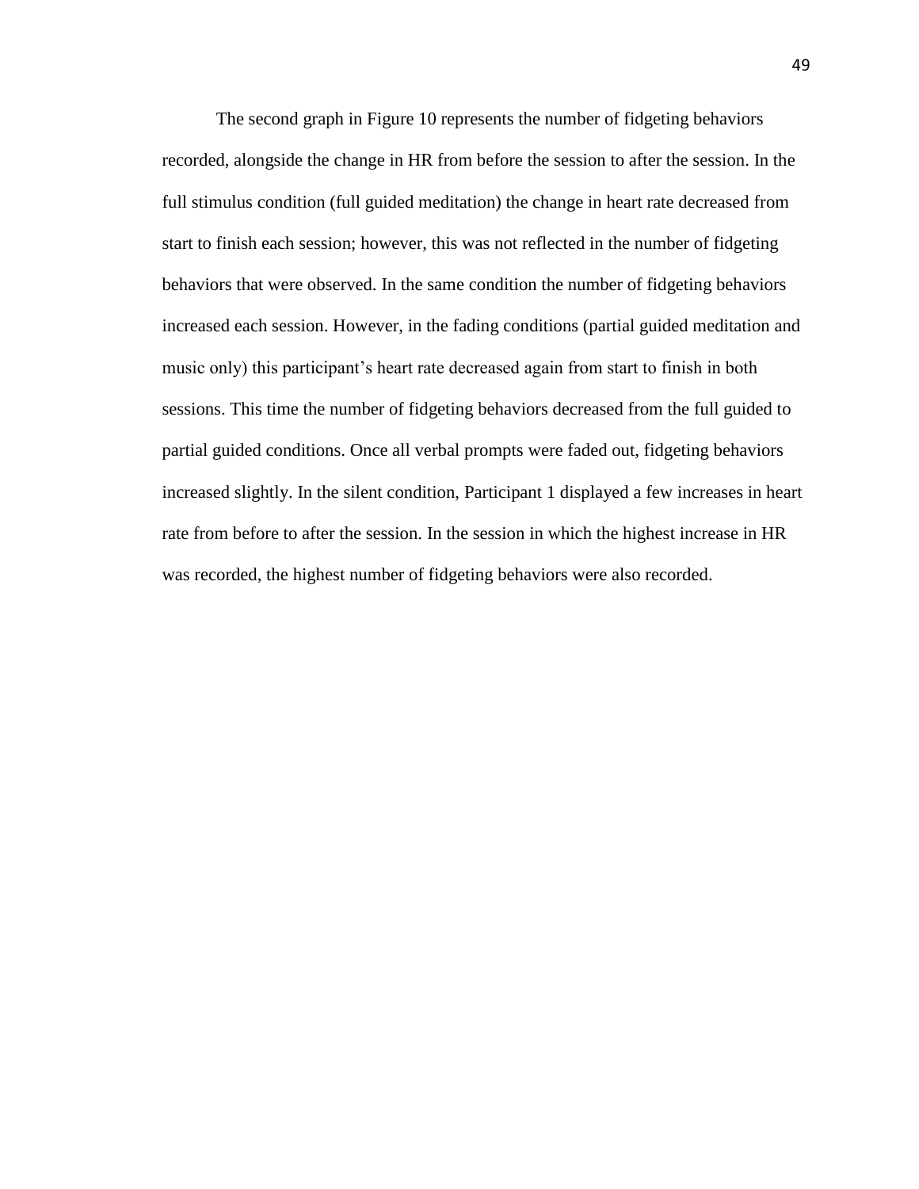The second graph in Figure 10 represents the number of fidgeting behaviors recorded, alongside the change in HR from before the session to after the session. In the full stimulus condition (full guided meditation) the change in heart rate decreased from start to finish each session; however, this was not reflected in the number of fidgeting behaviors that were observed. In the same condition the number of fidgeting behaviors increased each session. However, in the fading conditions (partial guided meditation and music only) this participant's heart rate decreased again from start to finish in both sessions. This time the number of fidgeting behaviors decreased from the full guided to partial guided conditions. Once all verbal prompts were faded out, fidgeting behaviors increased slightly. In the silent condition, Participant 1 displayed a few increases in heart rate from before to after the session. In the session in which the highest increase in HR was recorded, the highest number of fidgeting behaviors were also recorded.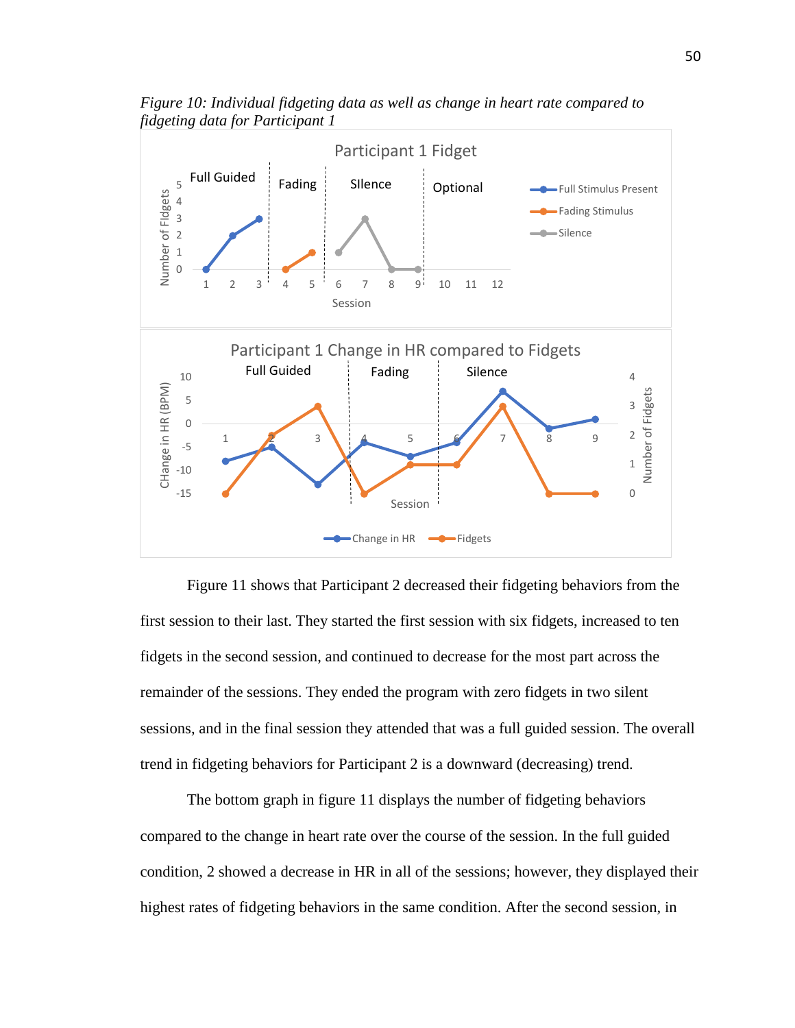*Figure 10: Individual fidgeting data as well as change in heart rate compared to fidgeting data for Participant 1*

Figure 11 shows that Participant 2 decreased their fidgeting behaviors from the first session to their last. They started the first session with six fidgets, increased to ten fidgets in the second session, and continued to decrease for the most part across the remainder of the sessions. They ended the program with zero fidgets in two silent sessions, and in the final session they attended that was a full guided session. The overall trend in fidgeting behaviors for Participant 2 is a downward (decreasing) trend.

The bottom graph in figure 11 displays the number of fidgeting behaviors compared to the change in heart rate over the course of the session. In the full guided condition, 2 showed a decrease in HR in all of the sessions; however, they displayed their highest rates of fidgeting behaviors in the same condition. After the second session, in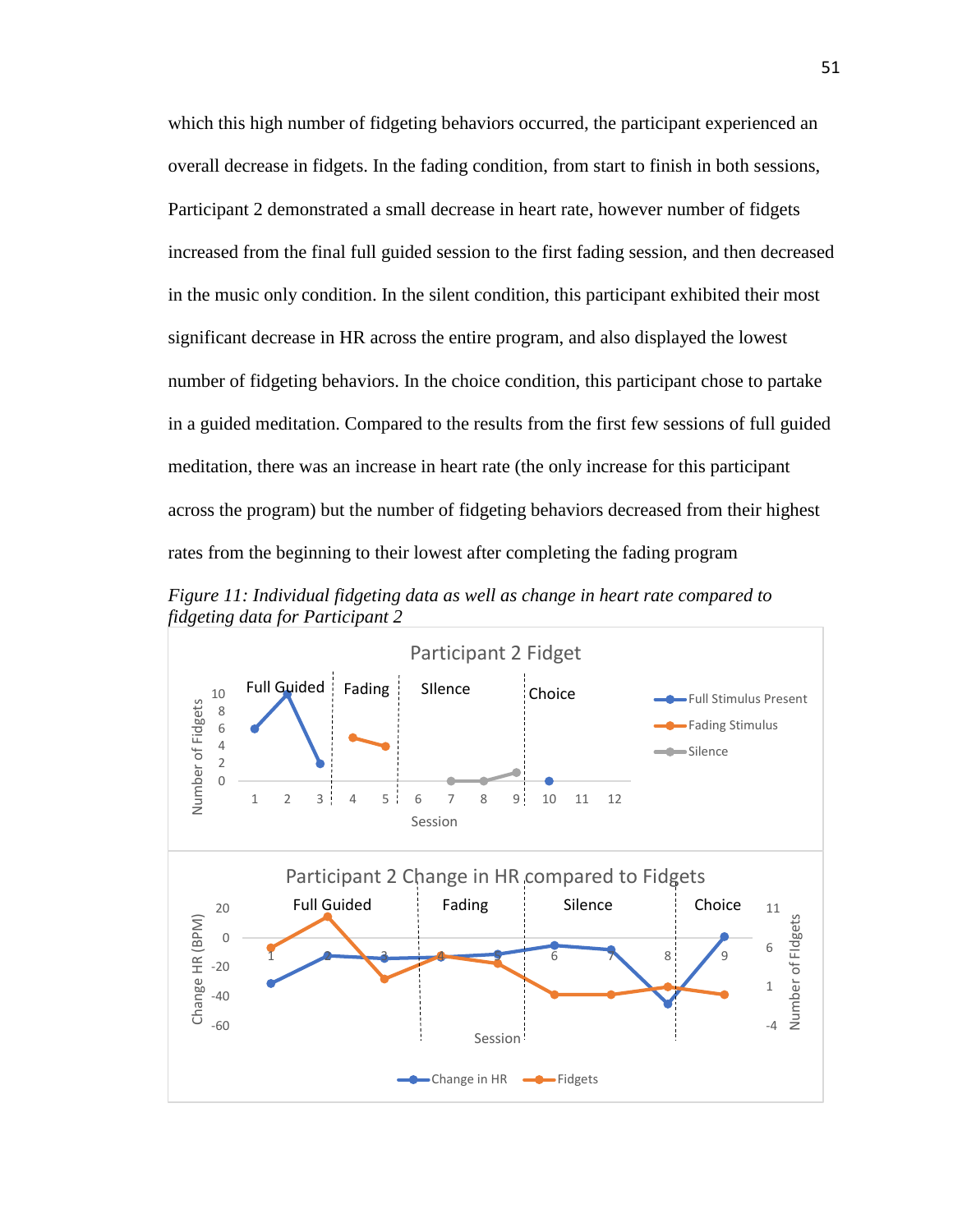which this high number of fidgeting behaviors occurred, the participant experienced an overall decrease in fidgets. In the fading condition, from start to finish in both sessions, Participant 2 demonstrated a small decrease in heart rate, however number of fidgets increased from the final full guided session to the first fading session, and then decreased in the music only condition. In the silent condition, this participant exhibited their most significant decrease in HR across the entire program, and also displayed the lowest number of fidgeting behaviors. In the choice condition, this participant chose to partake in a guided meditation. Compared to the results from the first few sessions of full guided meditation, there was an increase in heart rate (the only increase for this participant across the program) but the number of fidgeting behaviors decreased from their highest rates from the beginning to their lowest after completing the fading program

*Figure 11: Individual fidgeting data as well as change in heart rate compared to fidgeting data for Participant 2*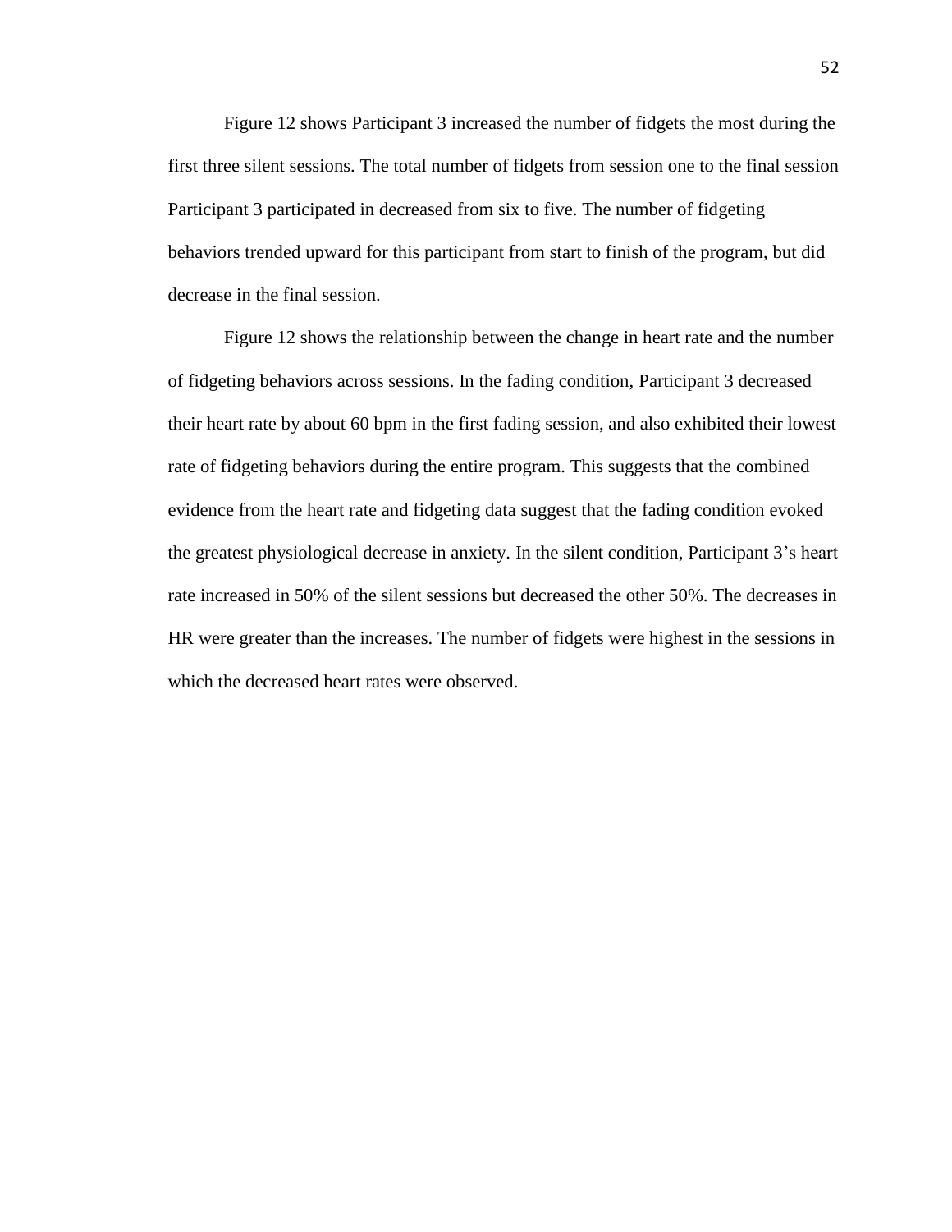Figure 12 shows Participant 3 increased the number of fidgets the most during the first three silent sessions. The total number of fidgets from session one to the final session Participant 3 participated in decreased from six to five. The number of fidgeting behaviors trended upward for this participant from start to finish of the program, but did decrease in the final session.

Figure 12 shows the relationship between the change in heart rate and the number of fidgeting behaviors across sessions. In the fading condition, Participant 3 decreased their heart rate by about 60 bpm in the first fading session, and also exhibited their lowest rate of fidgeting behaviors during the entire program. This suggests that the combined evidence from the heart rate and fidgeting data suggest that the fading condition evoked the greatest physiological decrease in anxiety. In the silent condition, Participant 3's heart rate increased in 50% of the silent sessions but decreased the other 50%. The decreases in HR were greater than the increases. The number of fidgets were highest in the sessions in which the decreased heart rates were observed.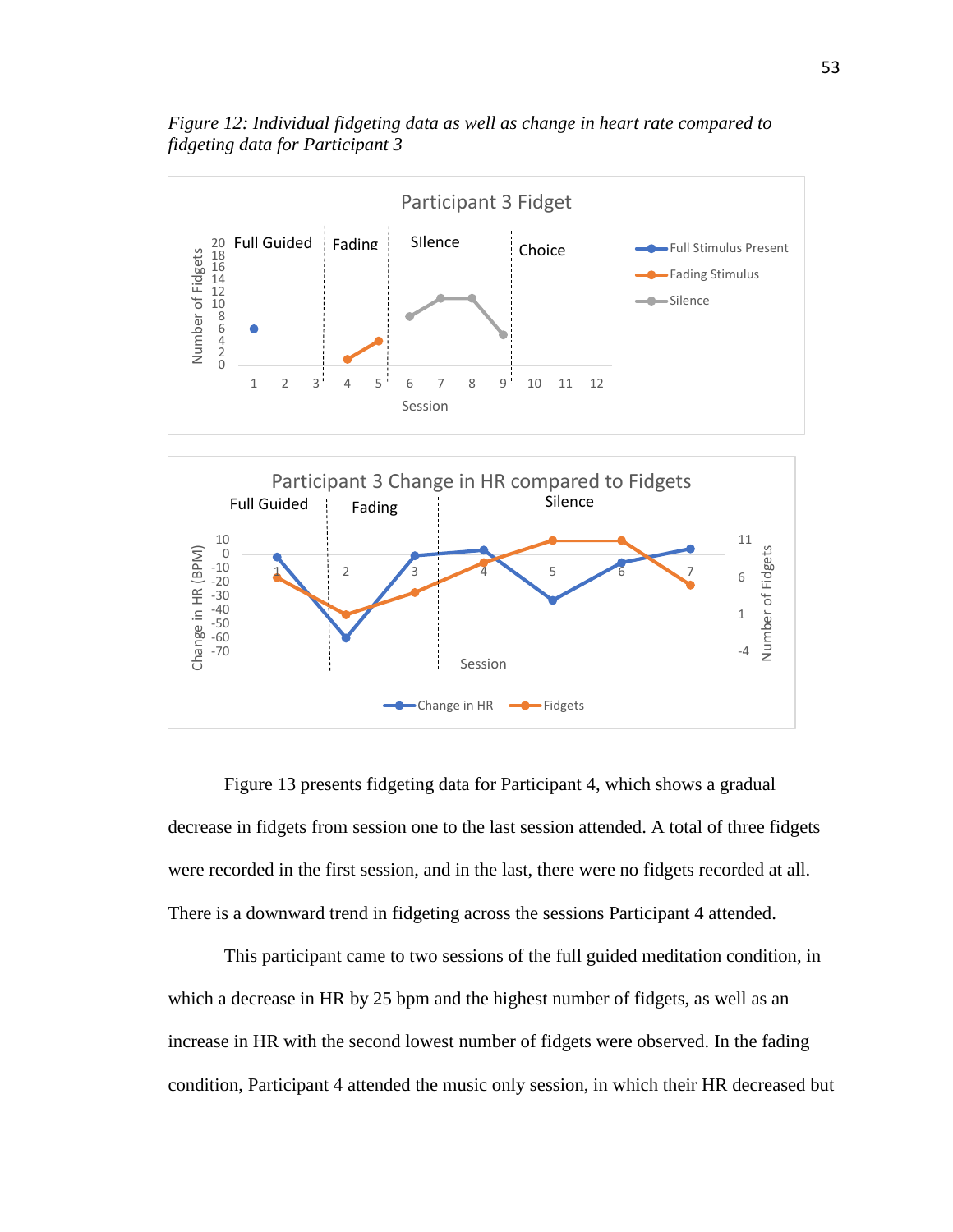*Figure 12: Individual fidgeting data as well as change in heart rate compared to fidgeting data for Participant 3*

Figure 13 presents fidgeting data for Participant 4, which shows a gradual decrease in fidgets from session one to the last session attended. A total of three fidgets were recorded in the first session, and in the last, there were no fidgets recorded at all. There is a downward trend in fidgeting across the sessions Participant 4 attended.

This participant came to two sessions of the full guided meditation condition, in which a decrease in HR by 25 bpm and the highest number of fidgets, as well as an increase in HR with the second lowest number of fidgets were observed. In the fading condition, Participant 4 attended the music only session, in which their HR decreased but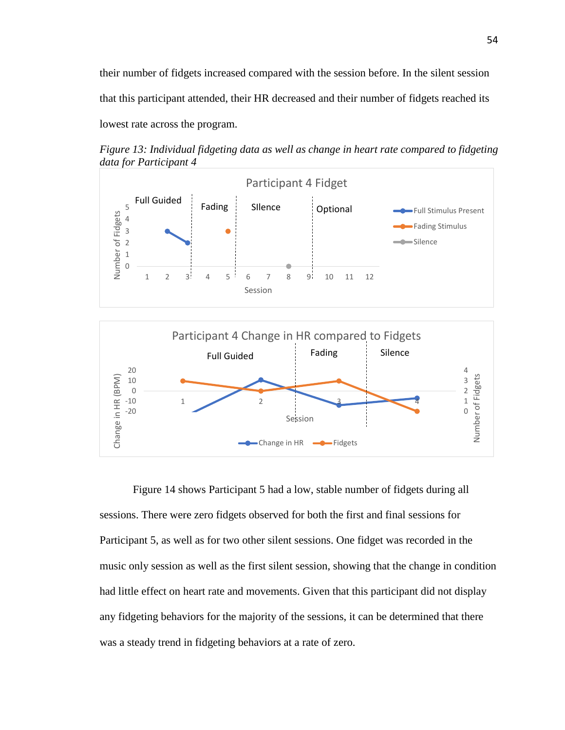their number of fidgets increased compared with the session before. In the silent session that this participant attended, their HR decreased and their number of fidgets reached its lowest rate across the program.

*Figure 13: Individual fidgeting data as well as change in heart rate compared to fidgeting data for Participant 4*

Figure 14 shows Participant 5 had a low, stable number of fidgets during all sessions. There were zero fidgets observed for both the first and final sessions for Participant 5, as well as for two other silent sessions. One fidget was recorded in the music only session as well as the first silent session, showing that the change in condition had little effect on heart rate and movements. Given that this participant did not display any fidgeting behaviors for the majority of the sessions, it can be determined that there was a steady trend in fidgeting behaviors at a rate of zero.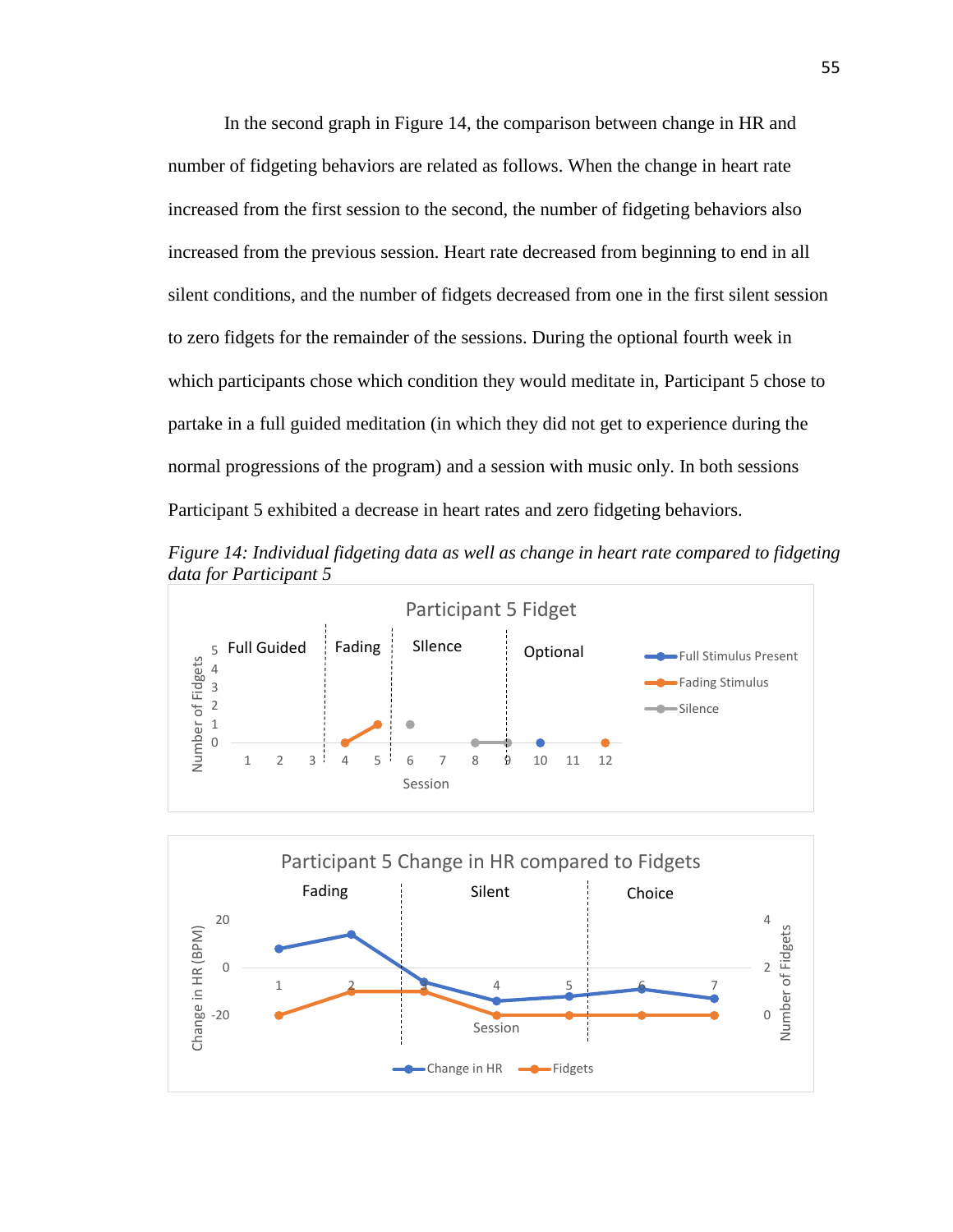In the second graph in Figure 14, the comparison between change in HR and number of fidgeting behaviors are related as follows. When the change in heart rate increased from the first session to the second, the number of fidgeting behaviors also increased from the previous session. Heart rate decreased from beginning to end in all silent conditions, and the number of fidgets decreased from one in the first silent session to zero fidgets for the remainder of the sessions. During the optional fourth week in which participants chose which condition they would meditate in, Participant 5 chose to partake in a full guided meditation (in which they did not get to experience during the normal progressions of the program) and a session with music only. In both sessions Participant 5 exhibited a decrease in heart rates and zero fidgeting behaviors.

*Figure 14: Individual fidgeting data as well as change in heart rate compared to fidgeting data for Participant 5*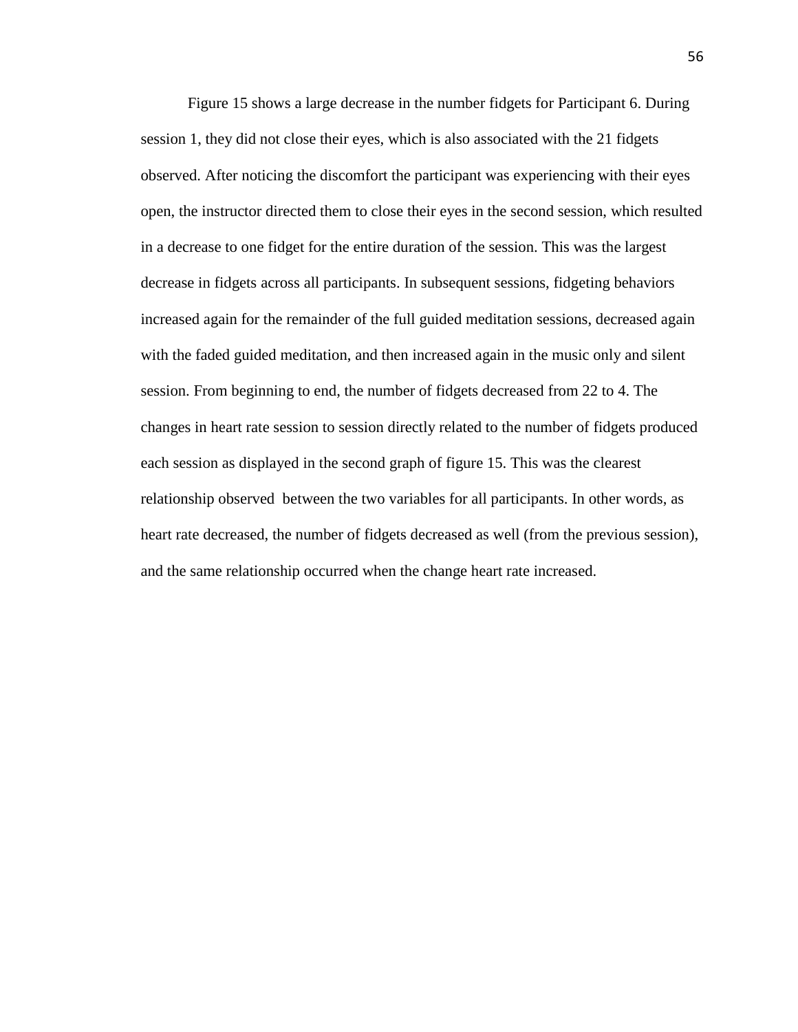Figure 15 shows a large decrease in the number fidgets for Participant 6. During session 1, they did not close their eyes, which is also associated with the 21 fidgets observed. After noticing the discomfort the participant was experiencing with their eyes open, the instructor directed them to close their eyes in the second session, which resulted in a decrease to one fidget for the entire duration of the session. This was the largest decrease in fidgets across all participants. In subsequent sessions, fidgeting behaviors increased again for the remainder of the full guided meditation sessions, decreased again with the faded guided meditation, and then increased again in the music only and silent session. From beginning to end, the number of fidgets decreased from 22 to 4. The changes in heart rate session to session directly related to the number of fidgets produced each session as displayed in the second graph of figure 15. This was the clearest relationship observed between the two variables for all participants. In other words, as heart rate decreased, the number of fidgets decreased as well (from the previous session), and the same relationship occurred when the change heart rate increased.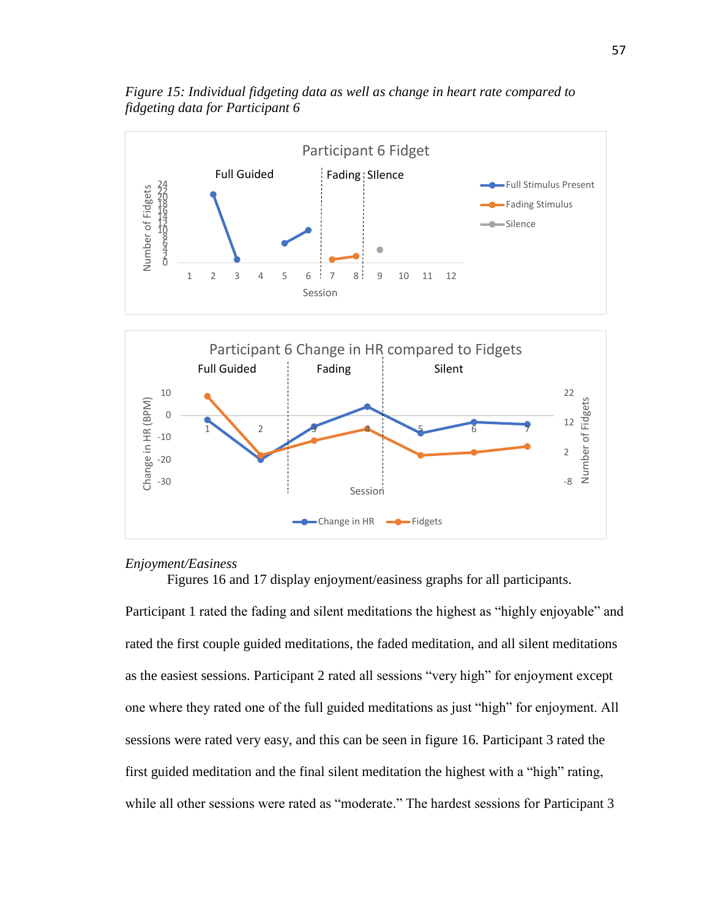*Figure 15: Individual fidgeting data as well as change in heart rate compared to fidgeting data for Participant 6*

*Enjoyment/Easiness*

Figures 16 and 17 display enjoyment/easiness graphs for all participants. Participant 1 rated the fading and silent meditations the highest as “highly enjoyable” and rated the first couple guided meditations, the faded meditation, and all silent meditations as the easiest sessions. Participant 2 rated all sessions “very high” for enjoyment except one where they rated one of the full guided meditations as just “high” for enjoyment. All sessions were rated very easy, and this can be seen in figure 16. Participant 3 rated the first guided meditation and the final silent meditation the highest with a “high” rating, while all other sessions were rated as “moderate.” The hardest sessions for Participant 3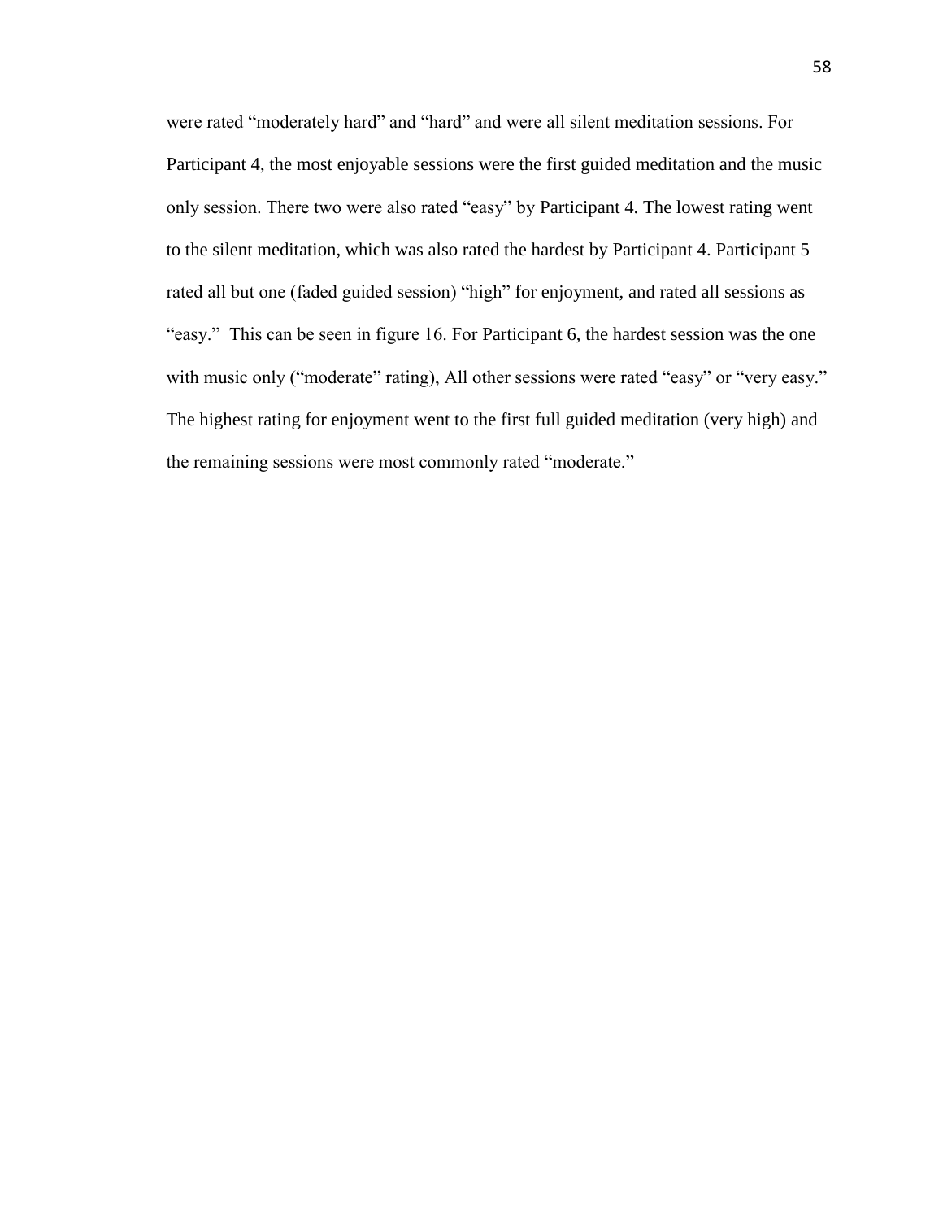were rated “moderately hard” and “hard” and were all silent meditation sessions. For Participant 4, the most enjoyable sessions were the first guided meditation and the music only session. There two were also rated “easy” by Participant 4. The lowest rating went to the silent meditation, which was also rated the hardest by Participant 4. Participant 5 rated all but one (faded guided session) “high” for enjoyment, and rated all sessions as “easy.” This can be seen in figure 16. For Participant 6, the hardest session was the one with music only (“moderate” rating), All other sessions were rated “easy” or “very easy.” The highest rating for enjoyment went to the first full guided meditation (very high) and the remaining sessions were most commonly rated “moderate.”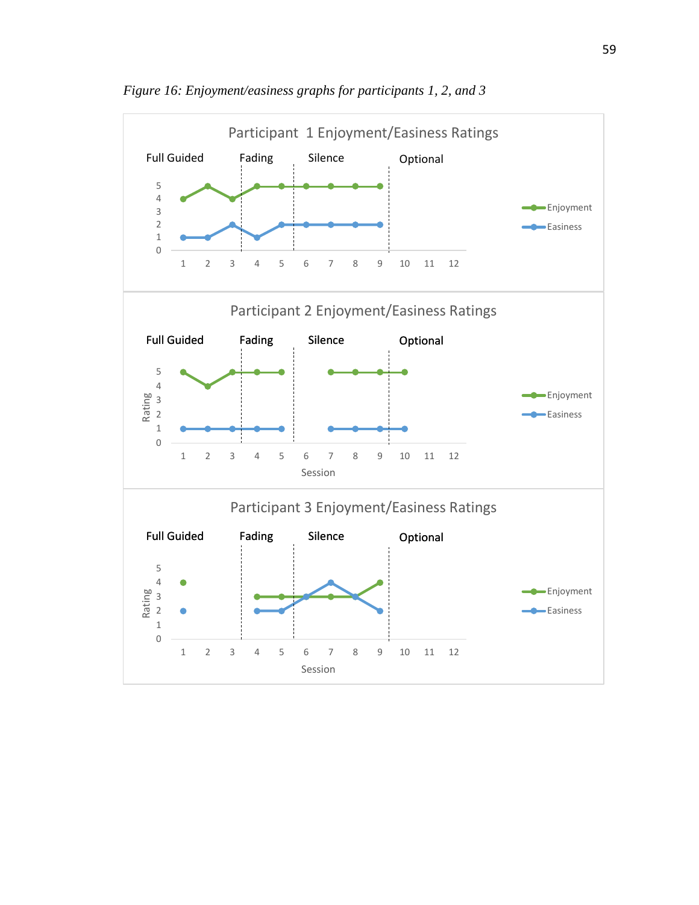*Figure 16: Enjoyment/easiness graphs for participants 1, 2, and 3*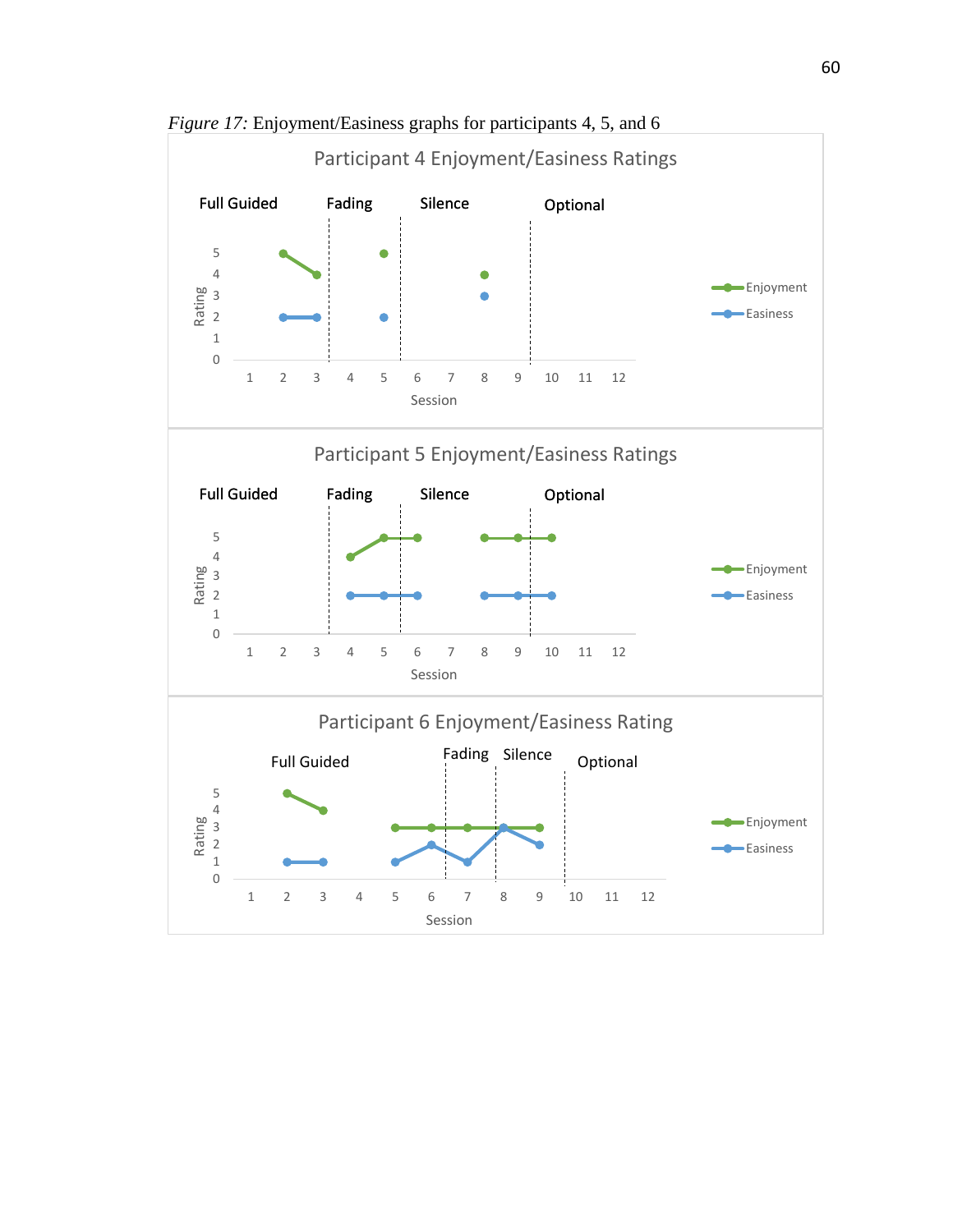*Figure 17:* Enjoyment/Easiness graphs for participants 4, 5, and 6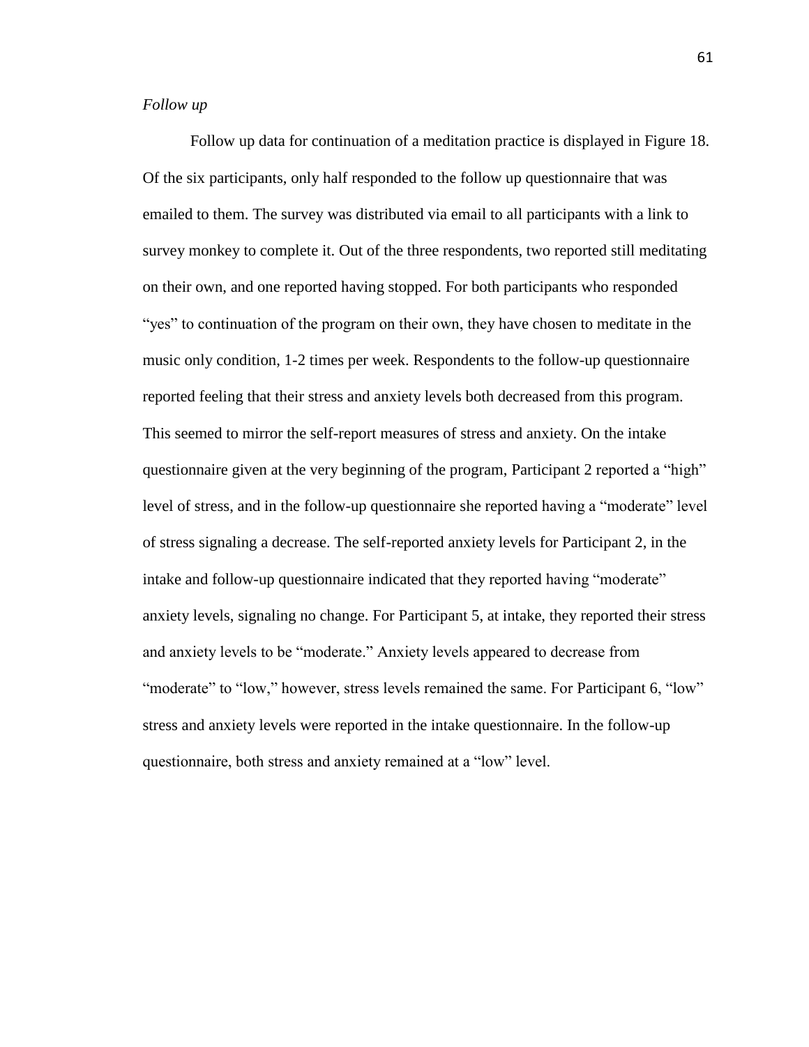*Follow up*

Follow up data for continuation of a meditation practice is displayed in Figure 18. Of the six participants, only half responded to the follow up questionnaire that was emailed to them. The survey was distributed via email to all participants with a link to survey monkey to complete it. Out of the three respondents, two reported still meditating on their own, and one reported having stopped. For both participants who responded "yes" to continuation of the program on their own, they have chosen to meditate in the music only condition, 1-2 times per week. Respondents to the follow-up questionnaire reported feeling that their stress and anxiety levels both decreased from this program. This seemed to mirror the self-report measures of stress and anxiety. On the intake questionnaire given at the very beginning of the program, Participant 2 reported a "high" level of stress, and in the follow-up questionnaire she reported having a "moderate" level of stress signaling a decrease. The self-reported anxiety levels for Participant 2, in the intake and follow-up questionnaire indicated that they reported having "moderate" anxiety levels, signaling no change. For Participant 5, at intake, they reported their stress and anxiety levels to be "moderate." Anxiety levels appeared to decrease from "moderate" to "low," however, stress levels remained the same. For Participant 6, "low" stress and anxiety levels were reported in the intake questionnaire. In the follow-up questionnaire, both stress and anxiety remained at a "low" level.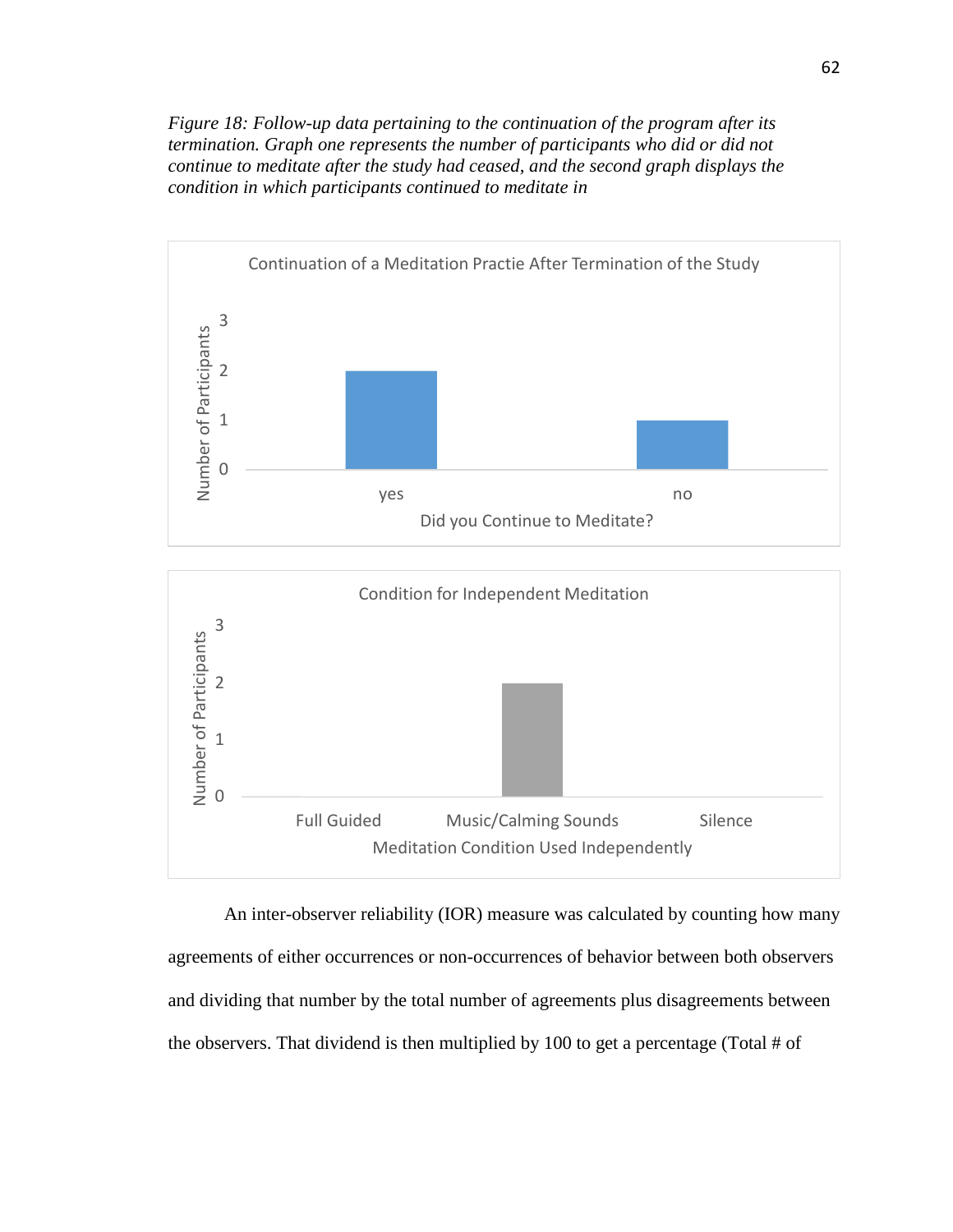*Figure 18: Follow-up data pertaining to the continuation of the program after its termination. Graph one represents the number of participants who did or did not continue to meditate after the study had ceased, and the second graph displays the condition in which participants continued to meditate in*

Continuation of a Meditation Practie After Termination of the Study

| Did you Continue to Meditate? | Number of Participants |
|---|---|
| yes | 2 |
| no | 1 |

Condition for Independent Meditation

| Meditation Condition Used Independently | Number of Participants |
|---|---|
| Full Guided | 0 |
| Music/Calming Sounds | 2 |
| Silence | 0 |

An inter-observer reliability (IOR) measure was calculated by counting how many agreements of either occurrences or non-occurrences of behavior between both observers and dividing that number by the total number of agreements plus disagreements between the observers. That dividend is then multiplied by 100 to get a percentage (Total # of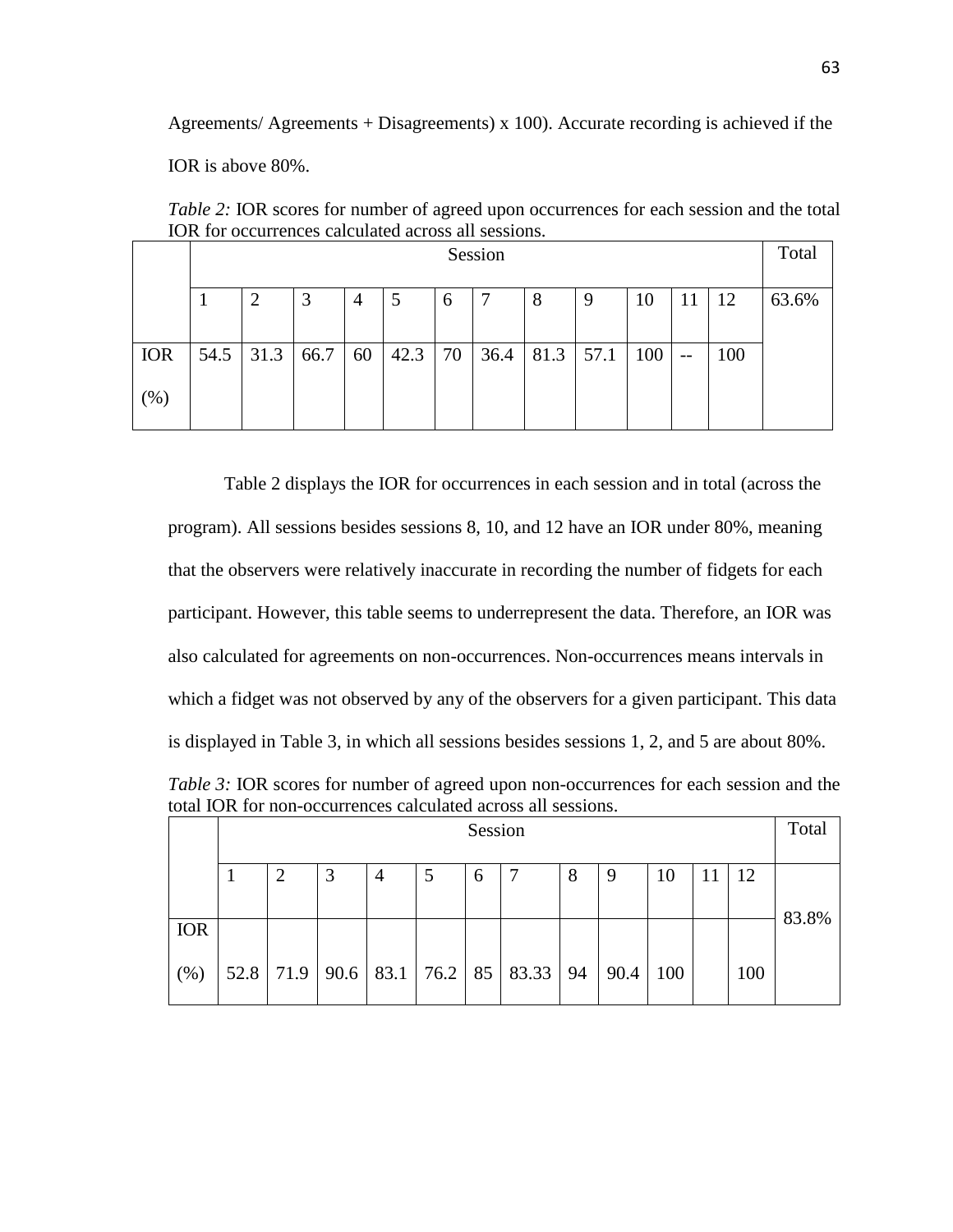Agreements/ Agreements + Disagreements) x 100). Accurate recording is achieved if the IOR is above 80%.

*Table 2:* IOR scores for number of agreed upon occurrences for each session and the total IOR for occurrences calculated across all sessions.

| | Session | | | | | | | | | | | | Total |
|---|---|---|---|---|---|---|---|---|---|---|---|---|---|
| | 1 | 2 | 3 | 4 | 5 | 6 | 7 | 8 | 9 | 10 | 11 | 12 | 63.6% |
| IOR (%) | 54.5 | 31.3 | 66.7 | 60 | 42.3 | 70 | 36.4 | 81.3 | 57.1 | 100 | -- | 100 | |

Table 2 displays the IOR for occurrences in each session and in total (across the program). All sessions besides sessions 8, 10, and 12 have an IOR under 80%, meaning that the observers were relatively inaccurate in recording the number of fidgets for each participant. However, this table seems to underrepresent the data. Therefore, an IOR was also calculated for agreements on non-occurrences. Non-occurrences means intervals in which a fidget was not observed by any of the observers for a given participant. This data is displayed in Table 3, in which all sessions besides sessions 1, 2, and 5 are about 80%.

*Table 3:* IOR scores for number of agreed upon non-occurrences for each session and the total IOR for non-occurrences calculated across all sessions.

| | Session | | | | | | | | | | | | Total |
|---|---|---|---|---|---|---|---|---|---|---|---|---|---|
| | 1 | 2 | 3 | 4 | 5 | 6 | 7 | 8 | 9 | 10 | 11 | 12 | 83.8% |
| IOR (%) | 52.8 | 71.9 | 90.6 | 83.1 | 76.2 | 85 | 83.33 | 94 | 90.4 | 100 | | 100 | |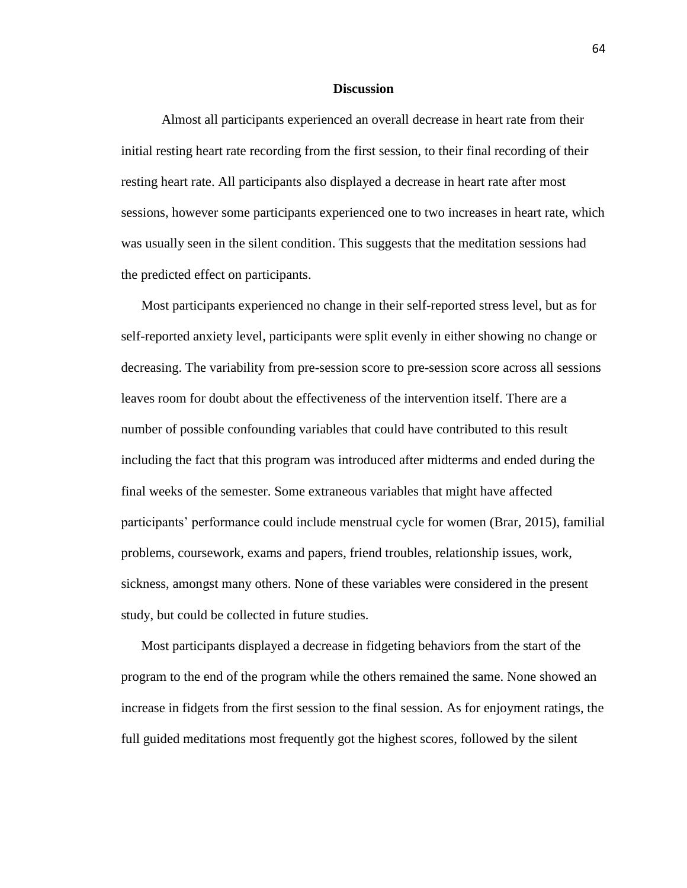## Discussion

Almost all participants experienced an overall decrease in heart rate from their initial resting heart rate recording from the first session, to their final recording of their resting heart rate. All participants also displayed a decrease in heart rate after most sessions, however some participants experienced one to two increases in heart rate, which was usually seen in the silent condition. This suggests that the meditation sessions had the predicted effect on participants.

Most participants experienced no change in their self-reported stress level, but as for self-reported anxiety level, participants were split evenly in either showing no change or decreasing. The variability from pre-session score to pre-session score across all sessions leaves room for doubt about the effectiveness of the intervention itself. There are a number of possible confounding variables that could have contributed to this result including the fact that this program was introduced after midterms and ended during the final weeks of the semester. Some extraneous variables that might have affected participants' performance could include menstrual cycle for women (Brar, 2015), familial problems, coursework, exams and papers, friend troubles, relationship issues, work, sickness, amongst many others. None of these variables were considered in the present study, but could be collected in future studies.

Most participants displayed a decrease in fidgeting behaviors from the start of the program to the end of the program while the others remained the same. None showed an increase in fidgets from the first session to the final session. As for enjoyment ratings, the full guided meditations most frequently got the highest scores, followed by the silent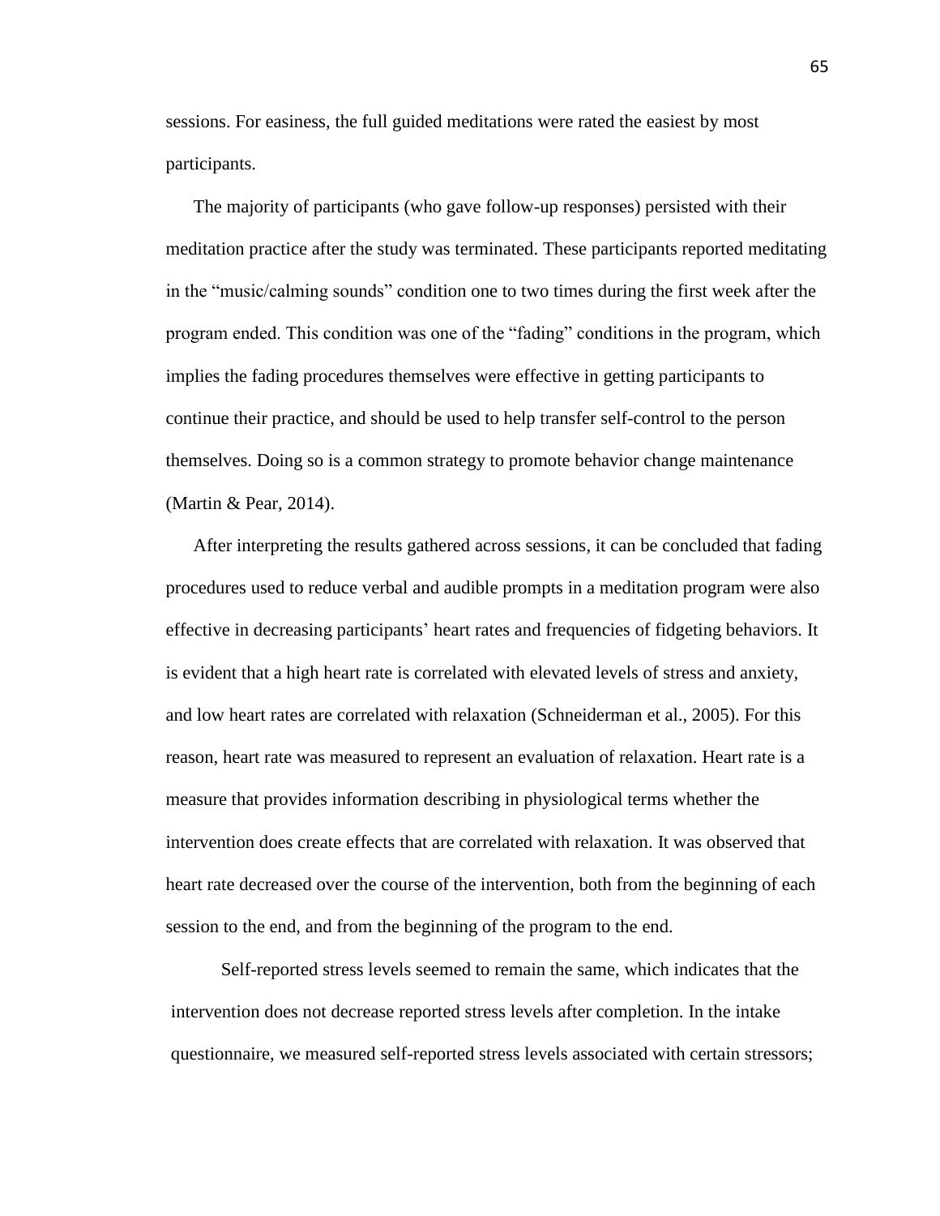sessions. For easiness, the full guided meditations were rated the easiest by most participants.

The majority of participants (who gave follow-up responses) persisted with their meditation practice after the study was terminated. These participants reported meditating in the "music/calming sounds" condition one to two times during the first week after the program ended. This condition was one of the "fading" conditions in the program, which implies the fading procedures themselves were effective in getting participants to continue their practice, and should be used to help transfer self-control to the person themselves. Doing so is a common strategy to promote behavior change maintenance (Martin & Pear, 2014).

After interpreting the results gathered across sessions, it can be concluded that fading procedures used to reduce verbal and audible prompts in a meditation program were also effective in decreasing participants' heart rates and frequencies of fidgeting behaviors. It is evident that a high heart rate is correlated with elevated levels of stress and anxiety, and low heart rates are correlated with relaxation (Schneiderman et al., 2005). For this reason, heart rate was measured to represent an evaluation of relaxation. Heart rate is a measure that provides information describing in physiological terms whether the intervention does create effects that are correlated with relaxation. It was observed that heart rate decreased over the course of the intervention, both from the beginning of each session to the end, and from the beginning of the program to the end.

Self-reported stress levels seemed to remain the same, which indicates that the intervention does not decrease reported stress levels after completion. In the intake questionnaire, we measured self-reported stress levels associated with certain stressors;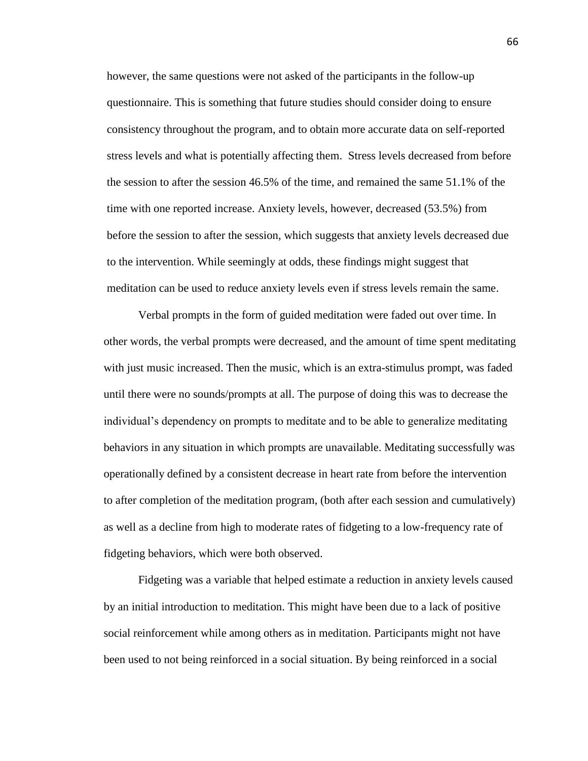however, the same questions were not asked of the participants in the follow-up questionnaire. This is something that future studies should consider doing to ensure consistency throughout the program, and to obtain more accurate data on self-reported stress levels and what is potentially affecting them. Stress levels decreased from before the session to after the session 46.5% of the time, and remained the same 51.1% of the time with one reported increase. Anxiety levels, however, decreased (53.5%) from before the session to after the session, which suggests that anxiety levels decreased due to the intervention. While seemingly at odds, these findings might suggest that meditation can be used to reduce anxiety levels even if stress levels remain the same.

Verbal prompts in the form of guided meditation were faded out over time. In other words, the verbal prompts were decreased, and the amount of time spent meditating with just music increased. Then the music, which is an extra-stimulus prompt, was faded until there were no sounds/prompts at all. The purpose of doing this was to decrease the individual's dependency on prompts to meditate and to be able to generalize meditating behaviors in any situation in which prompts are unavailable. Meditating successfully was operationally defined by a consistent decrease in heart rate from before the intervention to after completion of the meditation program, (both after each session and cumulatively) as well as a decline from high to moderate rates of fidgeting to a low-frequency rate of fidgeting behaviors, which were both observed.

Fidgeting was a variable that helped estimate a reduction in anxiety levels caused by an initial introduction to meditation. This might have been due to a lack of positive social reinforcement while among others as in meditation. Participants might not have been used to not being reinforced in a social situation. By being reinforced in a social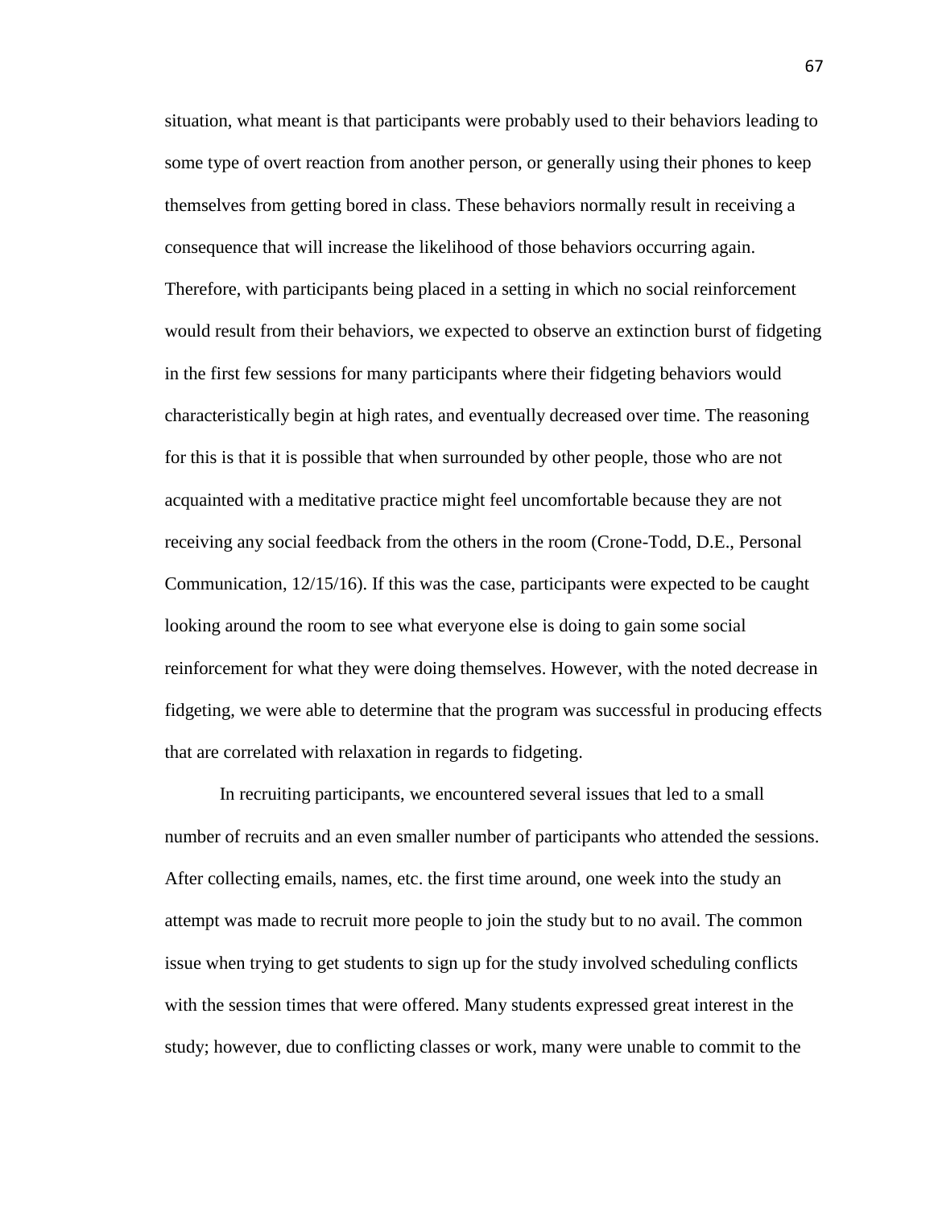situation, what meant is that participants were probably used to their behaviors leading to some type of overt reaction from another person, or generally using their phones to keep themselves from getting bored in class. These behaviors normally result in receiving a consequence that will increase the likelihood of those behaviors occurring again. Therefore, with participants being placed in a setting in which no social reinforcement would result from their behaviors, we expected to observe an extinction burst of fidgeting in the first few sessions for many participants where their fidgeting behaviors would characteristically begin at high rates, and eventually decreased over time. The reasoning for this is that it is possible that when surrounded by other people, those who are not acquainted with a meditative practice might feel uncomfortable because they are not receiving any social feedback from the others in the room (Crone-Todd, D.E., Personal Communication, 12/15/16). If this was the case, participants were expected to be caught looking around the room to see what everyone else is doing to gain some social reinforcement for what they were doing themselves. However, with the noted decrease in fidgeting, we were able to determine that the program was successful in producing effects that are correlated with relaxation in regards to fidgeting.

In recruiting participants, we encountered several issues that led to a small number of recruits and an even smaller number of participants who attended the sessions. After collecting emails, names, etc. the first time around, one week into the study an attempt was made to recruit more people to join the study but to no avail. The common issue when trying to get students to sign up for the study involved scheduling conflicts with the session times that were offered. Many students expressed great interest in the study; however, due to conflicting classes or work, many were unable to commit to the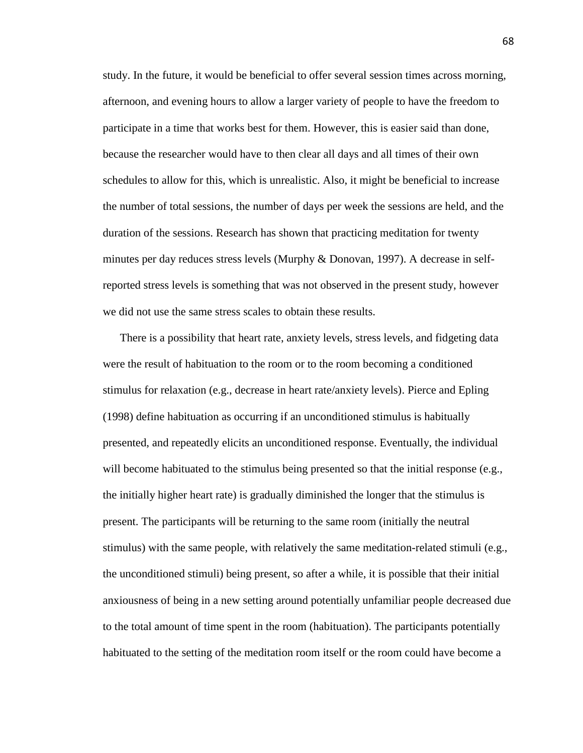study. In the future, it would be beneficial to offer several session times across morning, afternoon, and evening hours to allow a larger variety of people to have the freedom to participate in a time that works best for them. However, this is easier said than done, because the researcher would have to then clear all days and all times of their own schedules to allow for this, which is unrealistic. Also, it might be beneficial to increase the number of total sessions, the number of days per week the sessions are held, and the duration of the sessions. Research has shown that practicing meditation for twenty minutes per day reduces stress levels (Murphy & Donovan, 1997). A decrease in self-reported stress levels is something that was not observed in the present study, however we did not use the same stress scales to obtain these results.

There is a possibility that heart rate, anxiety levels, stress levels, and fidgeting data were the result of habituation to the room or to the room becoming a conditioned stimulus for relaxation (e.g., decrease in heart rate/anxiety levels). Pierce and Epling (1998) define habituation as occurring if an unconditioned stimulus is habitually presented, and repeatedly elicits an unconditioned response. Eventually, the individual will become habituated to the stimulus being presented so that the initial response (e.g., the initially higher heart rate) is gradually diminished the longer that the stimulus is present. The participants will be returning to the same room (initially the neutral stimulus) with the same people, with relatively the same meditation-related stimuli (e.g., the unconditioned stimuli) being present, so after a while, it is possible that their initial anxiousness of being in a new setting around potentially unfamiliar people decreased due to the total amount of time spent in the room (habituation). The participants potentially habituated to the setting of the meditation room itself or the room could have become a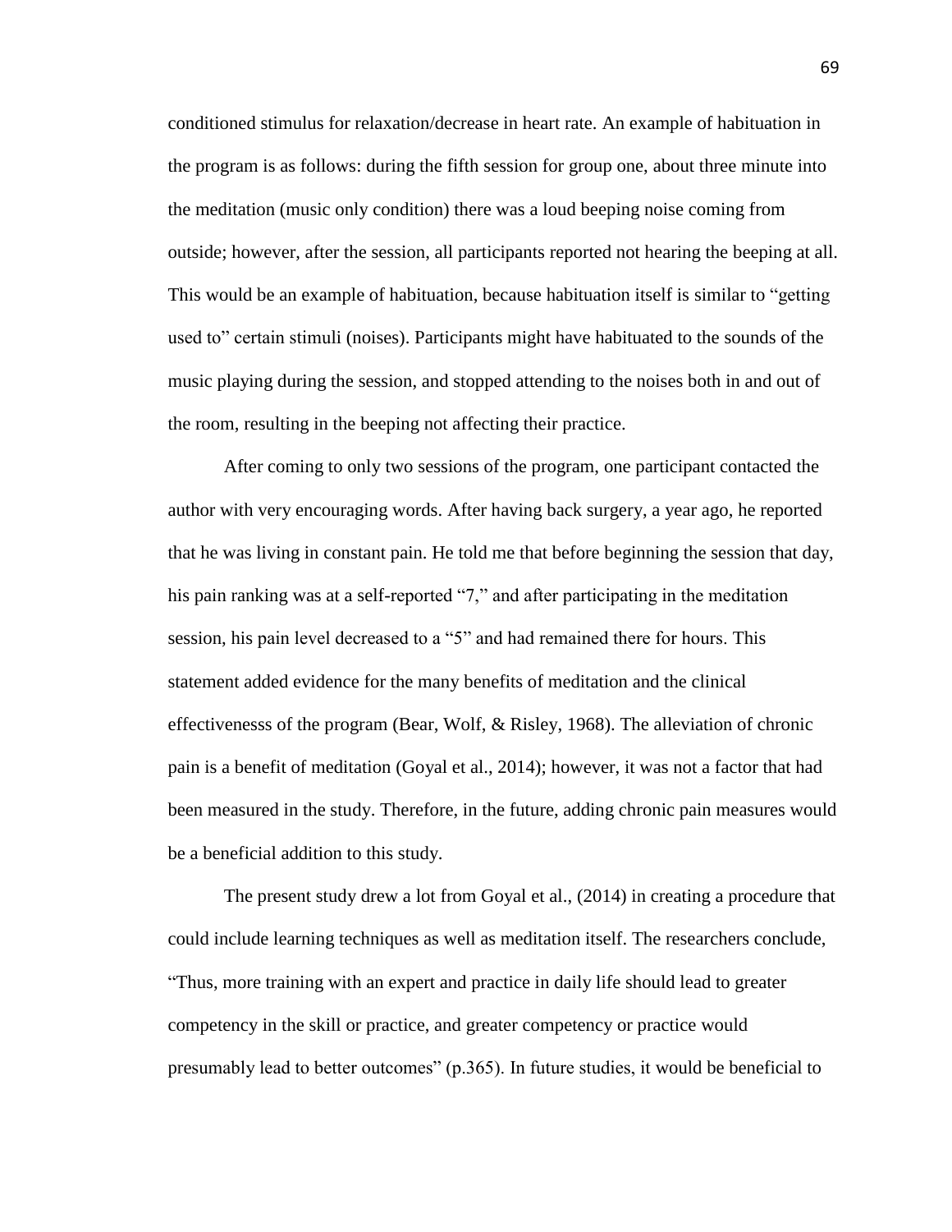conditioned stimulus for relaxation/decrease in heart rate. An example of habituation in the program is as follows: during the fifth session for group one, about three minute into the meditation (music only condition) there was a loud beeping noise coming from outside; however, after the session, all participants reported not hearing the beeping at all. This would be an example of habituation, because habituation itself is similar to "getting used to" certain stimuli (noises). Participants might have habituated to the sounds of the music playing during the session, and stopped attending to the noises both in and out of the room, resulting in the beeping not affecting their practice.

After coming to only two sessions of the program, one participant contacted the author with very encouraging words. After having back surgery, a year ago, he reported that he was living in constant pain. He told me that before beginning the session that day, his pain ranking was at a self-reported "7," and after participating in the meditation session, his pain level decreased to a "5" and had remained there for hours. This statement added evidence for the many benefits of meditation and the clinical effectivenesss of the program (Bear, Wolf, & Risley, 1968). The alleviation of chronic pain is a benefit of meditation (Goyal et al., 2014); however, it was not a factor that had been measured in the study. Therefore, in the future, adding chronic pain measures would be a beneficial addition to this study.

The present study drew a lot from Goyal et al., (2014) in creating a procedure that could include learning techniques as well as meditation itself. The researchers conclude, "Thus, more training with an expert and practice in daily life should lead to greater competency in the skill or practice, and greater competency or practice would presumably lead to better outcomes" (p.365). In future studies, it would be beneficial to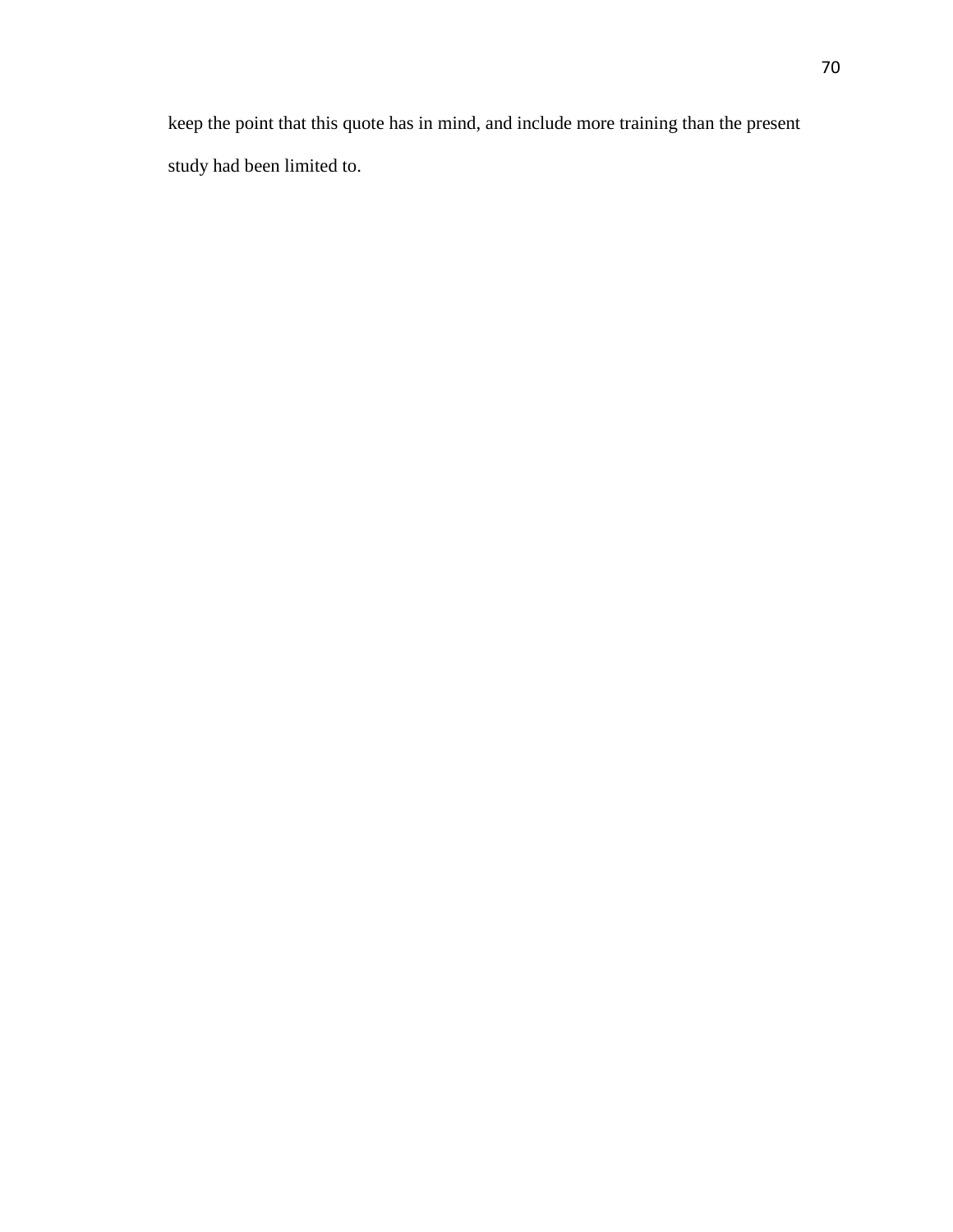keep the point that this quote has in mind, and include more training than the present study had been limited to.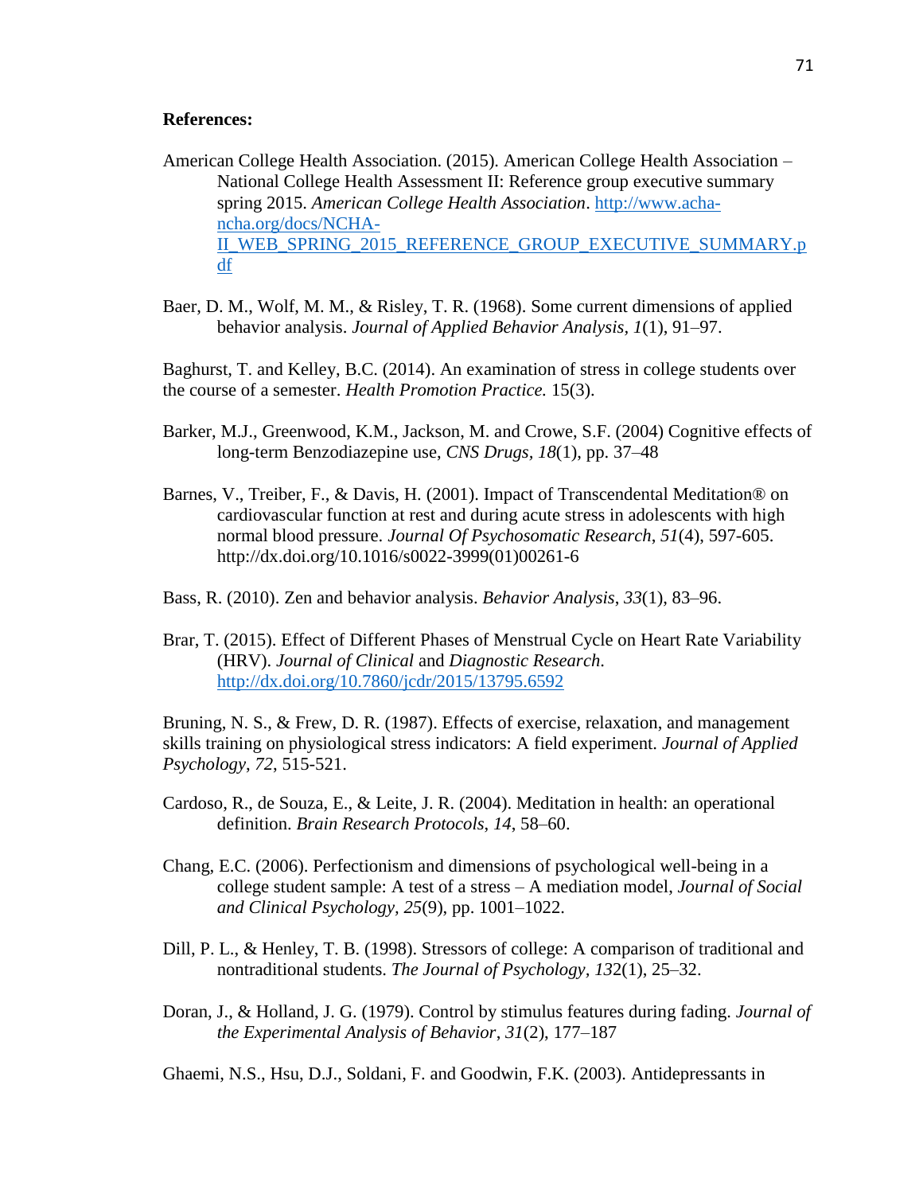**References:**

American College Health Association. (2015). American College Health Association – National College Health Assessment II: Reference group executive summary spring 2015. *American College Health Association*. http://www.acha-ncha.org/docs/NCHA-II_WEB_SPRING_2015_REFERENCE_GROUP_EXECUTIVE_SUMMARY.pdf

Baer, D. M., Wolf, M. M., & Risley, T. R. (1968). Some current dimensions of applied behavior analysis. *Journal of Applied Behavior Analysis*, *1*(1), 91–97.

Baghurst, T. and Kelley, B.C. (2014). An examination of stress in college students over the course of a semester. *Health Promotion Practice.* 15(3).

Barker, M.J., Greenwood, K.M., Jackson, M. and Crowe, S.F. (2004) Cognitive effects of long-term Benzodiazepine use, *CNS Drugs*, *18*(1), pp. 37–48

Barnes, V., Treiber, F., & Davis, H. (2001). Impact of Transcendental Meditation® on cardiovascular function at rest and during acute stress in adolescents with high normal blood pressure. *Journal Of Psychosomatic Research*, *51*(4), 597-605. http://dx.doi.org/10.1016/s0022-3999(01)00261-6

Bass, R. (2010). Zen and behavior analysis. *Behavior Analysis*, *33*(1), 83–96.

Brar, T. (2015). Effect of Different Phases of Menstrual Cycle on Heart Rate Variability (HRV). *Journal of Clinical* and *Diagnostic Research.* http://dx.doi.org/10.7860/jcdr/2015/13795.6592

Bruning, N. S., & Frew, D. R. (1987). Effects of exercise, relaxation, and management skills training on physiological stress indicators: A field experiment. *Journal of Applied Psychology*, *72*, 515-521.

Cardoso, R., de Souza, E., & Leite, J. R. (2004). Meditation in health: an operational definition. *Brain Research Protocols*, *14*, 58–60.

Chang, E.C. (2006). Perfectionism and dimensions of psychological well-being in a college student sample: A test of a stress – A mediation model, *Journal of Social and Clinical Psychology, 25*(9), pp. 1001–1022.

Dill, P. L., & Henley, T. B. (1998). Stressors of college: A comparison of traditional and nontraditional students. *The Journal of Psychology*, *132*(1), 25–32.

Doran, J., & Holland, J. G. (1979). Control by stimulus features during fading. *Journal of the Experimental Analysis of Behavior*, *31*(2), 177–187

Ghaemi, N.S., Hsu, D.J., Soldani, F. and Goodwin, F.K. (2003). Antidepressants in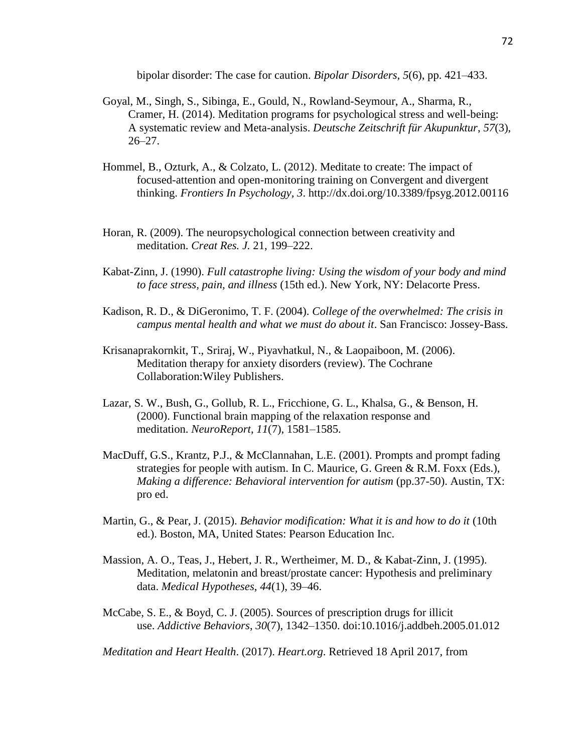bipolar disorder: The case for caution. *Bipolar Disorders*, *5*(6), pp. 421–433.

Goyal, M., Singh, S., Sibinga, E., Gould, N., Rowland-Seymour, A., Sharma, R., Cramer, H. (2014). Meditation programs for psychological stress and well-being: A systematic review and Meta-analysis. *Deutsche Zeitschrift für Akupunktur*, *57*(3), 26–27.

Hommel, B., Ozturk, A., & Colzato, L. (2012). Meditate to create: The impact of focused-attention and open-monitoring training on Convergent and divergent thinking. *Frontiers In Psychology*, *3*. http://dx.doi.org/10.3389/fpsyg.2012.00116

Horan, R. (2009). The neuropsychological connection between creativity and meditation. *Creat Res. J.* 21, 199–222.

Kabat-Zinn, J. (1990). *Full catastrophe living: Using the wisdom of your body and mind to face stress, pain, and illness* (15th ed.). New York, NY: Delacorte Press.

Kadison, R. D., & DiGeronimo, T. F. (2004). *College of the overwhelmed: The crisis in campus mental health and what we must do about it*. San Francisco: Jossey-Bass.

Krisanaprakornkit, T., Sriraj, W., Piyavhatkul, N., & Laopaiboon, M. (2006). Meditation therapy for anxiety disorders (review). The Cochrane Collaboration:Wiley Publishers.

Lazar, S. W., Bush, G., Gollub, R. L., Fricchione, G. L., Khalsa, G., & Benson, H. (2000). Functional brain mapping of the relaxation response and meditation. *NeuroReport*, *11*(7), 1581–1585.

MacDuff, G.S., Krantz, P.J., & McClannahan, L.E. (2001). Prompts and prompt fading strategies for people with autism. In C. Maurice, G. Green & R.M. Foxx (Eds.), *Making a difference: Behavioral intervention for autism* (pp.37-50). Austin, TX: pro ed.

Martin, G., & Pear, J. (2015). *Behavior modification: What it is and how to do it* (10th ed.). Boston, MA, United States: Pearson Education Inc.

Massion, A. O., Teas, J., Hebert, J. R., Wertheimer, M. D., & Kabat-Zinn, J. (1995). Meditation, melatonin and breast/prostate cancer: Hypothesis and preliminary data. *Medical Hypotheses*, *44*(1), 39–46.

McCabe, S. E., & Boyd, C. J. (2005). Sources of prescription drugs for illicit use. *Addictive Behaviors*, *30*(7), 1342–1350. doi:10.1016/j.addbeh.2005.01.012

*Meditation and Heart Health*. (2017). *Heart.org*. Retrieved 18 April 2017, from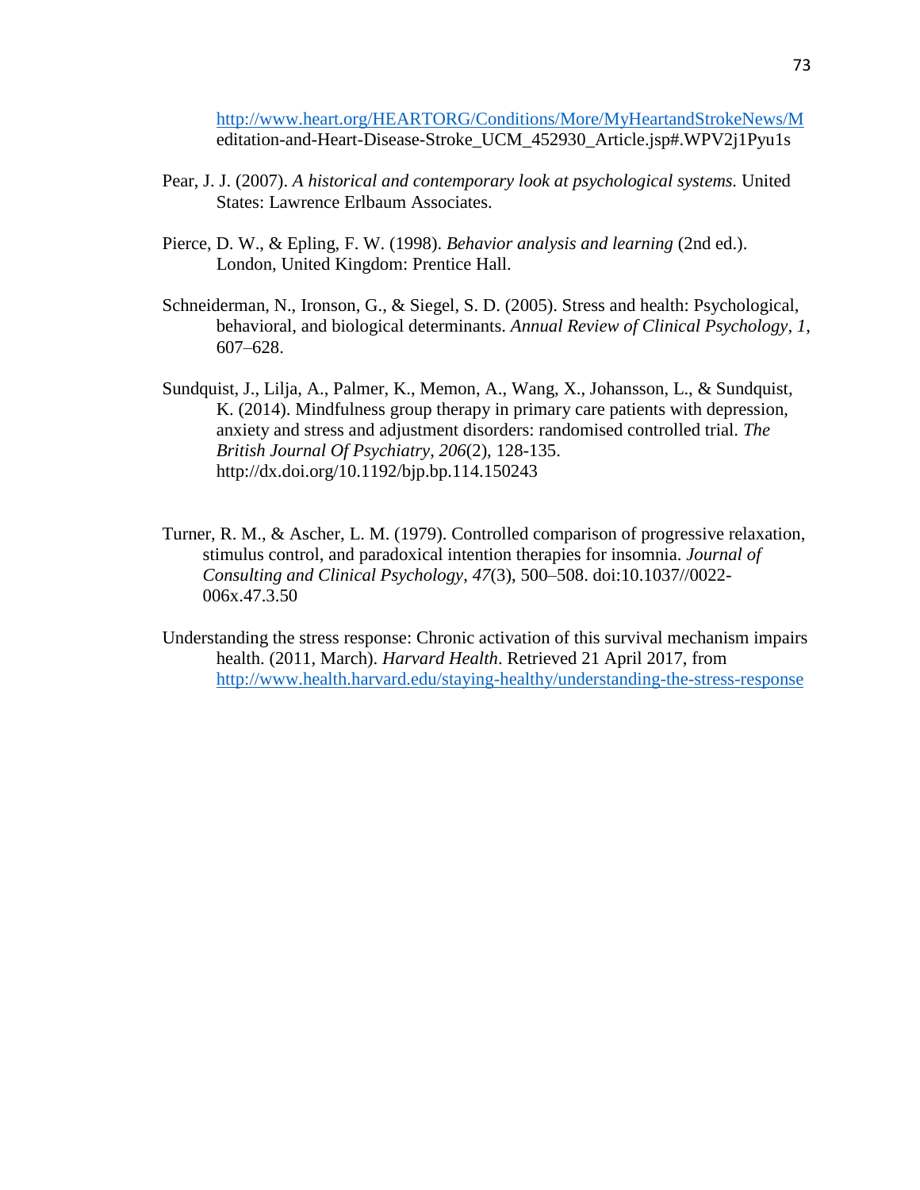http://www.heart.org/HEARTORG/Conditions/More/MyHeartandStrokeNews/Meditation-and-Heart-Disease-Stroke_UCM_452930_Article.jsp#.WPV2j1Pyu1s

Pear, J. J. (2007). *A historical and contemporary look at psychological systems.* United States: Lawrence Erlbaum Associates.

Pierce, D. W., & Epling, F. W. (1998). *Behavior analysis and learning* (2nd ed.). London, United Kingdom: Prentice Hall.

Schneiderman, N., Ironson, G., & Siegel, S. D. (2005). Stress and health: Psychological, behavioral, and biological determinants. *Annual Review of Clinical Psychology*, *1*, 607–628.

Sundquist, J., Lilja, A., Palmer, K., Memon, A., Wang, X., Johansson, L., & Sundquist, K. (2014). Mindfulness group therapy in primary care patients with depression, anxiety and stress and adjustment disorders: randomised controlled trial. *The British Journal Of Psychiatry*, *206*(2), 128-135. http://dx.doi.org/10.1192/bjp.bp.114.150243

Turner, R. M., & Ascher, L. M. (1979). Controlled comparison of progressive relaxation, stimulus control, and paradoxical intention therapies for insomnia. *Journal of Consulting and Clinical Psychology*, *47*(3), 500–508. doi:10.1037//0022-006x.47.3.50

Understanding the stress response: Chronic activation of this survival mechanism impairs health. (2011, March). *Harvard Health*. Retrieved 21 April 2017, from http://www.health.harvard.edu/staying-healthy/understanding-the-stress-response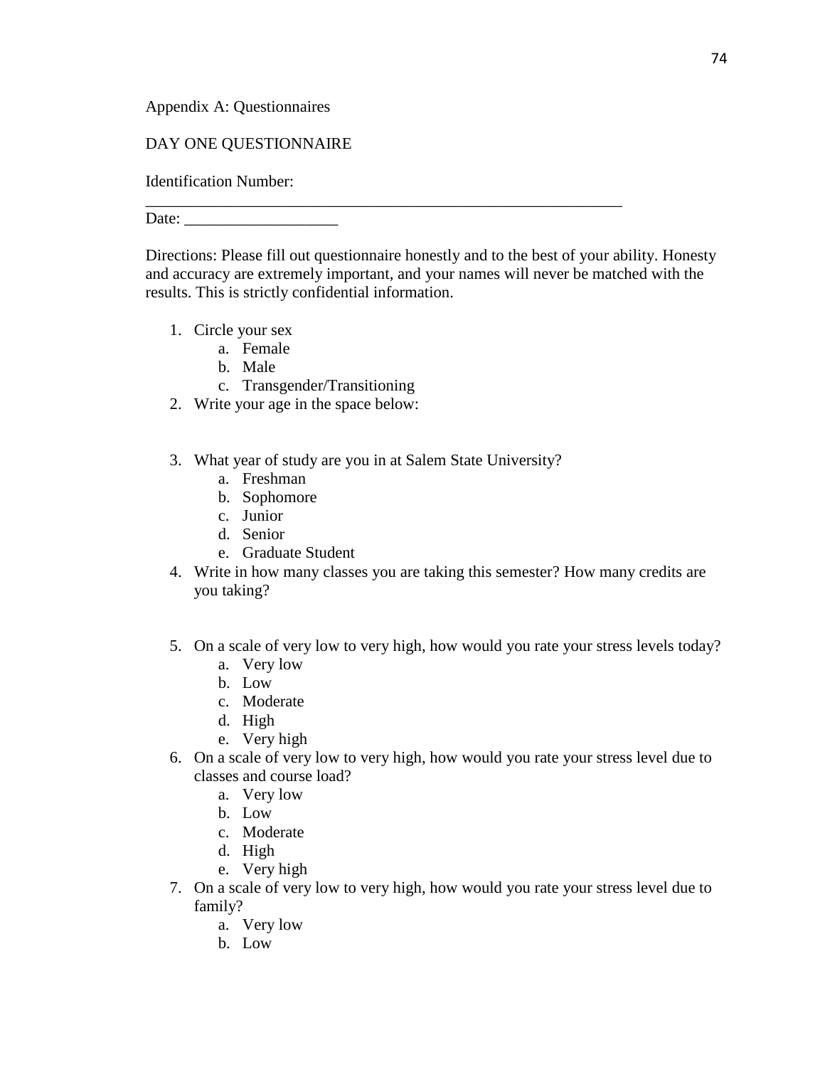Appendix A: Questionnaires

DAY ONE QUESTIONNAIRE

Identification Number: ____________________________________________________________

Date: ___________________

Directions: Please fill out questionnaire honestly and to the best of your ability. Honesty and accuracy are extremely important, and your names will never be matched with the results. This is strictly confidential information.

1. Circle your sex
   a. Female
   b. Male
   c. Transgender/Transitioning
2. Write your age in the space below:

3. What year of study are you in at Salem State University?
   a. Freshman
   b. Sophomore
   c. Junior
   d. Senior
   e. Graduate Student
4. Write in how many classes you are taking this semester? How many credits are you taking?

5. On a scale of very low to very high, how would you rate your stress levels today?
   a. Very low
   b. Low
   c. Moderate
   d. High
   e. Very high
6. On a scale of very low to very high, how would you rate your stress level due to classes and course load?
   a. Very low
   b. Low
   c. Moderate
   d. High
   e. Very high
7. On a scale of very low to very high, how would you rate your stress level due to family?
   a. Very low
   b. Low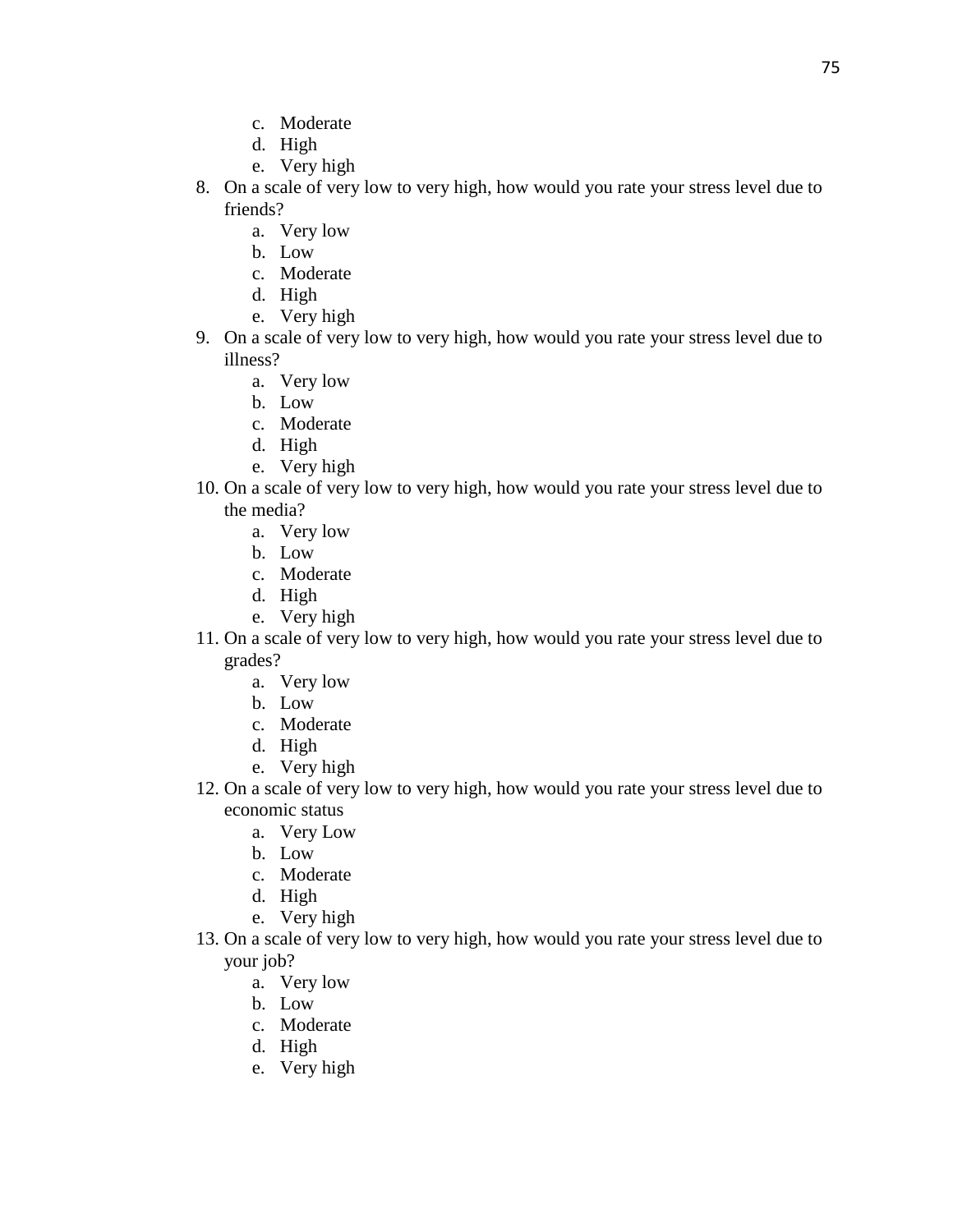c. Moderate
   d. High
   e. Very high

8. On a scale of very low to very high, how would you rate your stress level due to friends?
   a. Very low
   b. Low
   c. Moderate
   d. High
   e. Very high
9. On a scale of very low to very high, how would you rate your stress level due to illness?
   a. Very low
   b. Low
   c. Moderate
   d. High
   e. Very high
10. On a scale of very low to very high, how would you rate your stress level due to the media?
    a. Very low
    b. Low
    c. Moderate
    d. High
    e. Very high
11. On a scale of very low to very high, how would you rate your stress level due to grades?
    a. Very low
    b. Low
    c. Moderate
    d. High
    e. Very high
12. On a scale of very low to very high, how would you rate your stress level due to economic status
    a. Very Low
    b. Low
    c. Moderate
    d. High
    e. Very high
13. On a scale of very low to very high, how would you rate your stress level due to your job?
    a. Very low
    b. Low
    c. Moderate
    d. High
    e. Very high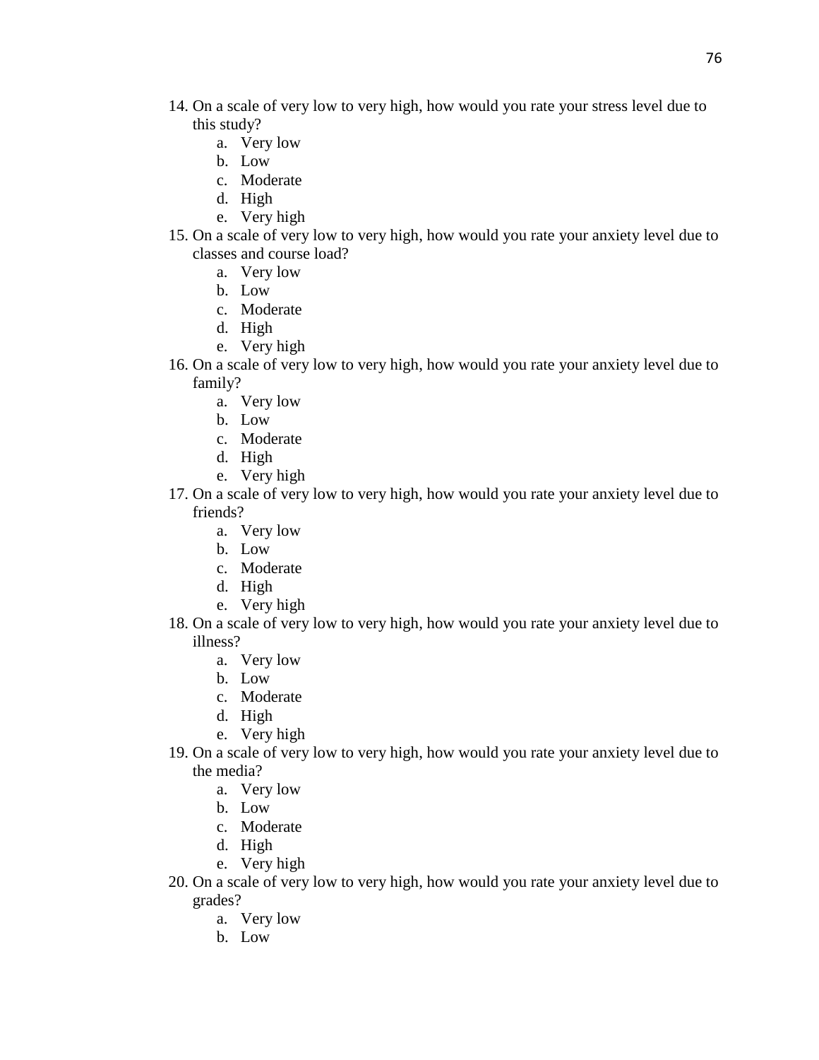14. On a scale of very low to very high, how would you rate your stress level due to this study?
    a. Very low
    b. Low
    c. Moderate
    d. High
    e. Very high
15. On a scale of very low to very high, how would you rate your anxiety level due to classes and course load?
    a. Very low
    b. Low
    c. Moderate
    d. High
    e. Very high
16. On a scale of very low to very high, how would you rate your anxiety level due to family?
    a. Very low
    b. Low
    c. Moderate
    d. High
    e. Very high
17. On a scale of very low to very high, how would you rate your anxiety level due to friends?
    a. Very low
    b. Low
    c. Moderate
    d. High
    e. Very high
18. On a scale of very low to very high, how would you rate your anxiety level due to illness?
    a. Very low
    b. Low
    c. Moderate
    d. High
    e. Very high
19. On a scale of very low to very high, how would you rate your anxiety level due to the media?
    a. Very low
    b. Low
    c. Moderate
    d. High
    e. Very high
20. On a scale of very low to very high, how would you rate your anxiety level due to grades?
    a. Very low
    b. Low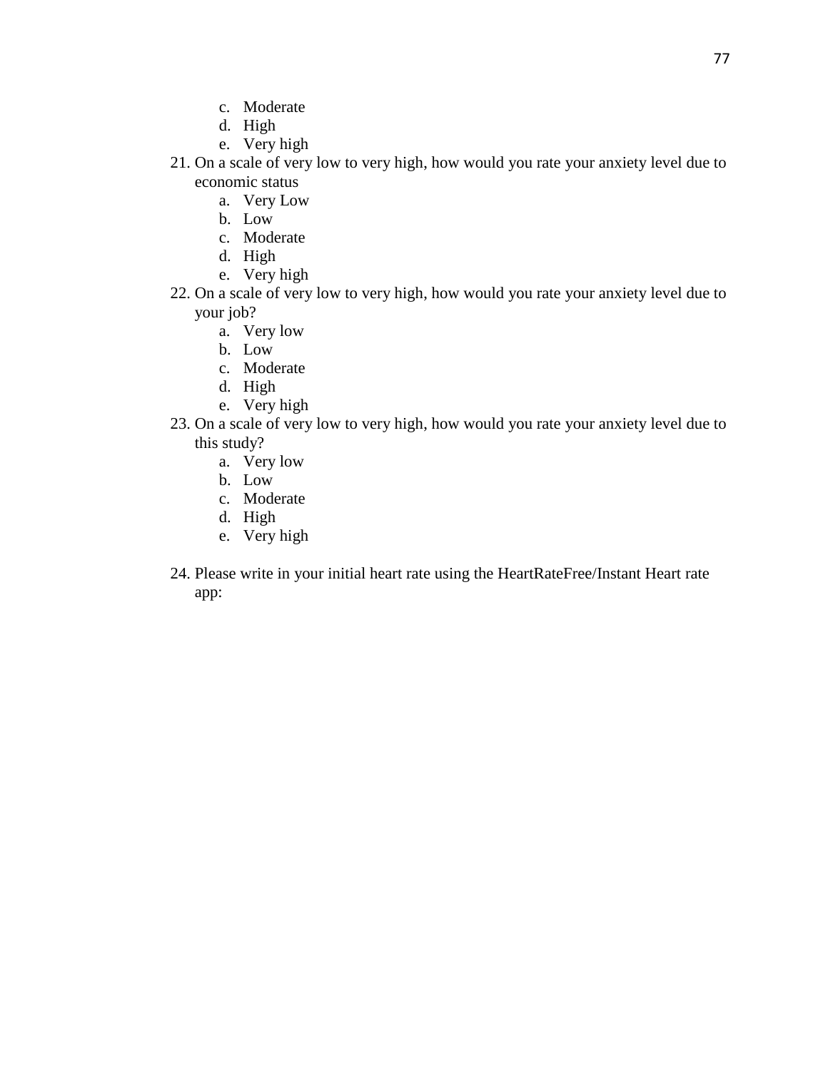c. Moderate
   d. High
   e. Very high

21. On a scale of very low to very high, how would you rate your anxiety level due to economic status
    a. Very Low
    b. Low
    c. Moderate
    d. High
    e. Very high
22. On a scale of very low to very high, how would you rate your anxiety level due to your job?
    a. Very low
    b. Low
    c. Moderate
    d. High
    e. Very high
23. On a scale of very low to very high, how would you rate your anxiety level due to this study?
    a. Very low
    b. Low
    c. Moderate
    d. High
    e. Very high

24. Please write in your initial heart rate using the HeartRateFree/Instant Heart rate app: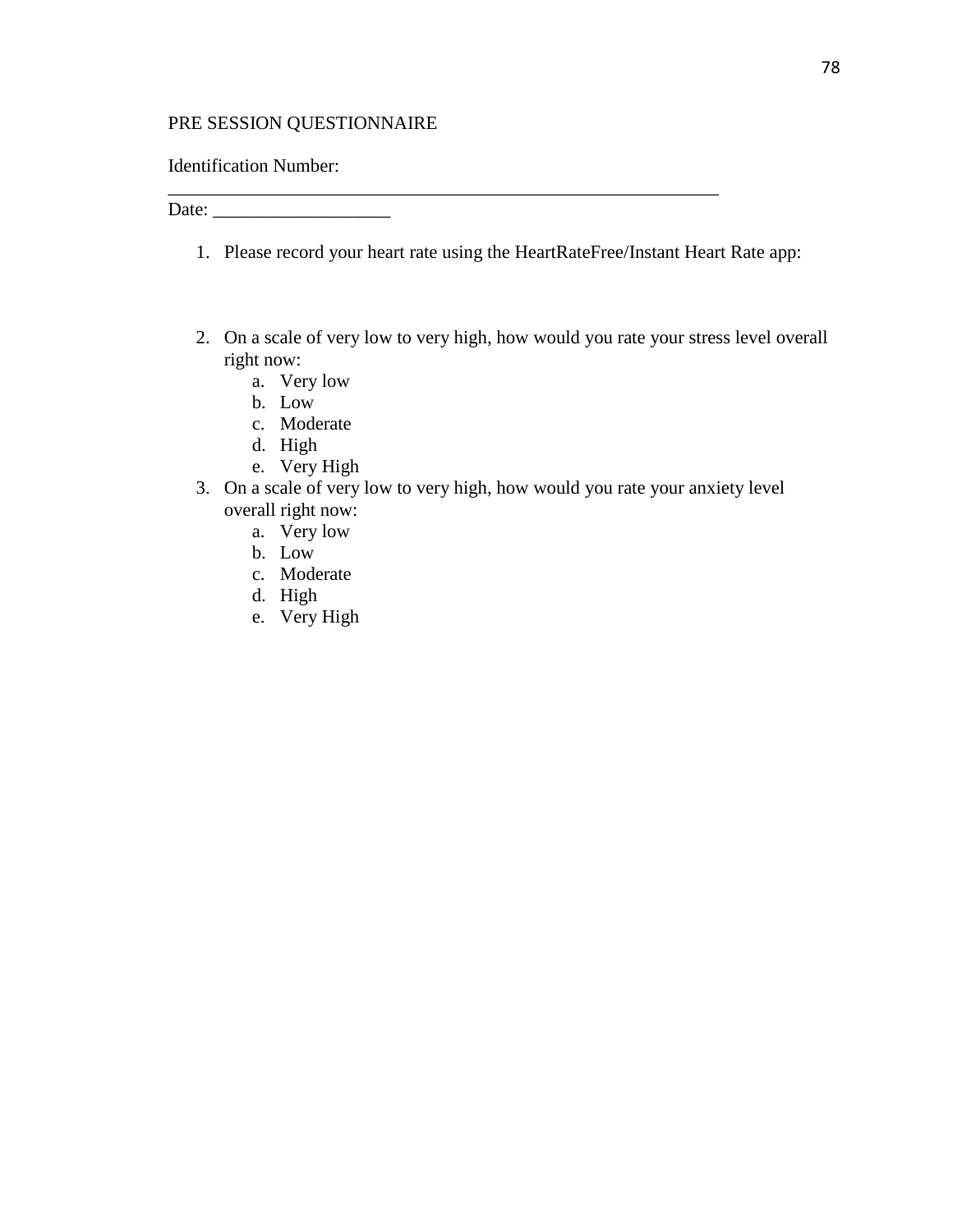PRE SESSION QUESTIONNAIRE

Identification Number: \_\_\_\_\_\_\_\_\_\_\_\_\_\_\_\_\_\_\_\_\_\_\_\_\_\_\_\_\_\_\_\_\_\_\_\_\_\_\_\_\_\_\_\_\_\_\_\_\_\_\_\_\_\_\_\_\_\_\_\_

Date: \_\_\_\_\_\_\_\_\_\_\_\_\_\_\_\_\_\_\_

1. Please record your heart rate using the HeartRateFree/Instant Heart Rate app:

2. On a scale of very low to very high, how would you rate your stress level overall right now:
   a. Very low
   b. Low
   c. Moderate
   d. High
   e. Very High
3. On a scale of very low to very high, how would you rate your anxiety level overall right now:
   a. Very low
   b. Low
   c. Moderate
   d. High
   e. Very High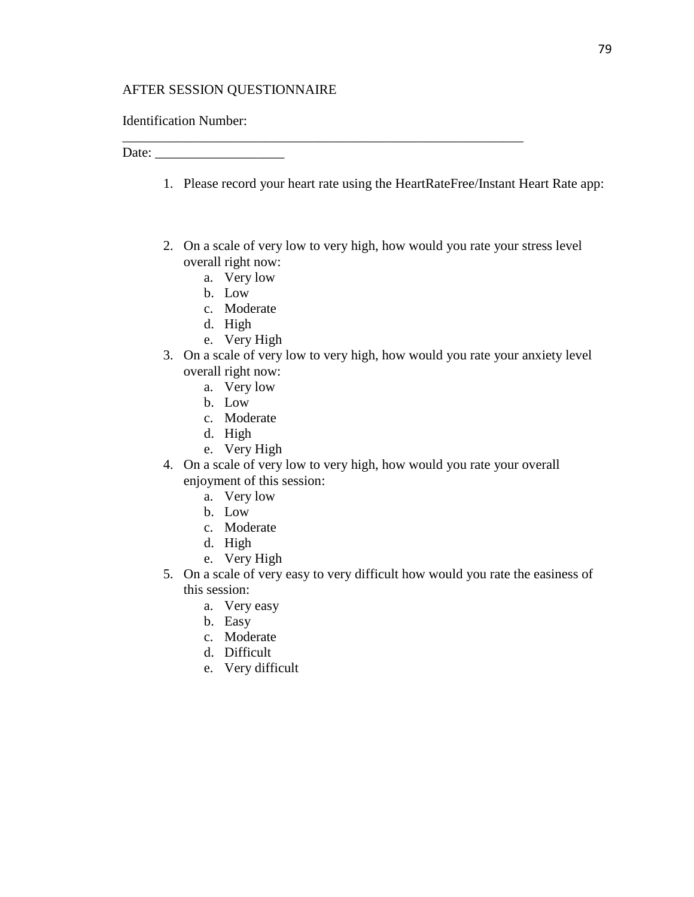AFTER SESSION QUESTIONNAIRE

Identification Number: ____________________________________________________________

Date: ___________________

1. Please record your heart rate using the HeartRateFree/Instant Heart Rate app:

2. On a scale of very low to very high, how would you rate your stress level overall right now:
   a. Very low
   b. Low
   c. Moderate
   d. High
   e. Very High
3. On a scale of very low to very high, how would you rate your anxiety level overall right now:
   a. Very low
   b. Low
   c. Moderate
   d. High
   e. Very High
4. On a scale of very low to very high, how would you rate your overall enjoyment of this session:
   a. Very low
   b. Low
   c. Moderate
   d. High
   e. Very High
5. On a scale of very easy to very difficult how would you rate the easiness of this session:
   a. Very easy
   b. Easy
   c. Moderate
   d. Difficult
   e. Very difficult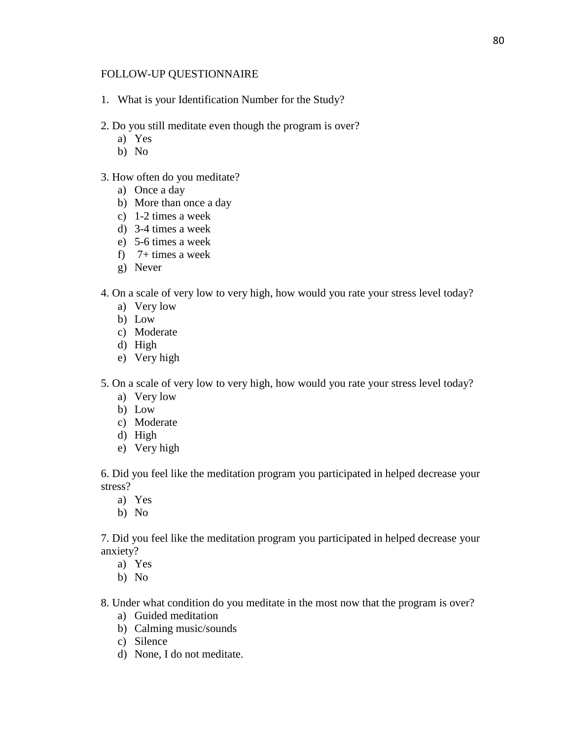FOLLOW-UP QUESTIONNAIRE

1. What is your Identification Number for the Study?

2. Do you still meditate even though the program is over?
   a) Yes
   b) No

3. How often do you meditate?
   a) Once a day
   b) More than once a day
   c) 1-2 times a week
   d) 3-4 times a week
   e) 5-6 times a week
   f) 7+ times a week
   g) Never

4. On a scale of very low to very high, how would you rate your stress level today?
   a) Very low
   b) Low
   c) Moderate
   d) High
   e) Very high

5. On a scale of very low to very high, how would you rate your stress level today?
   a) Very low
   b) Low
   c) Moderate
   d) High
   e) Very high

6. Did you feel like the meditation program you participated in helped decrease your stress?
   a) Yes
   b) No

7. Did you feel like the meditation program you participated in helped decrease your anxiety?
   a) Yes
   b) No

8. Under what condition do you meditate in the most now that the program is over?
   a) Guided meditation
   b) Calming music/sounds
   c) Silence
   d) None, I do not meditate.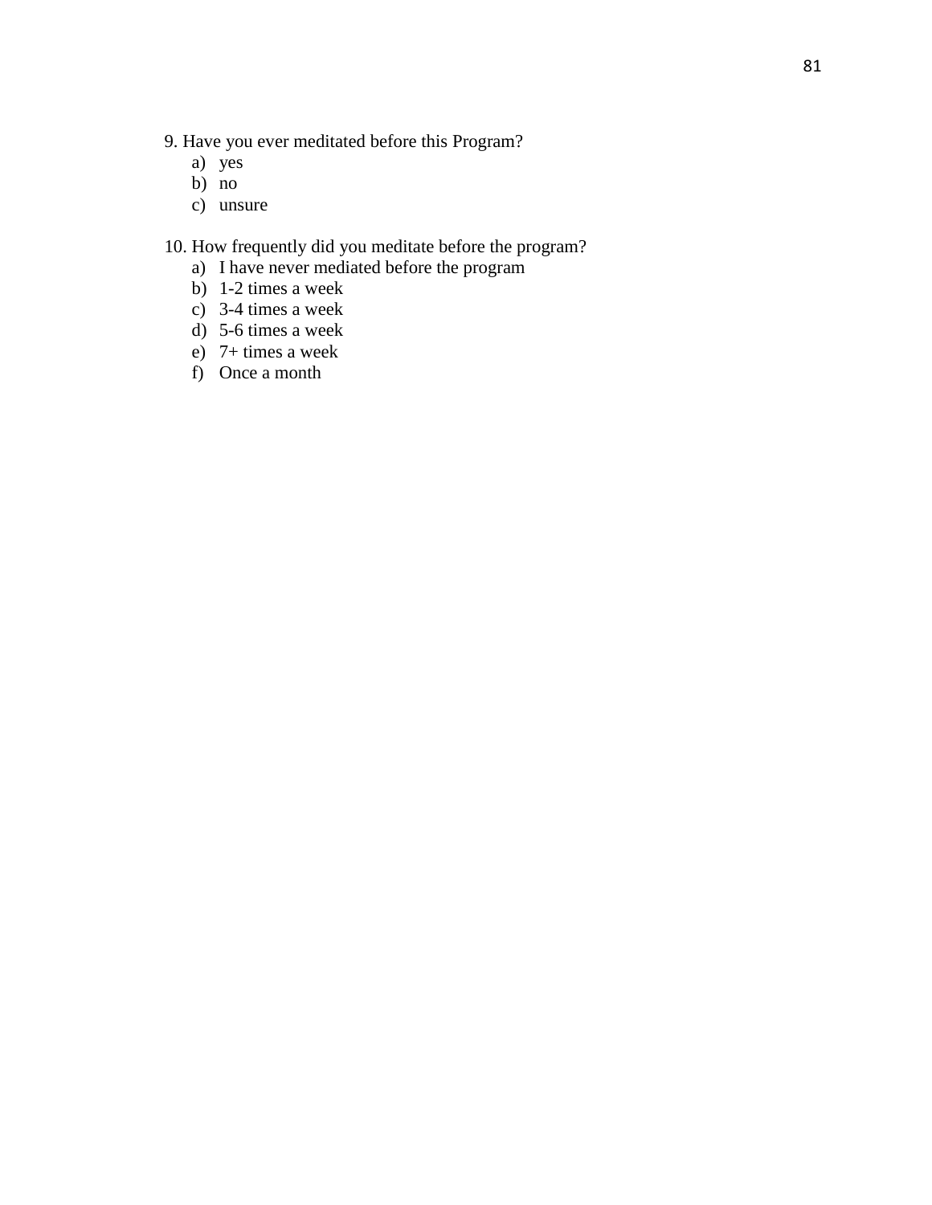9. Have you ever meditated before this Program?
   a) yes
   b) no
   c) unsure

10. How frequently did you meditate before the program?
   a) I have never mediated before the program
   b) 1-2 times a week
   c) 3-4 times a week
   d) 5-6 times a week
   e) 7+ times a week
   f) Once a month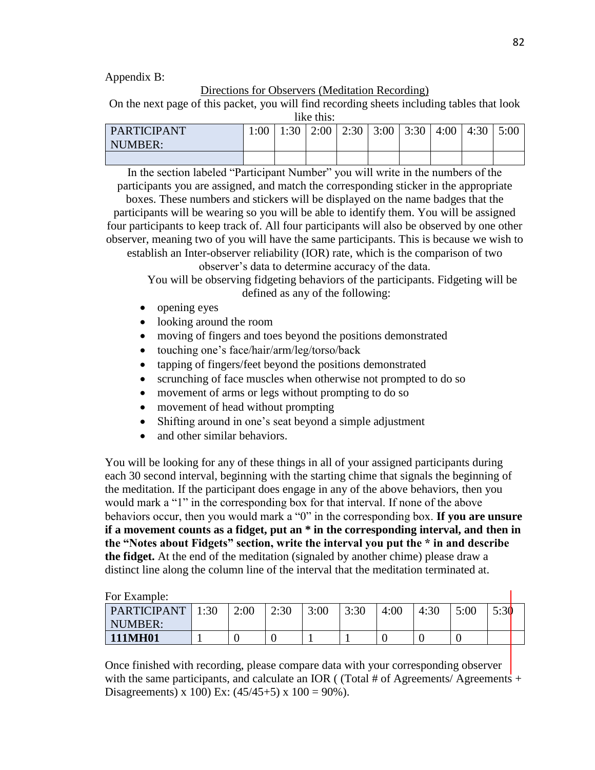Appendix B:

Directions for Observers (Meditation Recording)

On the next page of this packet, you will find recording sheets including tables that look like this:

| PARTICIPANT NUMBER: | 1:00 | 1:30 | 2:00 | 2:30 | 3:00 | 3:30 | 4:00 | 4:30 | 5:00 |
|---|---|---|---|---|---|---|---|---|---|
| | | | | | | | | | |

In the section labeled "Participant Number" you will write in the numbers of the participants you are assigned, and match the corresponding sticker in the appropriate boxes. These numbers and stickers will be displayed on the name badges that the participants will be wearing so you will be able to identify them. You will be assigned four participants to keep track of. All four participants will also be observed by one other observer, meaning two of you will have the same participants. This is because we wish to establish an Inter-observer reliability (IOR) rate, which is the comparison of two observer's data to determine accuracy of the data.

You will be observing fidgeting behaviors of the participants. Fidgeting will be defined as any of the following:

- opening eyes
- looking around the room
- moving of fingers and toes beyond the positions demonstrated
- touching one's face/hair/arm/leg/torso/back
- tapping of fingers/feet beyond the positions demonstrated
- scrunching of face muscles when otherwise not prompted to do so
- movement of arms or legs without prompting to do so
- movement of head without prompting
- Shifting around in one's seat beyond a simple adjustment
- and other similar behaviors.

You will be looking for any of these things in all of your assigned participants during each 30 second interval, beginning with the starting chime that signals the beginning of the meditation. If the participant does engage in any of the above behaviors, then you would mark a "1" in the corresponding box for that interval. If none of the above behaviors occur, then you would mark a "0" in the corresponding box. **If you are unsure if a movement counts as a fidget, put an * in the corresponding interval, and then in the "Notes about Fidgets" section, write the interval you put the * in and describe the fidget.** At the end of the meditation (signaled by another chime) please draw a distinct line along the column line of the interval that the meditation terminated at.

For Example:

| PARTICIPANT NUMBER: | 1:30 | 2:00 | 2:30 | 3:00 | 3:30 | 4:00 | 4:30 | 5:00 | 5:30 |
|---|---|---|---|---|---|---|---|---|---|
| **111MH01** | 1 | 0 | 0 | 1 | 1 | 0 | 0 | 0 | |

Once finished with recording, please compare data with your corresponding observer with the same participants, and calculate an IOR ( (Total # of Agreements/ Agreements + Disagreements) x 100) Ex: (45/45+5) x 100 = 90%).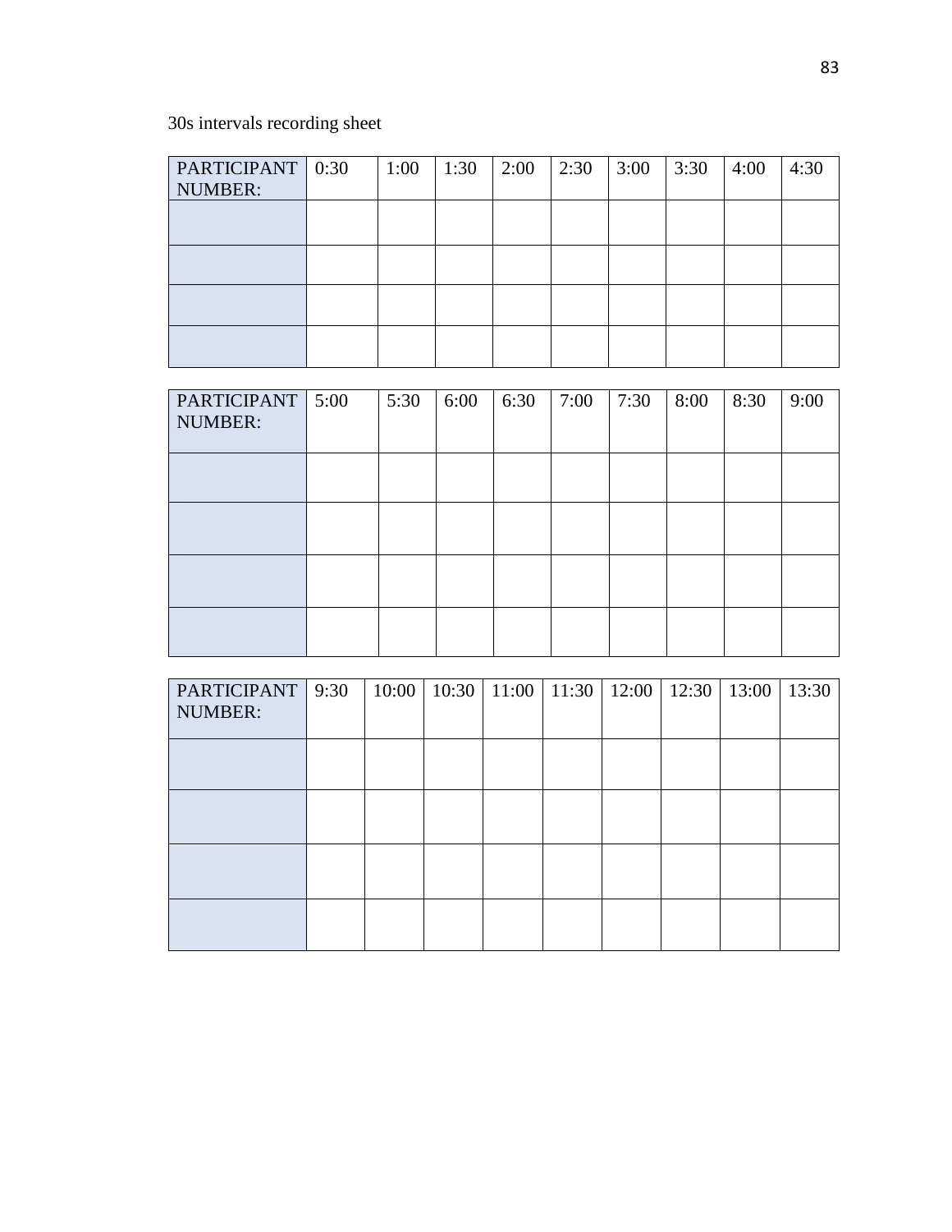30s intervals recording sheet

| PARTICIPANT NUMBER: | 0:30 | 1:00 | 1:30 | 2:00 | 2:30 | 3:00 | 3:30 | 4:00 | 4:30 |
|---|---|---|---|---|---|---|---|---|---|
| | | | | | | | | | |
| | | | | | | | | | |
| | | | | | | | | | |
| | | | | | | | | | |

| PARTICIPANT NUMBER: | 5:00 | 5:30 | 6:00 | 6:30 | 7:00 | 7:30 | 8:00 | 8:30 | 9:00 |
|---|---|---|---|---|---|---|---|---|---|
| | | | | | | | | | |
| | | | | | | | | | |
| | | | | | | | | | |
| | | | | | | | | | |

| PARTICIPANT NUMBER: | 9:30 | 10:00 | 10:30 | 11:00 | 11:30 | 12:00 | 12:30 | 13:00 | 13:30 |
|---|---|---|---|---|---|---|---|---|---|
| | | | | | | | | | |
| | | | | | | | | | |
| | | | | | | | | | |
| | | | | | | | | | |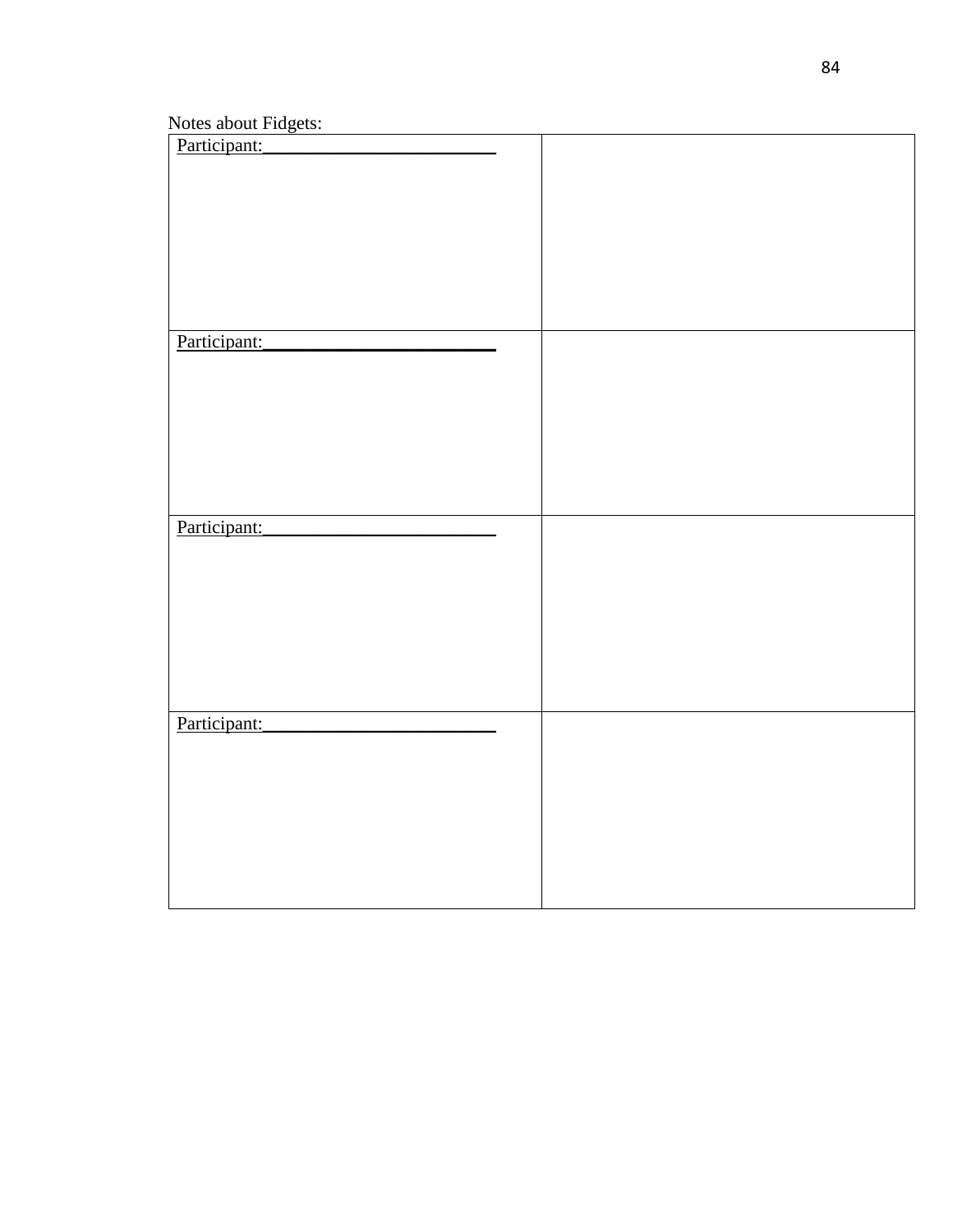Notes about Fidgets:

| | |
|---|---|
| Participant:_________________________ | |
| Participant:_________________________ | |
| Participant:_________________________ | |
| Participant:_________________________ | |